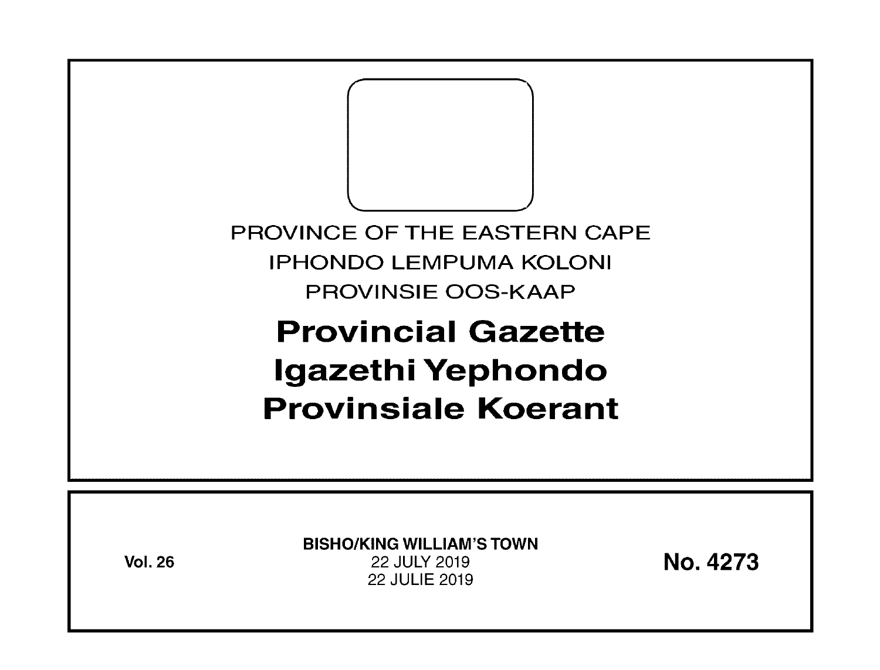PROVINCE OF THE EASTERN CAPE

IPHONDO LEMPUMA KOLONI

PROVINSIE OOS-KAAP

# Provincial Gazette
# Igazethi Yephondo
# Provinsiale Koerant

**Vol. 26**

**BISHO/KING WILLIAM'S TOWN**
22 JULY 2019
22 JULIE 2019

**No. 4273**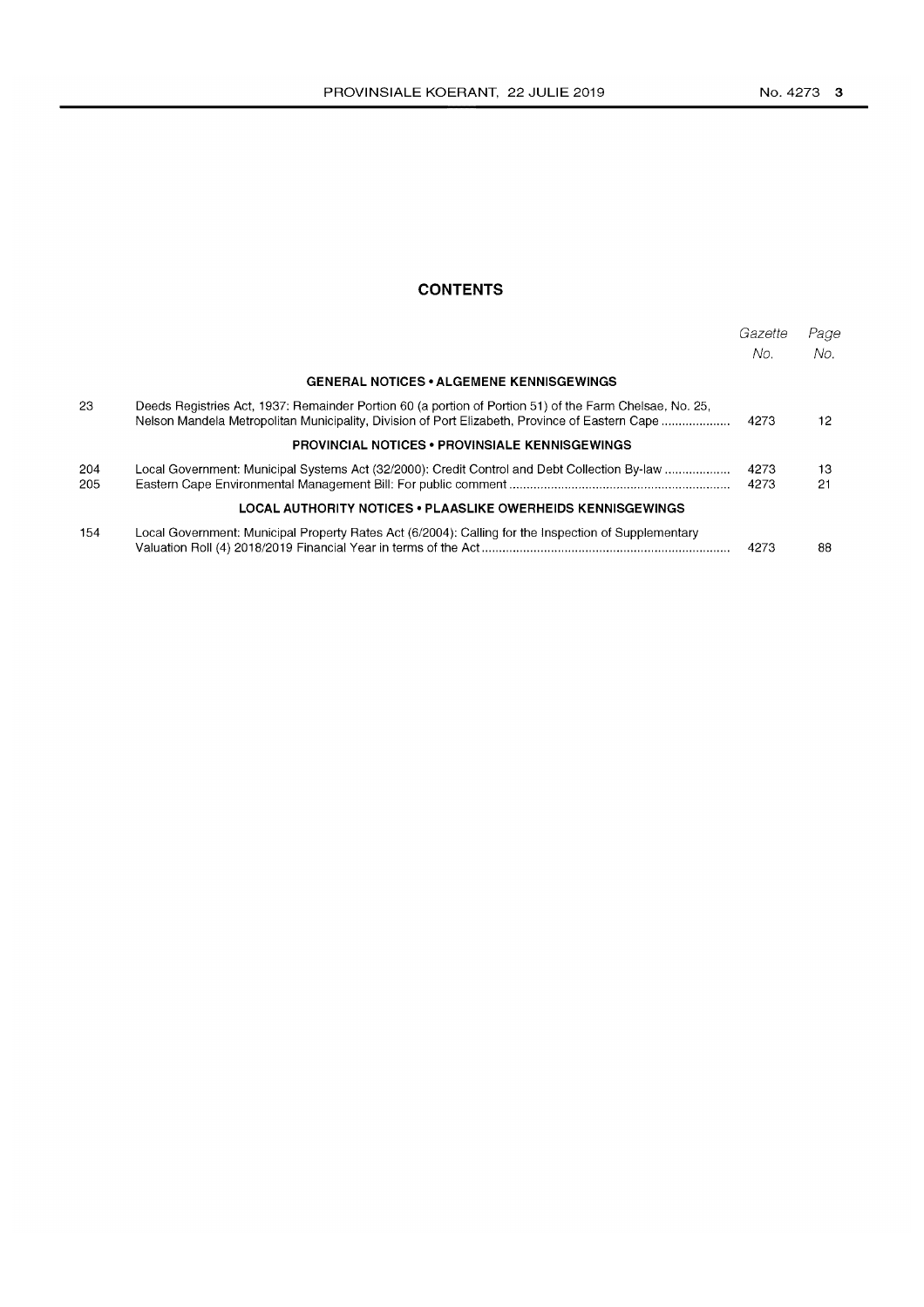## CONTENTS

| | | Gazette No. | Page No. |
|---|---|---|---|
| | **GENERAL NOTICES • ALGEMENE KENNISGEWINGS** | | |
| 23 | Deeds Registries Act, 1937: Remainder Portion 60 (a portion of Portion 51) of the Farm Chelsae, No. 25, Nelson Mandela Metropolitan Municipality, Division of Port Elizabeth, Province of Eastern Cape .................... | 4273 | 12 |
| | **PROVINCIAL NOTICES • PROVINSIALE KENNISGEWINGS** | | |
| 204 | Local Government: Municipal Systems Act (32/2000): Credit Control and Debt Collection By-law ................... | 4273 | 13 |
| 205 | Eastern Cape Environmental Management Bill: For public comment .............................................................. | 4273 | 21 |
| | **LOCAL AUTHORITY NOTICES • PLAASLIKE OWERHEIDS KENNISGEWINGS** | | |
| 154 | Local Government: Municipal Property Rates Act (6/2004): Calling for the Inspection of Supplementary Valuation Roll (4) 2018/2019 Financial Year in terms of the Act ....................................................................... | 4273 | 88 |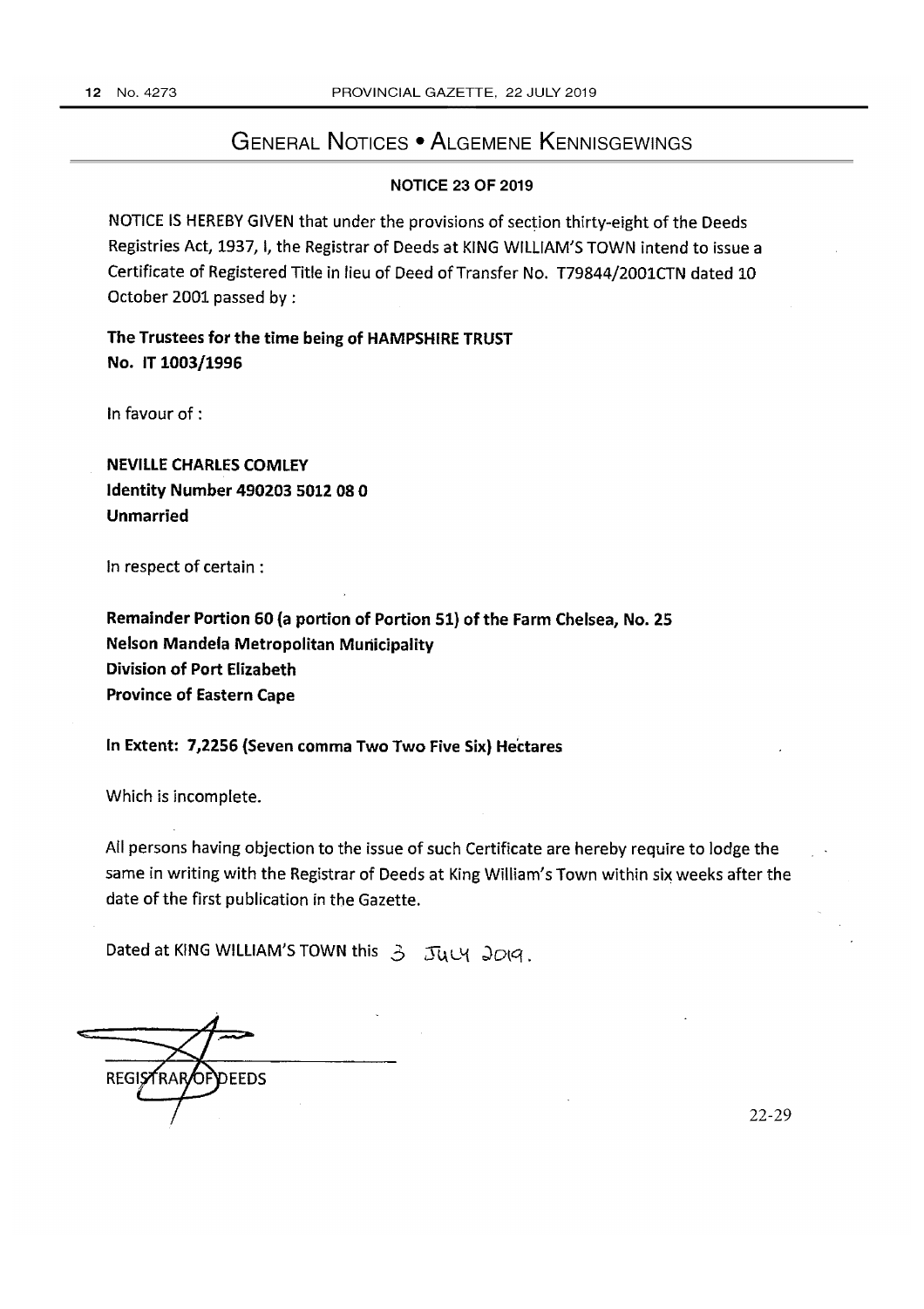## General Notices • Algemene Kennisgewings

### NOTICE 23 OF 2019

NOTICE IS HEREBY GIVEN that under the provisions of section thirty-eight of the Deeds Registries Act, 1937, I, the Registrar of Deeds at KING WILLIAM'S TOWN intend to issue a Certificate of Registered Title in lieu of Deed of Transfer No. T79844/2001CTN dated 10 October 2001 passed by :

**The Trustees for the time being of HAMPSHIRE TRUST**
**No. IT 1003/1996**

In favour of :

**NEVILLE CHARLES COMLEY**
**Identity Number 490203 5012 08 0**
**Unmarried**

In respect of certain :

**Remainder Portion 60 (a portion of Portion 51) of the Farm Chelsea, No. 25**
**Nelson Mandela Metropolitan Municipality**
**Division of Port Elizabeth**
**Province of Eastern Cape**

**In Extent: 7,2256 (Seven comma Two Two Five Six) Hectares**

Which is incomplete.

All persons having objection to the issue of such Certificate are hereby require to lodge the same in writing with the Registrar of Deeds at King William's Town within six weeks after the date of the first publication in the Gazette.

Dated at KING WILLIAM'S TOWN this 3 JULY 2019.

REGISTRAR OF DEEDS

22-29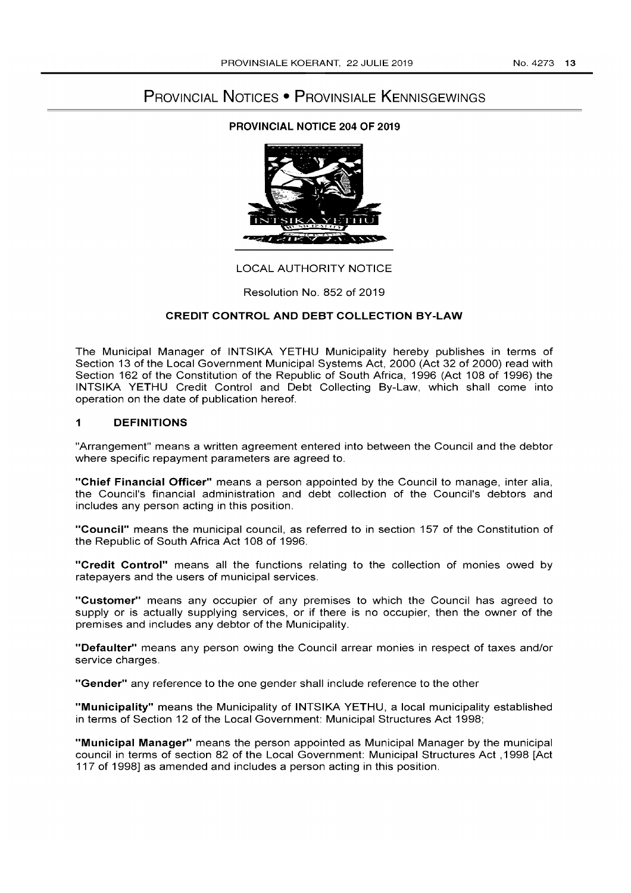# PROVINCIAL NOTICES • PROVINSIALE KENNISGEWINGS

## PROVINCIAL NOTICE 204 OF 2019

LOCAL AUTHORITY NOTICE

Resolution No. 852 of 2019

### CREDIT CONTROL AND DEBT COLLECTION BY-LAW

The Municipal Manager of INTSIKA YETHU Municipality hereby publishes in terms of Section 13 of the Local Government Municipal Systems Act, 2000 (Act 32 of 2000) read with Section 162 of the Constitution of the Republic of South Africa, 1996 (Act 108 of 1996) the INTSIKA YETHU Credit Control and Debt Collecting By-Law, which shall come into operation on the date of publication hereof.

### 1 DEFINITIONS

"Arrangement" means a written agreement entered into between the Council and the debtor where specific repayment parameters are agreed to.

**"Chief Financial Officer"** means a person appointed by the Council to manage, inter alia, the Council's financial administration and debt collection of the Council's debtors and includes any person acting in this position.

**"Council"** means the municipal council, as referred to in section 157 of the Constitution of the Republic of South Africa Act 108 of 1996.

**"Credit Control"** means all the functions relating to the collection of monies owed by ratepayers and the users of municipal services.

**"Customer"** means any occupier of any premises to which the Council has agreed to supply or is actually supplying services, or if there is no occupier, then the owner of the premises and includes any debtor of the Municipality.

**"Defaulter"** means any person owing the Council arrear monies in respect of taxes and/or service charges.

**"Gender"** any reference to the one gender shall include reference to the other

**"Municipality"** means the Municipality of INTSIKA YETHU, a local municipality established in terms of Section 12 of the Local Government: Municipal Structures Act 1998;

**"Municipal Manager"** means the person appointed as Municipal Manager by the municipal council in terms of section 82 of the Local Government: Municipal Structures Act ,1998 [Act 117 of 1998] as amended and includes a person acting in this position.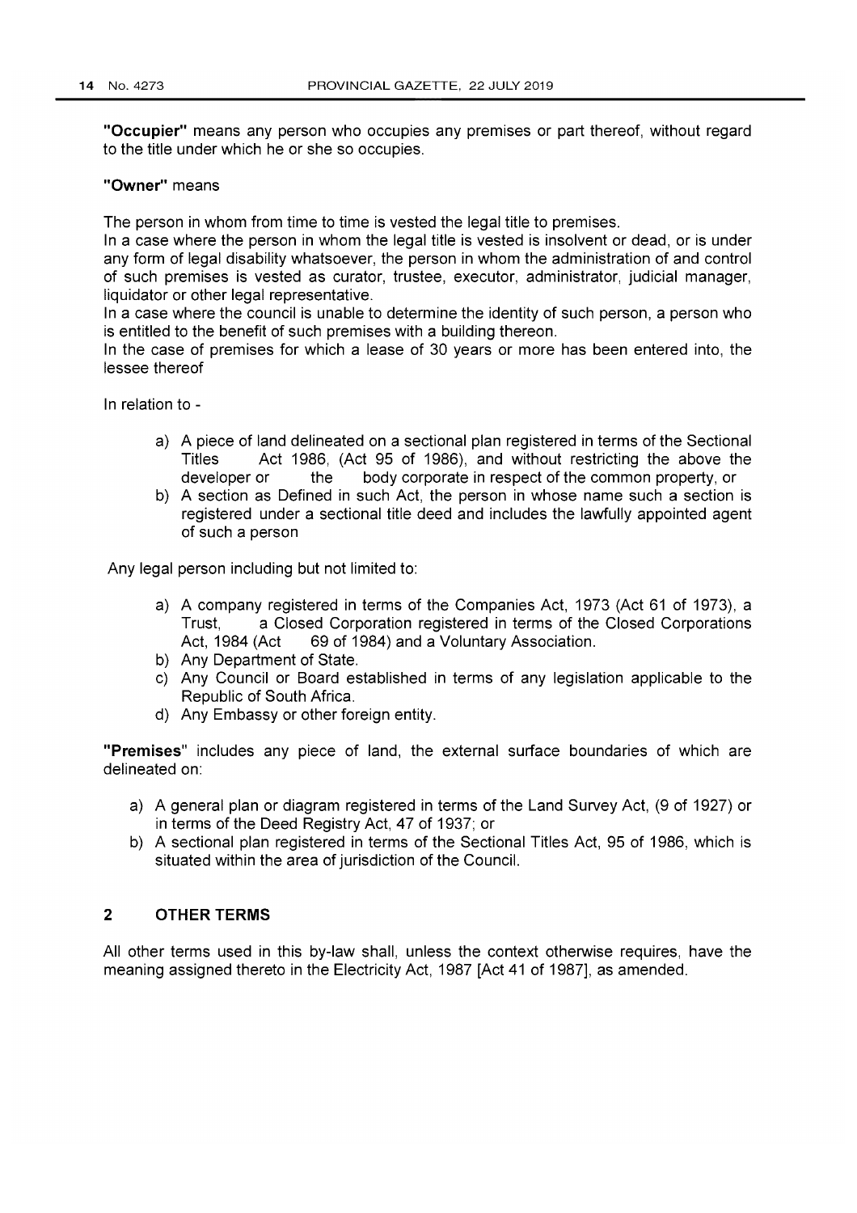**"Occupier"** means any person who occupies any premises or part thereof, without regard to the title under which he or she so occupies.

**"Owner"** means

The person in whom from time to time is vested the legal title to premises.

In a case where the person in whom the legal title is vested is insolvent or dead, or is under any form of legal disability whatsoever, the person in whom the administration of and control of such premises is vested as curator, trustee, executor, administrator, judicial manager, liquidator or other legal representative.

In a case where the council is unable to determine the identity of such person, a person who is entitled to the benefit of such premises with a building thereon.

In the case of premises for which a lease of 30 years or more has been entered into, the lessee thereof

In relation to -

a) A piece of land delineated on a sectional plan registered in terms of the Sectional Titles Act 1986, (Act 95 of 1986), and without restricting the above the developer or the body corporate in respect of the common property, or
b) A section as Defined in such Act, the person in whose name such a section is registered under a sectional title deed and includes the lawfully appointed agent of such a person

Any legal person including but not limited to:

a) A company registered in terms of the Companies Act, 1973 (Act 61 of 1973), a Trust, a Closed Corporation registered in terms of the Closed Corporations Act, 1984 (Act 69 of 1984) and a Voluntary Association.
b) Any Department of State.
c) Any Council or Board established in terms of any legislation applicable to the Republic of South Africa.
d) Any Embassy or other foreign entity.

**"Premises"** includes any piece of land, the external surface boundaries of which are delineated on:

a) A general plan or diagram registered in terms of the Land Survey Act, (9 of 1927) or in terms of the Deed Registry Act, 47 of 1937; or
b) A sectional plan registered in terms of the Sectional Titles Act, 95 of 1986, which is situated within the area of jurisdiction of the Council.

## 2 OTHER TERMS

All other terms used in this by-law shall, unless the context otherwise requires, have the meaning assigned thereto in the Electricity Act, 1987 [Act 41 of 1987], as amended.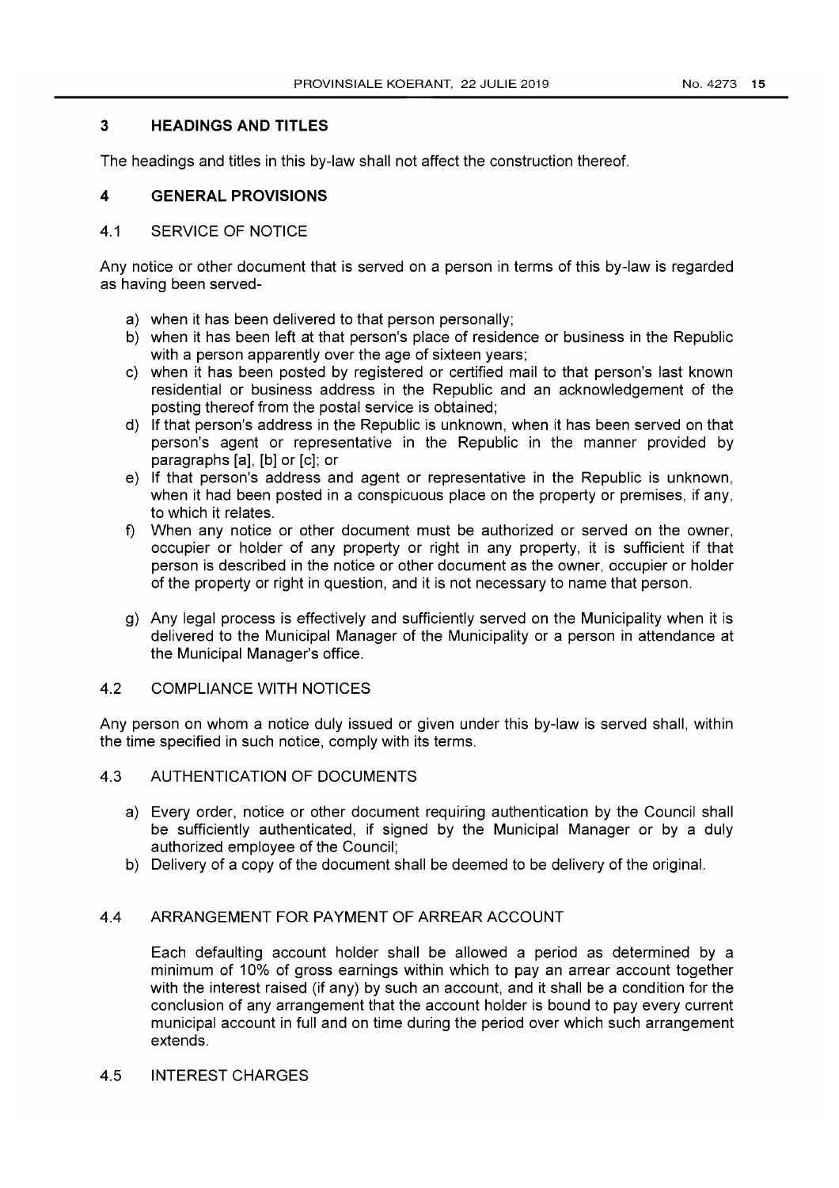## 3 HEADINGS AND TITLES

The headings and titles in this by-law shall not affect the construction thereof.

## 4 GENERAL PROVISIONS

### 4.1 SERVICE OF NOTICE

Any notice or other document that is served on a person in terms of this by-law is regarded as having been served-

a) when it has been delivered to that person personally;
b) when it has been left at that person's place of residence or business in the Republic with a person apparently over the age of sixteen years;
c) when it has been posted by registered or certified mail to that person's last known residential or business address in the Republic and an acknowledgement of the posting thereof from the postal service is obtained;
d) If that person's address in the Republic is unknown, when it has been served on that person's agent or representative in the Republic in the manner provided by paragraphs [a], [b] or [c]; or
e) If that person's address and agent or representative in the Republic is unknown, when it had been posted in a conspicuous place on the property or premises, if any, to which it relates.
f) When any notice or other document must be authorized or served on the owner, occupier or holder of any property or right in any property, it is sufficient if that person is described in the notice or other document as the owner, occupier or holder of the property or right in question, and it is not necessary to name that person.
g) Any legal process is effectively and sufficiently served on the Municipality when it is delivered to the Municipal Manager of the Municipality or a person in attendance at the Municipal Manager's office.

### 4.2 COMPLIANCE WITH NOTICES

Any person on whom a notice duly issued or given under this by-law is served shall, within the time specified in such notice, comply with its terms.

### 4.3 AUTHENTICATION OF DOCUMENTS

a) Every order, notice or other document requiring authentication by the Council shall be sufficiently authenticated, if signed by the Municipal Manager or by a duly authorized employee of the Council;
b) Delivery of a copy of the document shall be deemed to be delivery of the original.

### 4.4 ARRANGEMENT FOR PAYMENT OF ARREAR ACCOUNT

Each defaulting account holder shall be allowed a period as determined by a minimum of 10% of gross earnings within which to pay an arrear account together with the interest raised (if any) by such an account, and it shall be a condition for the conclusion of any arrangement that the account holder is bound to pay every current municipal account in full and on time during the period over which such arrangement extends.

### 4.5 INTEREST CHARGES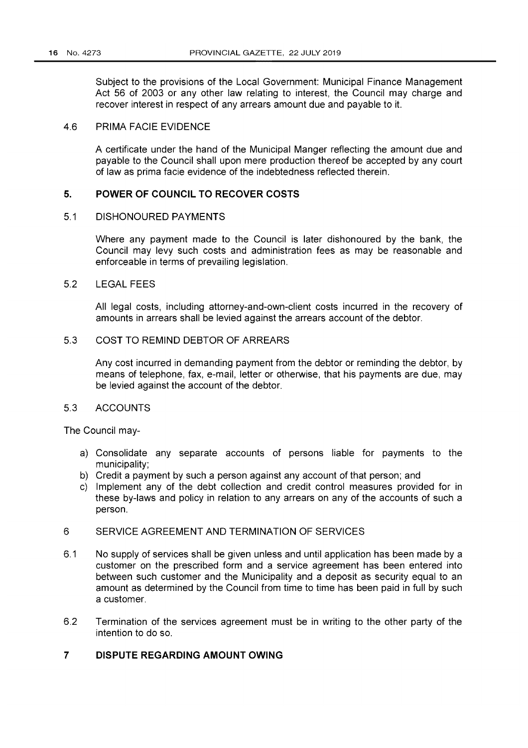Subject to the provisions of the Local Government: Municipal Finance Management Act 56 of 2003 or any other law relating to interest, the Council may charge and recover interest in respect of any arrears amount due and payable to it.

4.6 PRIMA FACIE EVIDENCE

A certificate under the hand of the Municipal Manger reflecting the amount due and payable to the Council shall upon mere production thereof be accepted by any court of law as prima facie evidence of the indebtedness reflected therein.

## 5. POWER OF COUNCIL TO RECOVER COSTS

5.1 DISHONOURED PAYMENTS

Where any payment made to the Council is later dishonoured by the bank, the Council may levy such costs and administration fees as may be reasonable and enforceable in terms of prevailing legislation.

5.2 LEGAL FEES

All legal costs, including attorney-and-own-client costs incurred in the recovery of amounts in arrears shall be levied against the arrears account of the debtor.

5.3 COST TO REMIND DEBTOR OF ARREARS

Any cost incurred in demanding payment from the debtor or reminding the debtor, by means of telephone, fax, e-mail, letter or otherwise, that his payments are due, may be levied against the account of the debtor.

5.3 ACCOUNTS

The Council may-

a) Consolidate any separate accounts of persons liable for payments to the municipality;
b) Credit a payment by such a person against any account of that person; and
c) Implement any of the debt collection and credit control measures provided for in these by-laws and policy in relation to any arrears on any of the accounts of such a person.

6 SERVICE AGREEMENT AND TERMINATION OF SERVICES

6.1 No supply of services shall be given unless and until application has been made by a customer on the prescribed form and a service agreement has been entered into between such customer and the Municipality and a deposit as security equal to an amount as determined by the Council from time to time has been paid in full by such a customer.

6.2 Termination of the services agreement must be in writing to the other party of the intention to do so.

## 7 DISPUTE REGARDING AMOUNT OWING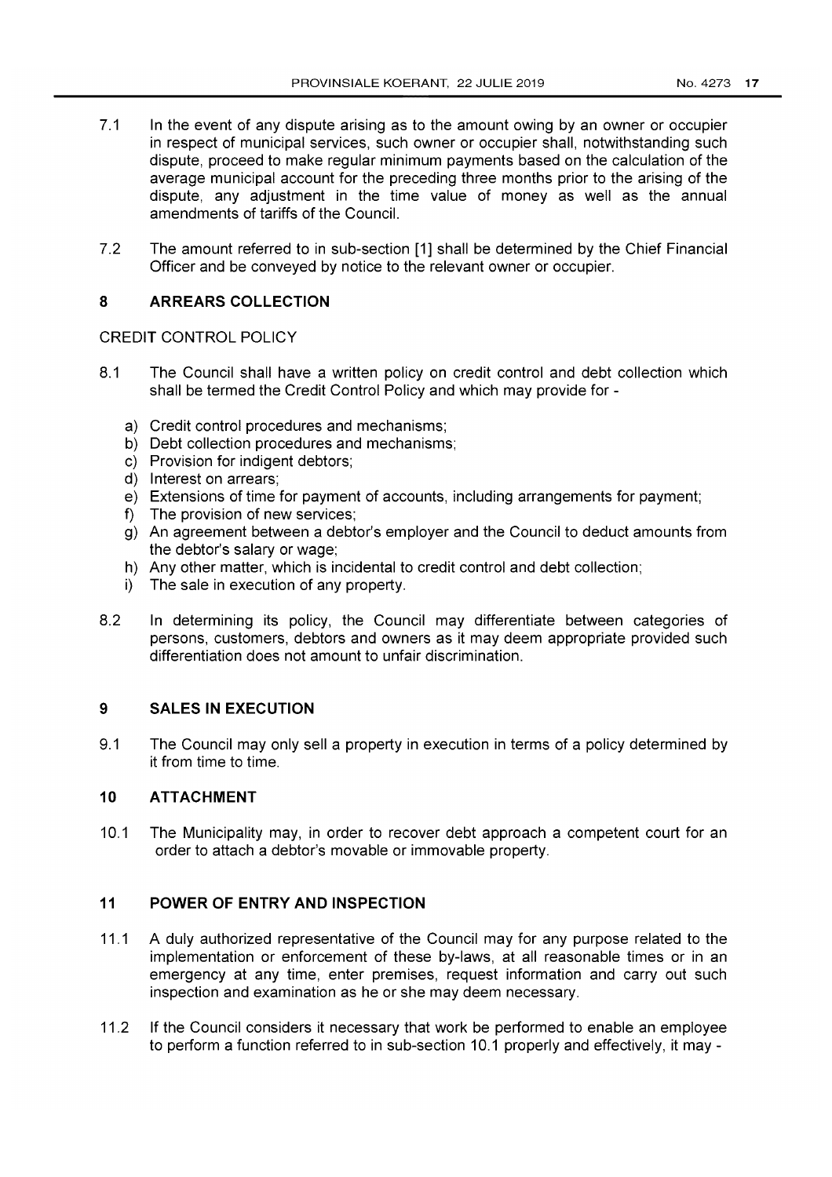7.1 In the event of any dispute arising as to the amount owing by an owner or occupier in respect of municipal services, such owner or occupier shall, notwithstanding such dispute, proceed to make regular minimum payments based on the calculation of the average municipal account for the preceding three months prior to the arising of the dispute, any adjustment in the time value of money as well as the annual amendments of tariffs of the Council.

7.2 The amount referred to in sub-section [1] shall be determined by the Chief Financial Officer and be conveyed by notice to the relevant owner or occupier.

## 8 ARREARS COLLECTION

CREDIT CONTROL POLICY

8.1 The Council shall have a written policy on credit control and debt collection which shall be termed the Credit Control Policy and which may provide for -

a) Credit control procedures and mechanisms;
b) Debt collection procedures and mechanisms;
c) Provision for indigent debtors;
d) Interest on arrears;
e) Extensions of time for payment of accounts, including arrangements for payment;
f) The provision of new services;
g) An agreement between a debtor's employer and the Council to deduct amounts from the debtor's salary or wage;
h) Any other matter, which is incidental to credit control and debt collection;
i) The sale in execution of any property.

8.2 In determining its policy, the Council may differentiate between categories of persons, customers, debtors and owners as it may deem appropriate provided such differentiation does not amount to unfair discrimination.

## 9 SALES IN EXECUTION

9.1 The Council may only sell a property in execution in terms of a policy determined by it from time to time.

## 10 ATTACHMENT

10.1 The Municipality may, in order to recover debt approach a competent court for an order to attach a debtor's movable or immovable property.

## 11 POWER OF ENTRY AND INSPECTION

11.1 A duly authorized representative of the Council may for any purpose related to the implementation or enforcement of these by-laws, at all reasonable times or in an emergency at any time, enter premises, request information and carry out such inspection and examination as he or she may deem necessary.

11.2 If the Council considers it necessary that work be performed to enable an employee to perform a function referred to in sub-section 10.1 properly and effectively, it may -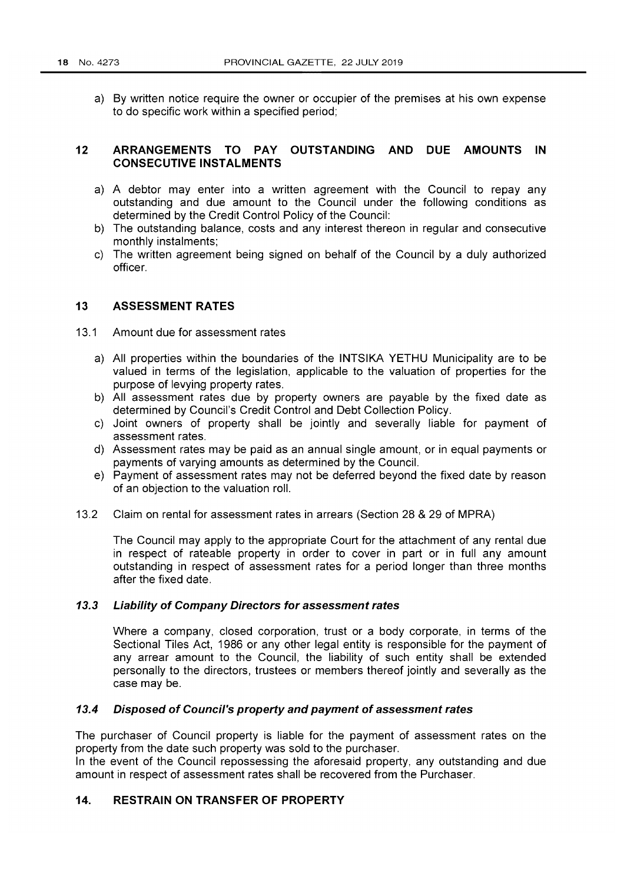a) By written notice require the owner or occupier of the premises at his own expense to do specific work within a specified period;

## 12 ARRANGEMENTS TO PAY OUTSTANDING AND DUE AMOUNTS IN CONSECUTIVE INSTALMENTS

a) A debtor may enter into a written agreement with the Council to repay any outstanding and due amount to the Council under the following conditions as determined by the Credit Control Policy of the Council:
b) The outstanding balance, costs and any interest thereon in regular and consecutive monthly instalments;
c) The written agreement being signed on behalf of the Council by a duly authorized officer.

## 13 ASSESSMENT RATES

13.1 Amount due for assessment rates

a) All properties within the boundaries of the INTSIKA YETHU Municipality are to be valued in terms of the legislation, applicable to the valuation of properties for the purpose of levying property rates.
b) All assessment rates due by property owners are payable by the fixed date as determined by Council's Credit Control and Debt Collection Policy.
c) Joint owners of property shall be jointly and severally liable for payment of assessment rates.
d) Assessment rates may be paid as an annual single amount, or in equal payments or payments of varying amounts as determined by the Council.
e) Payment of assessment rates may not be deferred beyond the fixed date by reason of an objection to the valuation roll.

13.2 Claim on rental for assessment rates in arrears (Section 28 & 29 of MPRA)

The Council may apply to the appropriate Court for the attachment of any rental due in respect of rateable property in order to cover in part or in full any amount outstanding in respect of assessment rates for a period longer than three months after the fixed date.

### *13.3 Liability of Company Directors for assessment rates*

Where a company, closed corporation, trust or a body corporate, in terms of the Sectional Tiles Act, 1986 or any other legal entity is responsible for the payment of any arrear amount to the Council, the liability of such entity shall be extended personally to the directors, trustees or members thereof jointly and severally as the case may be.

### *13.4 Disposed of Council's property and payment of assessment rates*

The purchaser of Council property is liable for the payment of assessment rates on the property from the date such property was sold to the purchaser.
In the event of the Council repossessing the aforesaid property, any outstanding and due amount in respect of assessment rates shall be recovered from the Purchaser.

## 14. RESTRAIN ON TRANSFER OF PROPERTY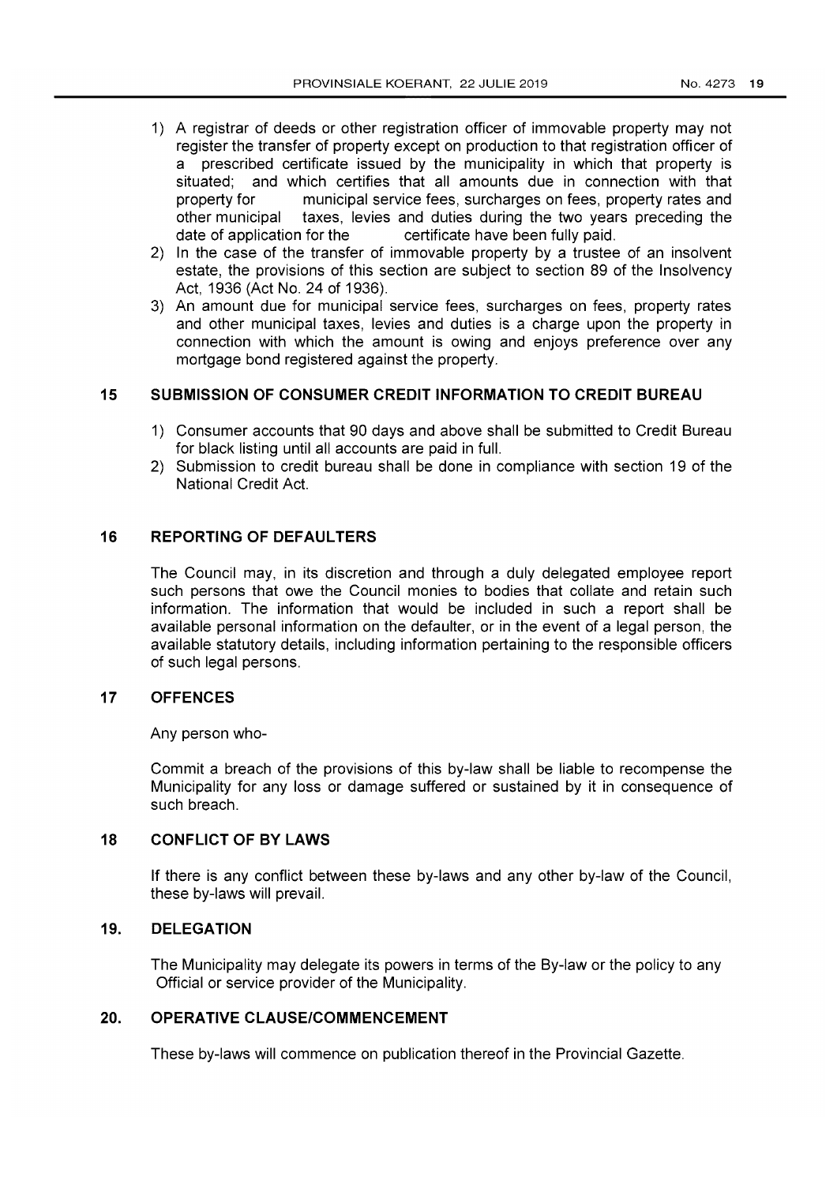1) A registrar of deeds or other registration officer of immovable property may not register the transfer of property except on production to that registration officer of a prescribed certificate issued by the municipality in which that property is situated; and which certifies that all amounts due in connection with that property for municipal service fees, surcharges on fees, property rates and other municipal taxes, levies and duties during the two years preceding the date of application for the certificate have been fully paid.
2) In the case of the transfer of immovable property by a trustee of an insolvent estate, the provisions of this section are subject to section 89 of the Insolvency Act, 1936 (Act No. 24 of 1936).
3) An amount due for municipal service fees, surcharges on fees, property rates and other municipal taxes, levies and duties is a charge upon the property in connection with which the amount is owing and enjoys preference over any mortgage bond registered against the property.

## 15 SUBMISSION OF CONSUMER CREDIT INFORMATION TO CREDIT BUREAU

1) Consumer accounts that 90 days and above shall be submitted to Credit Bureau for black listing until all accounts are paid in full.
2) Submission to credit bureau shall be done in compliance with section 19 of the National Credit Act.

## 16 REPORTING OF DEFAULTERS

The Council may, in its discretion and through a duly delegated employee report such persons that owe the Council monies to bodies that collate and retain such information. The information that would be included in such a report shall be available personal information on the defaulter, or in the event of a legal person, the available statutory details, including information pertaining to the responsible officers of such legal persons.

## 17 OFFENCES

Any person who-

Commit a breach of the provisions of this by-law shall be liable to recompense the Municipality for any loss or damage suffered or sustained by it in consequence of such breach.

## 18 CONFLICT OF BY LAWS

If there is any conflict between these by-laws and any other by-law of the Council, these by-laws will prevail.

## 19. DELEGATION

The Municipality may delegate its powers in terms of the By-law or the policy to any Official or service provider of the Municipality.

## 20. OPERATIVE CLAUSE/COMMENCEMENT

These by-laws will commence on publication thereof in the Provincial Gazette.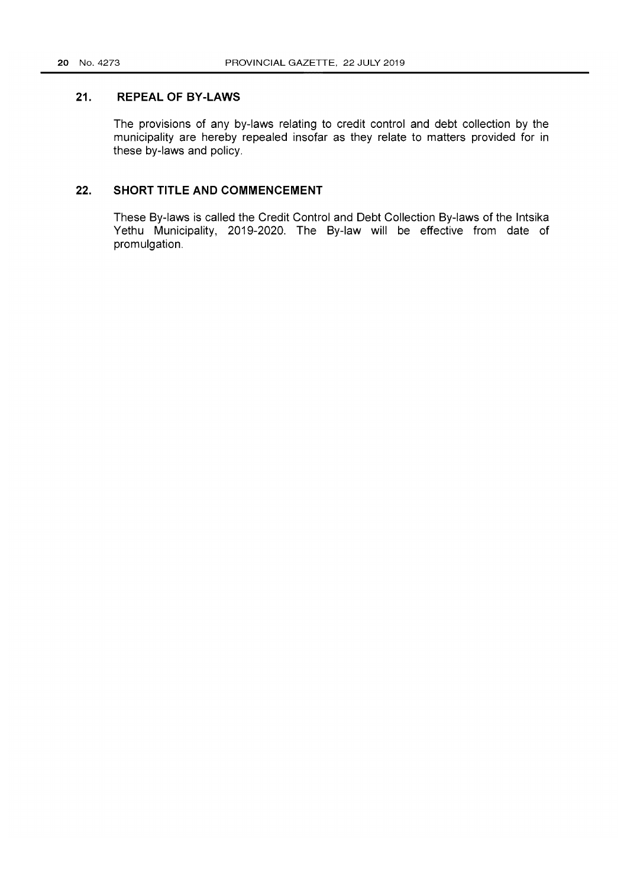## 21. REPEAL OF BY-LAWS

The provisions of any by-laws relating to credit control and debt collection by the municipality are hereby repealed insofar as they relate to matters provided for in these by-laws and policy.

## 22. SHORT TITLE AND COMMENCEMENT

These By-laws is called the Credit Control and Debt Collection By-laws of the Intsika Yethu Municipality, 2019-2020. The By-law will be effective from date of promulgation.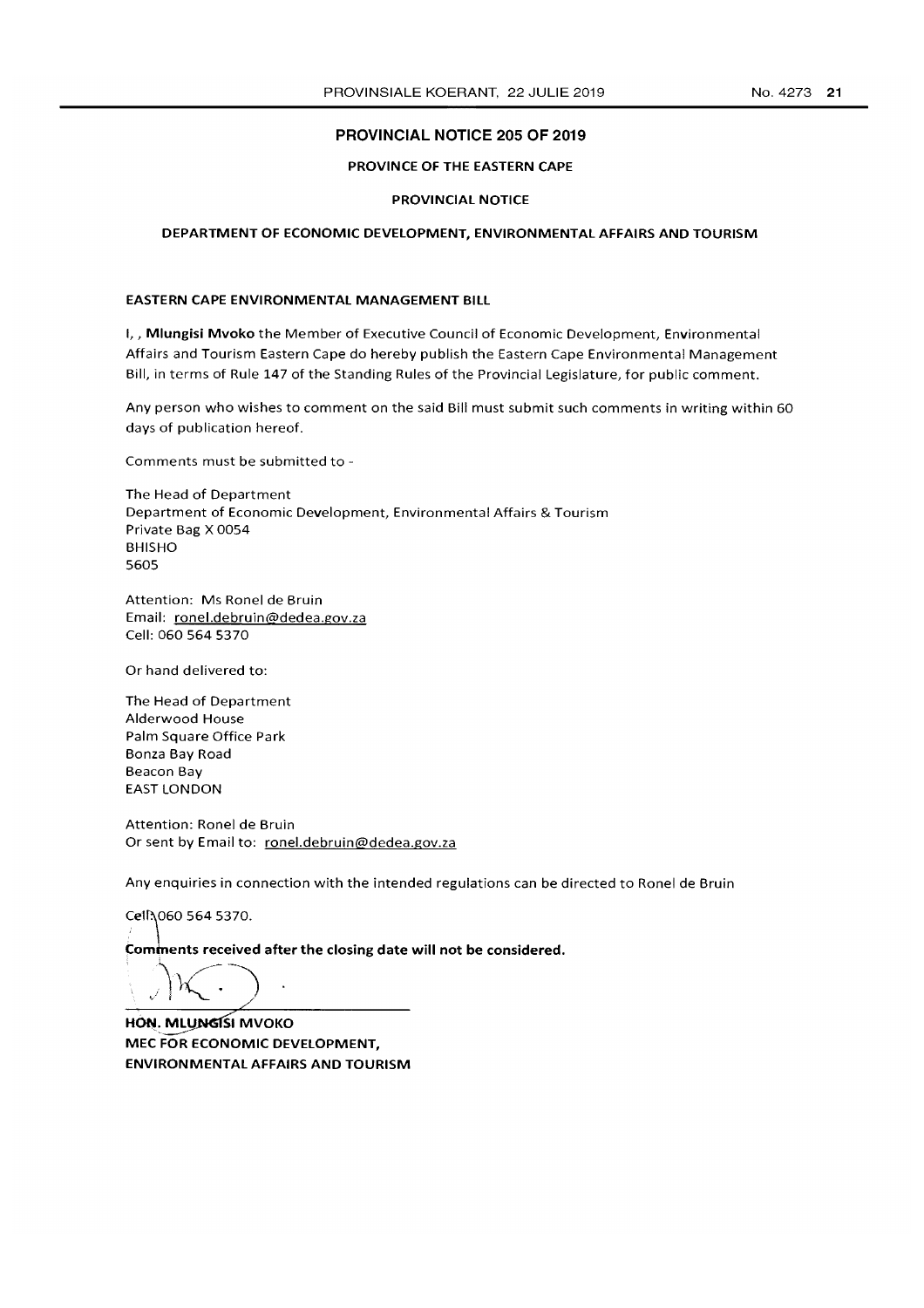## PROVINCIAL NOTICE 205 OF 2019

**PROVINCE OF THE EASTERN CAPE**

**PROVINCIAL NOTICE**

**DEPARTMENT OF ECONOMIC DEVELOPMENT, ENVIRONMENTAL AFFAIRS AND TOURISM**

**EASTERN CAPE ENVIRONMENTAL MANAGEMENT BILL**

I, , **Mlungisi Mvoko** the Member of Executive Council of Economic Development, Environmental Affairs and Tourism Eastern Cape do hereby publish the Eastern Cape Environmental Management Bill, in terms of Rule 147 of the Standing Rules of the Provincial Legislature, for public comment.

Any person who wishes to comment on the said Bill must submit such comments in writing within 60 days of publication hereof.

Comments must be submitted to -

The Head of Department
Department of Economic Development, Environmental Affairs & Tourism
Private Bag X 0054
BHISHO
5605

Attention: Ms Ronel de Bruin
Email: ronel.debruin@dedea.gov.za
Cell: 060 564 5370

Or hand delivered to:

The Head of Department
Alderwood House
Palm Square Office Park
Bonza Bay Road
Beacon Bay
EAST LONDON

Attention: Ronel de Bruin
Or sent by Email to: ronel.debruin@dedea.gov.za

Any enquiries in connection with the intended regulations can be directed to Ronel de Bruin

Cell: 060 564 5370.

**Comments received after the closing date will not be considered.**

**HON. MLUNGISI MVOKO**
**MEC FOR ECONOMIC DEVELOPMENT,**
**ENVIRONMENTAL AFFAIRS AND TOURISM**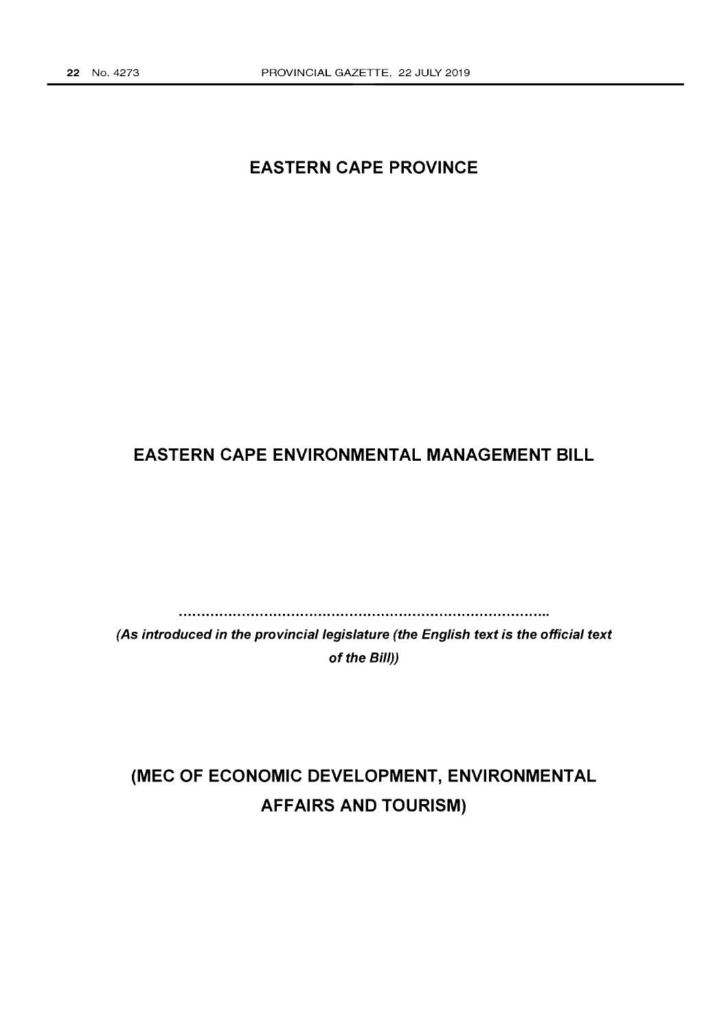# EASTERN CAPE PROVINCE

# EASTERN CAPE ENVIRONMENTAL MANAGEMENT BILL

……………………………………………………………………………..

***(As introduced in the provincial legislature (the English text is the official text of the Bill))***

## (MEC OF ECONOMIC DEVELOPMENT, ENVIRONMENTAL AFFAIRS AND TOURISM)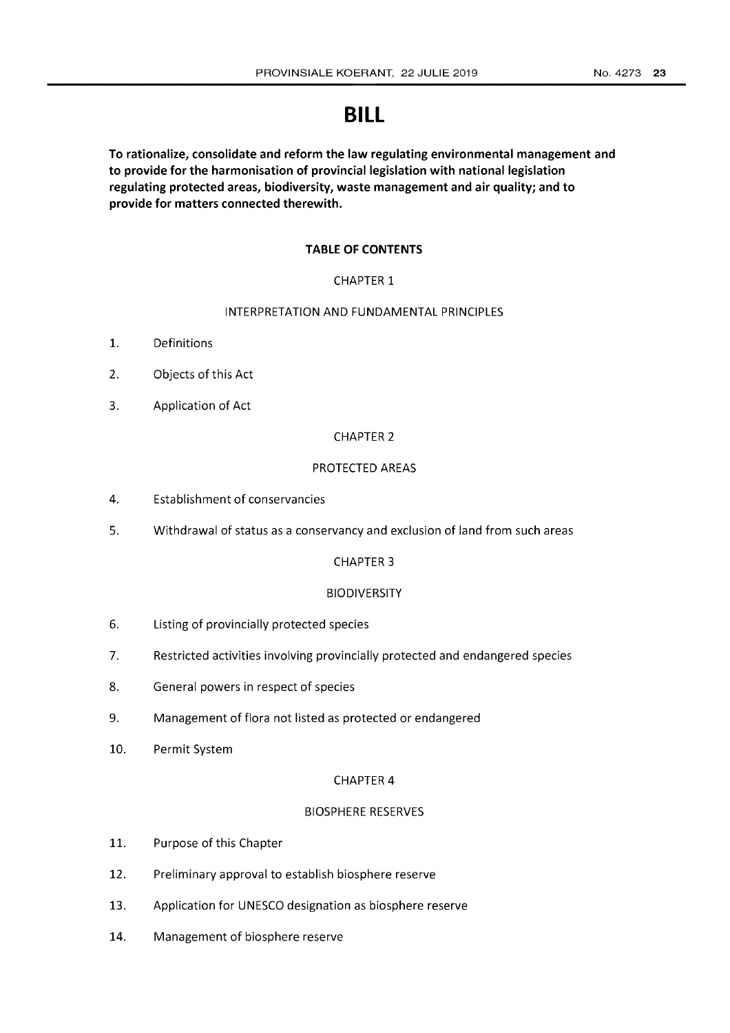# BILL

**To rationalize, consolidate and reform the law regulating environmental management and to provide for the harmonisation of provincial legislation with national legislation regulating protected areas, biodiversity, waste management and air quality; and to provide for matters connected therewith.**

**TABLE OF CONTENTS**

CHAPTER 1

INTERPRETATION AND FUNDAMENTAL PRINCIPLES

1. Definitions
2. Objects of this Act
3. Application of Act

CHAPTER 2

PROTECTED AREAS

4. Establishment of conservancies
5. Withdrawal of status as a conservancy and exclusion of land from such areas

CHAPTER 3

BIODIVERSITY

6. Listing of provincially protected species
7. Restricted activities involving provincially protected and endangered species
8. General powers in respect of species
9. Management of flora not listed as protected or endangered
10. Permit System

CHAPTER 4

BIOSPHERE RESERVES

11. Purpose of this Chapter
12. Preliminary approval to establish biosphere reserve
13. Application for UNESCO designation as biosphere reserve
14. Management of biosphere reserve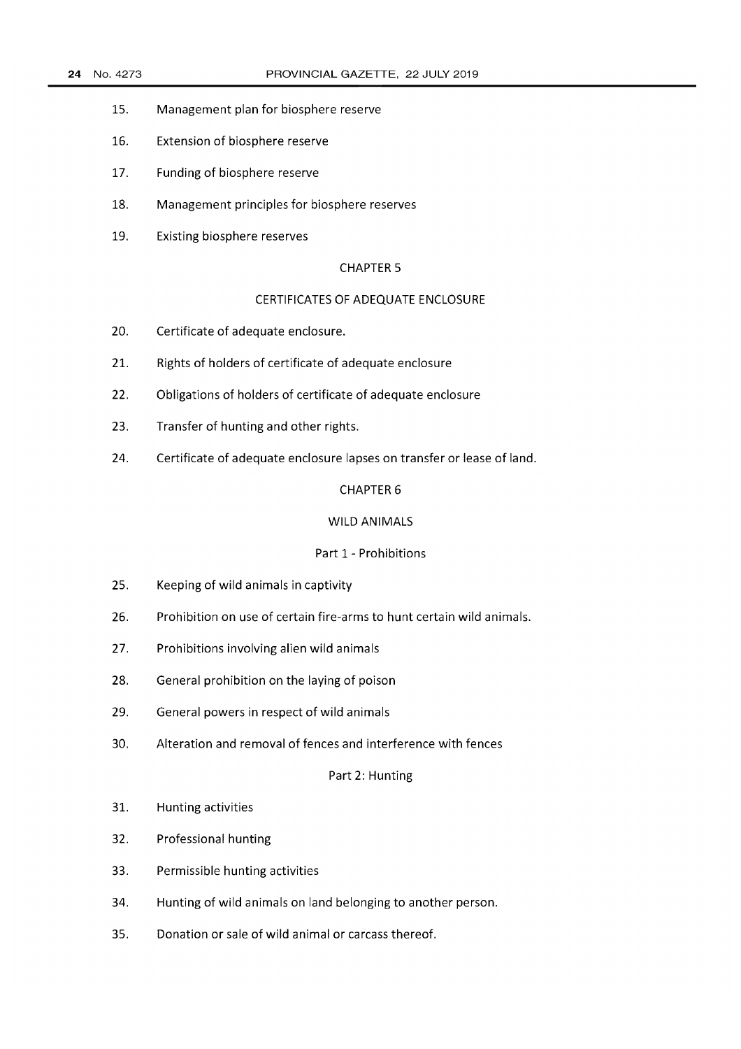15. Management plan for biosphere reserve

16. Extension of biosphere reserve

17. Funding of biosphere reserve

18. Management principles for biosphere reserves

19. Existing biosphere reserves

## CHAPTER 5

## CERTIFICATES OF ADEQUATE ENCLOSURE

20. Certificate of adequate enclosure.

21. Rights of holders of certificate of adequate enclosure

22. Obligations of holders of certificate of adequate enclosure

23. Transfer of hunting and other rights.

24. Certificate of adequate enclosure lapses on transfer or lease of land.

## CHAPTER 6

## WILD ANIMALS

### Part 1 - Prohibitions

25. Keeping of wild animals in captivity

26. Prohibition on use of certain fire-arms to hunt certain wild animals.

27. Prohibitions involving alien wild animals

28. General prohibition on the laying of poison

29. General powers in respect of wild animals

30. Alteration and removal of fences and interference with fences

### Part 2: Hunting

31. Hunting activities

32. Professional hunting

33. Permissible hunting activities

34. Hunting of wild animals on land belonging to another person.

35. Donation or sale of wild animal or carcass thereof.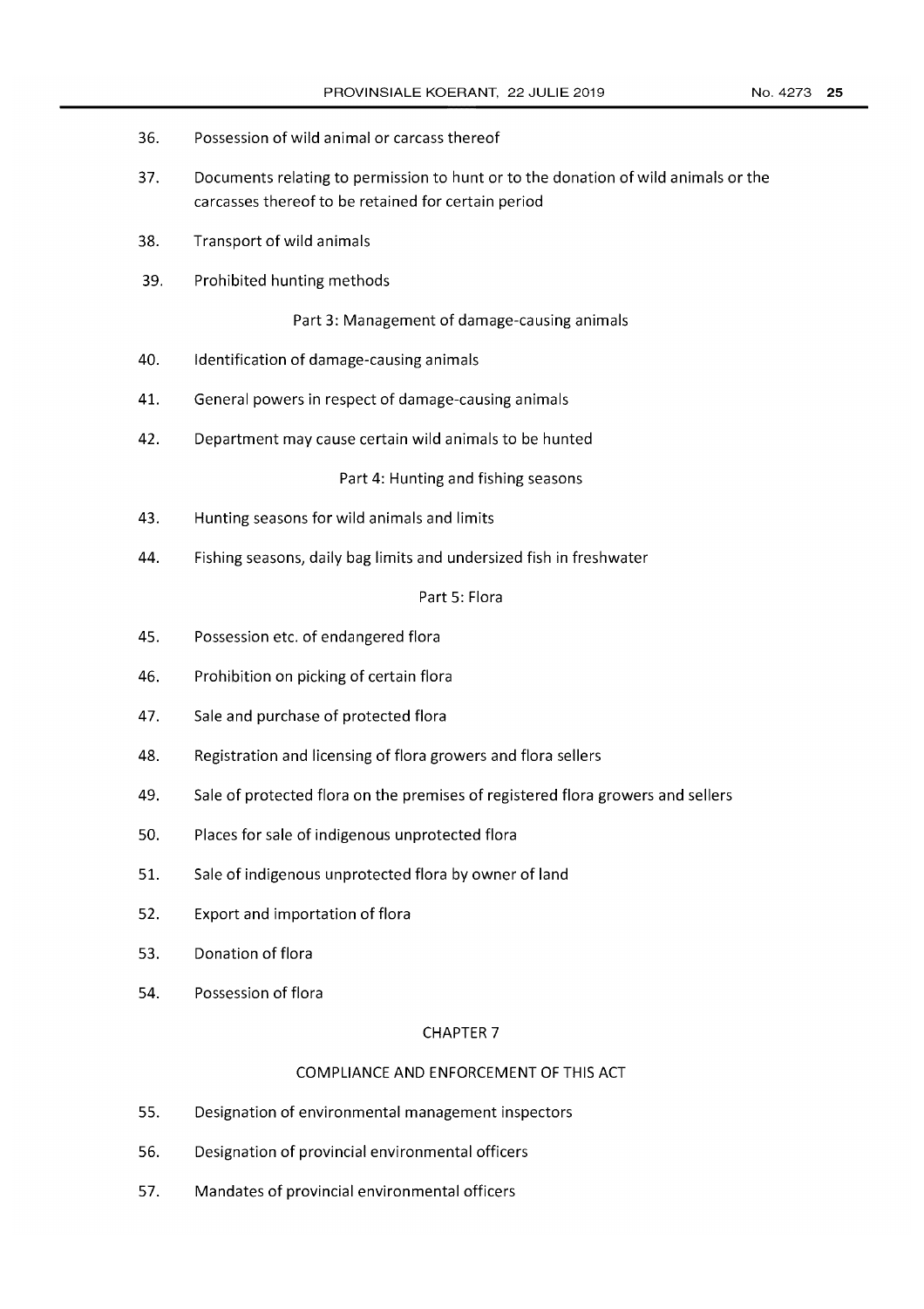36. Possession of wild animal or carcass thereof

37. Documents relating to permission to hunt or to the donation of wild animals or the carcasses thereof to be retained for certain period

38. Transport of wild animals

39. Prohibited hunting methods

Part 3: Management of damage-causing animals

40. Identification of damage-causing animals

41. General powers in respect of damage-causing animals

42. Department may cause certain wild animals to be hunted

Part 4: Hunting and fishing seasons

43. Hunting seasons for wild animals and limits

44. Fishing seasons, daily bag limits and undersized fish in freshwater

Part 5: Flora

45. Possession etc. of endangered flora

46. Prohibition on picking of certain flora

47. Sale and purchase of protected flora

48. Registration and licensing of flora growers and flora sellers

49. Sale of protected flora on the premises of registered flora growers and sellers

50. Places for sale of indigenous unprotected flora

51. Sale of indigenous unprotected flora by owner of land

52. Export and importation of flora

53. Donation of flora

54. Possession of flora

## CHAPTER 7

## COMPLIANCE AND ENFORCEMENT OF THIS ACT

55. Designation of environmental management inspectors

56. Designation of provincial environmental officers

57. Mandates of provincial environmental officers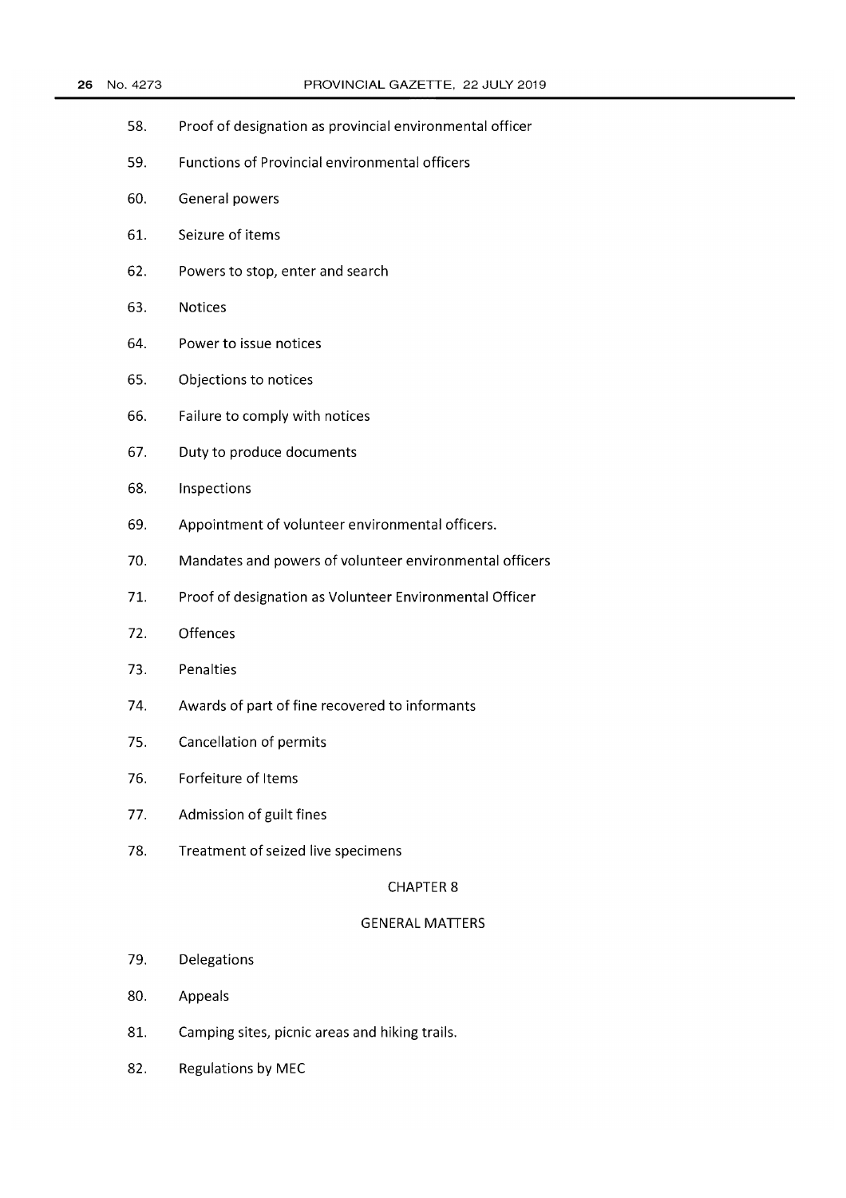58. Proof of designation as provincial environmental officer

59. Functions of Provincial environmental officers

60. General powers

61. Seizure of items

62. Powers to stop, enter and search

63. Notices

64. Power to issue notices

65. Objections to notices

66. Failure to comply with notices

67. Duty to produce documents

68. Inspections

69. Appointment of volunteer environmental officers.

70. Mandates and powers of volunteer environmental officers

71. Proof of designation as Volunteer Environmental Officer

72. Offences

73. Penalties

74. Awards of part of fine recovered to informants

75. Cancellation of permits

76. Forfeiture of Items

77. Admission of guilt fines

78. Treatment of seized live specimens

## CHAPTER 8

## GENERAL MATTERS

79. Delegations

80. Appeals

81. Camping sites, picnic areas and hiking trails.

82. Regulations by MEC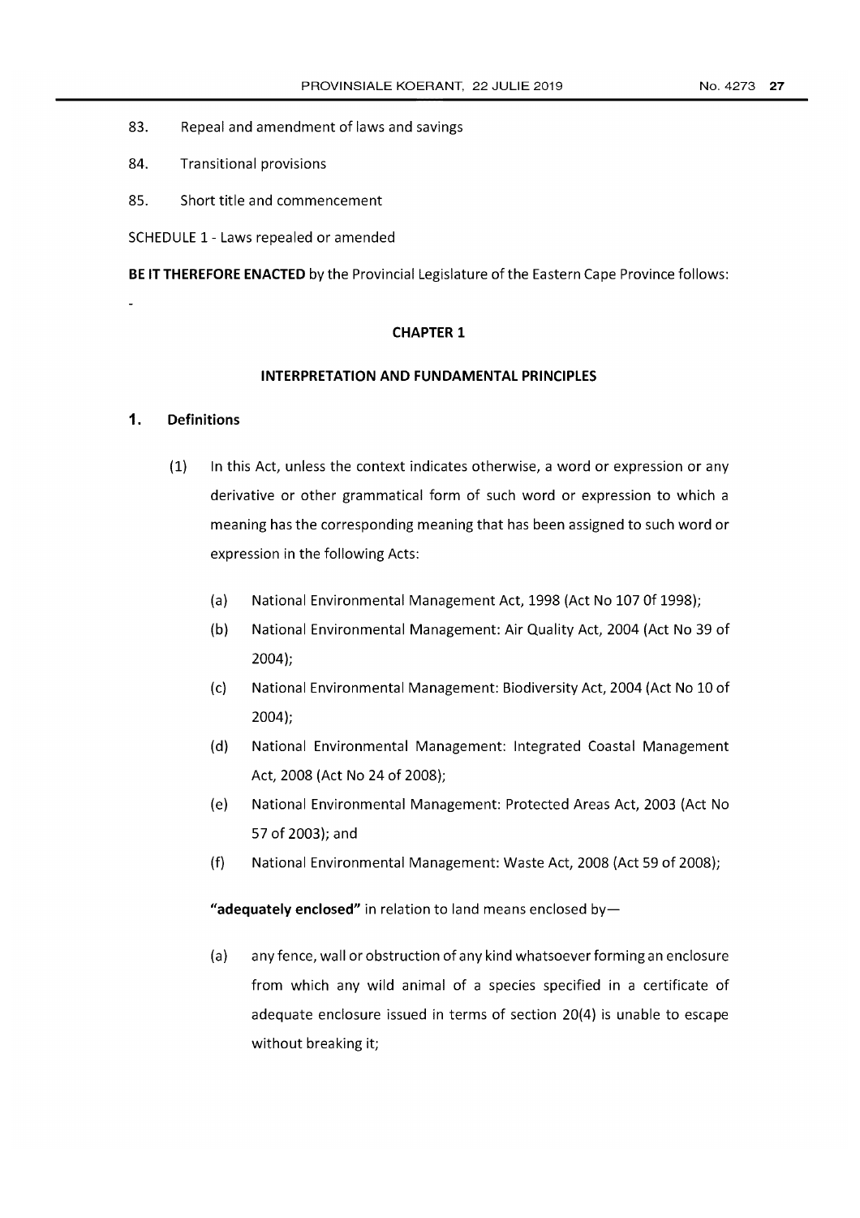83. Repeal and amendment of laws and savings

84. Transitional provisions

85. Short title and commencement

SCHEDULE 1 - Laws repealed or amended

**BE IT THEREFORE ENACTED** by the Provincial Legislature of the Eastern Cape Province follows:

-

## CHAPTER 1

## INTERPRETATION AND FUNDAMENTAL PRINCIPLES

### 1. Definitions

(1) In this Act, unless the context indicates otherwise, a word or expression or any derivative or other grammatical form of such word or expression to which a meaning has the corresponding meaning that has been assigned to such word or expression in the following Acts:

(a) National Environmental Management Act, 1998 (Act No 107 0f 1998);

(b) National Environmental Management: Air Quality Act, 2004 (Act No 39 of 2004);

(c) National Environmental Management: Biodiversity Act, 2004 (Act No 10 of 2004);

(d) National Environmental Management: Integrated Coastal Management Act, 2008 (Act No 24 of 2008);

(e) National Environmental Management: Protected Areas Act, 2003 (Act No 57 of 2003); and

(f) National Environmental Management: Waste Act, 2008 (Act 59 of 2008);

**"adequately enclosed"** in relation to land means enclosed by—

(a) any fence, wall or obstruction of any kind whatsoever forming an enclosure from which any wild animal of a species specified in a certificate of adequate enclosure issued in terms of section 20(4) is unable to escape without breaking it;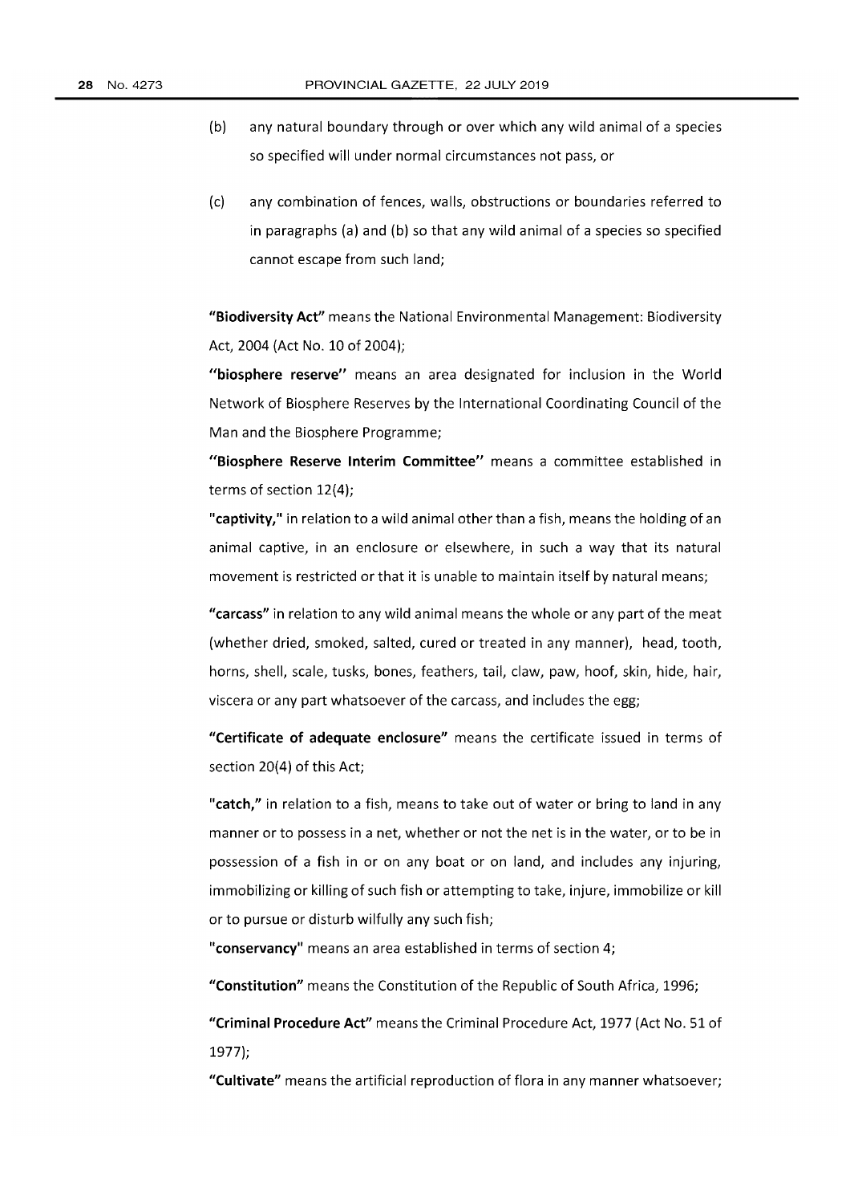(b) any natural boundary through or over which any wild animal of a species so specified will under normal circumstances not pass, or

(c) any combination of fences, walls, obstructions or boundaries referred to in paragraphs (a) and (b) so that any wild animal of a species so specified cannot escape from such land;

**"Biodiversity Act"** means the National Environmental Management: Biodiversity Act, 2004 (Act No. 10 of 2004);

**''biosphere reserve''** means an area designated for inclusion in the World Network of Biosphere Reserves by the International Coordinating Council of the Man and the Biosphere Programme;

**''Biosphere Reserve Interim Committee''** means a committee established in terms of section 12(4);

**"captivity,"** in relation to a wild animal other than a fish, means the holding of an animal captive, in an enclosure or elsewhere, in such a way that its natural movement is restricted or that it is unable to maintain itself by natural means;

**"carcass"** in relation to any wild animal means the whole or any part of the meat (whether dried, smoked, salted, cured or treated in any manner), head, tooth, horns, shell, scale, tusks, bones, feathers, tail, claw, paw, hoof, skin, hide, hair, viscera or any part whatsoever of the carcass, and includes the egg;

**"Certificate of adequate enclosure"** means the certificate issued in terms of section 20(4) of this Act;

**"catch,"** in relation to a fish, means to take out of water or bring to land in any manner or to possess in a net, whether or not the net is in the water, or to be in possession of a fish in or on any boat or on land, and includes any injuring, immobilizing or killing of such fish or attempting to take, injure, immobilize or kill or to pursue or disturb wilfully any such fish;

**"conservancy"** means an area established in terms of section 4;

**"Constitution"** means the Constitution of the Republic of South Africa, 1996;

**"Criminal Procedure Act"** means the Criminal Procedure Act, 1977 (Act No. 51 of 1977);

**"Cultivate"** means the artificial reproduction of flora in any manner whatsoever;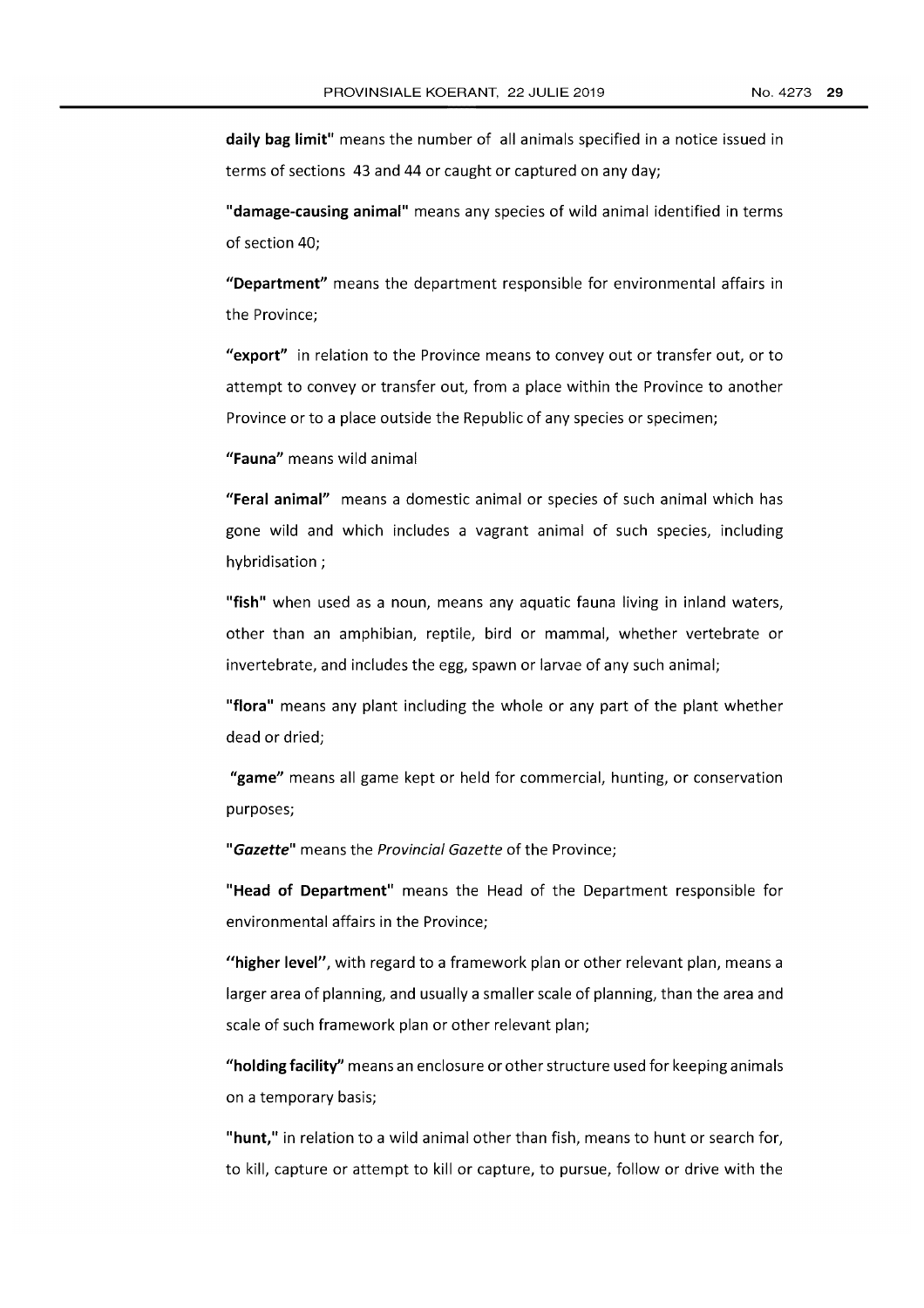**daily bag limit"** means the number of all animals specified in a notice issued in terms of sections 43 and 44 or caught or captured on any day;

**"damage-causing animal"** means any species of wild animal identified in terms of section 40;

**"Department"** means the department responsible for environmental affairs in the Province;

**"export"** in relation to the Province means to convey out or transfer out, or to attempt to convey or transfer out, from a place within the Province to another Province or to a place outside the Republic of any species or specimen;

**"Fauna"** means wild animal

**"Feral animal"** means a domestic animal or species of such animal which has gone wild and which includes a vagrant animal of such species, including hybridisation ;

**"fish"** when used as a noun, means any aquatic fauna living in inland waters, other than an amphibian, reptile, bird or mammal, whether vertebrate or invertebrate, and includes the egg, spawn or larvae of any such animal;

**"flora"** means any plant including the whole or any part of the plant whether dead or dried;

**"game"** means all game kept or held for commercial, hunting, or conservation purposes;

**"*Gazette*"** means the *Provincial Gazette* of the Province;

**"Head of Department"** means the Head of the Department responsible for environmental affairs in the Province;

**"higher level"**, with regard to a framework plan or other relevant plan, means a larger area of planning, and usually a smaller scale of planning, than the area and scale of such framework plan or other relevant plan;

**"holding facility"** means an enclosure or other structure used for keeping animals on a temporary basis;

**"hunt,"** in relation to a wild animal other than fish, means to hunt or search for, to kill, capture or attempt to kill or capture, to pursue, follow or drive with the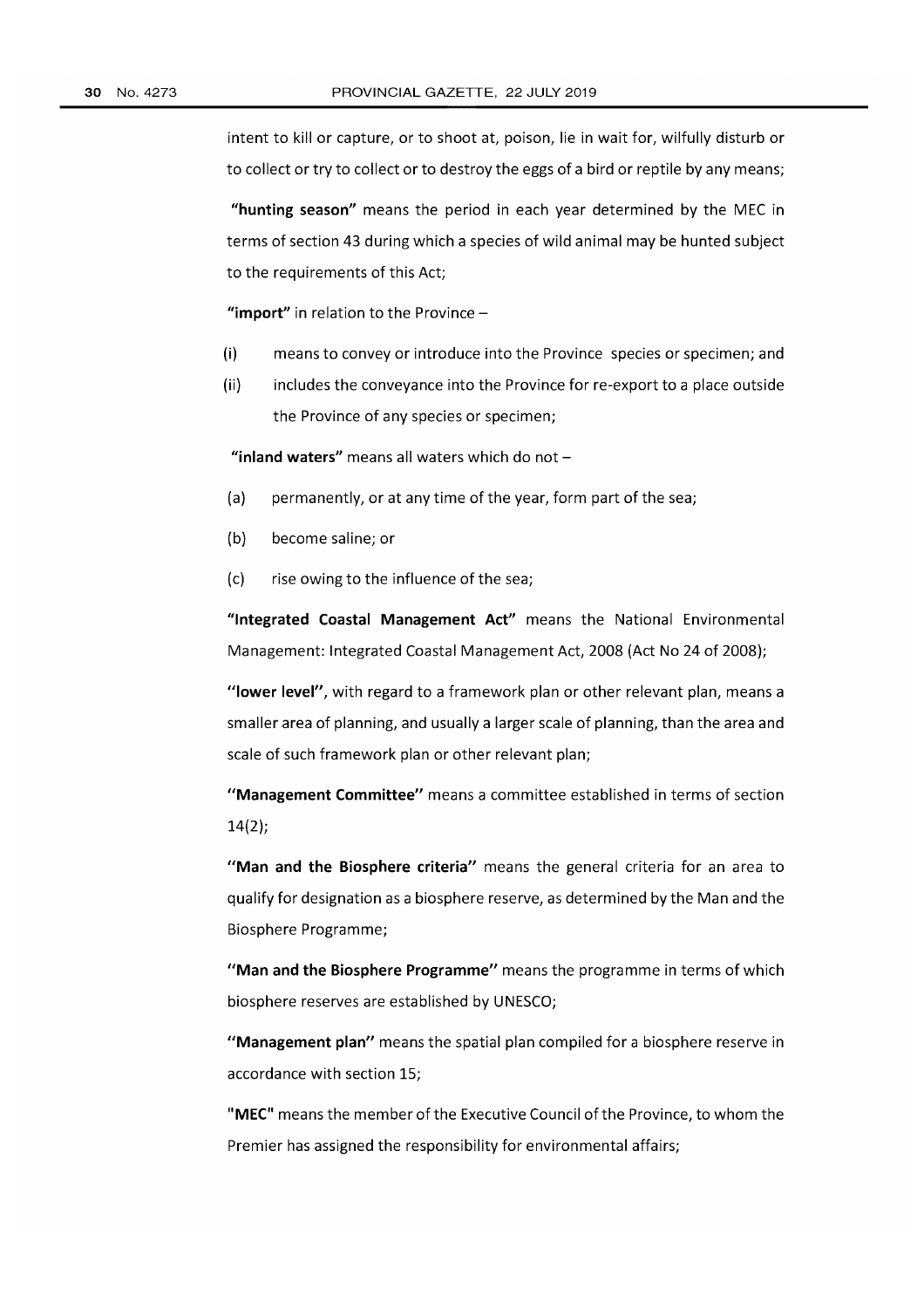intent to kill or capture, or to shoot at, poison, lie in wait for, wilfully disturb or to collect or try to collect or to destroy the eggs of a bird or reptile by any means;

**"hunting season"** means the period in each year determined by the MEC in terms of section 43 during which a species of wild animal may be hunted subject to the requirements of this Act;

**"import"** in relation to the Province –

(i) means to convey or introduce into the Province species or specimen; and

(ii) includes the conveyance into the Province for re-export to a place outside the Province of any species or specimen;

**"inland waters"** means all waters which do not –

(a) permanently, or at any time of the year, form part of the sea;

(b) become saline; or

(c) rise owing to the influence of the sea;

**"Integrated Coastal Management Act"** means the National Environmental Management: Integrated Coastal Management Act, 2008 (Act No 24 of 2008);

**"lower level"**, with regard to a framework plan or other relevant plan, means a smaller area of planning, and usually a larger scale of planning, than the area and scale of such framework plan or other relevant plan;

**"Management Committee"** means a committee established in terms of section 14(2);

**"Man and the Biosphere criteria"** means the general criteria for an area to qualify for designation as a biosphere reserve, as determined by the Man and the Biosphere Programme;

**"Man and the Biosphere Programme"** means the programme in terms of which biosphere reserves are established by UNESCO;

**"Management plan"** means the spatial plan compiled for a biosphere reserve in accordance with section 15;

**"MEC"** means the member of the Executive Council of the Province, to whom the Premier has assigned the responsibility for environmental affairs;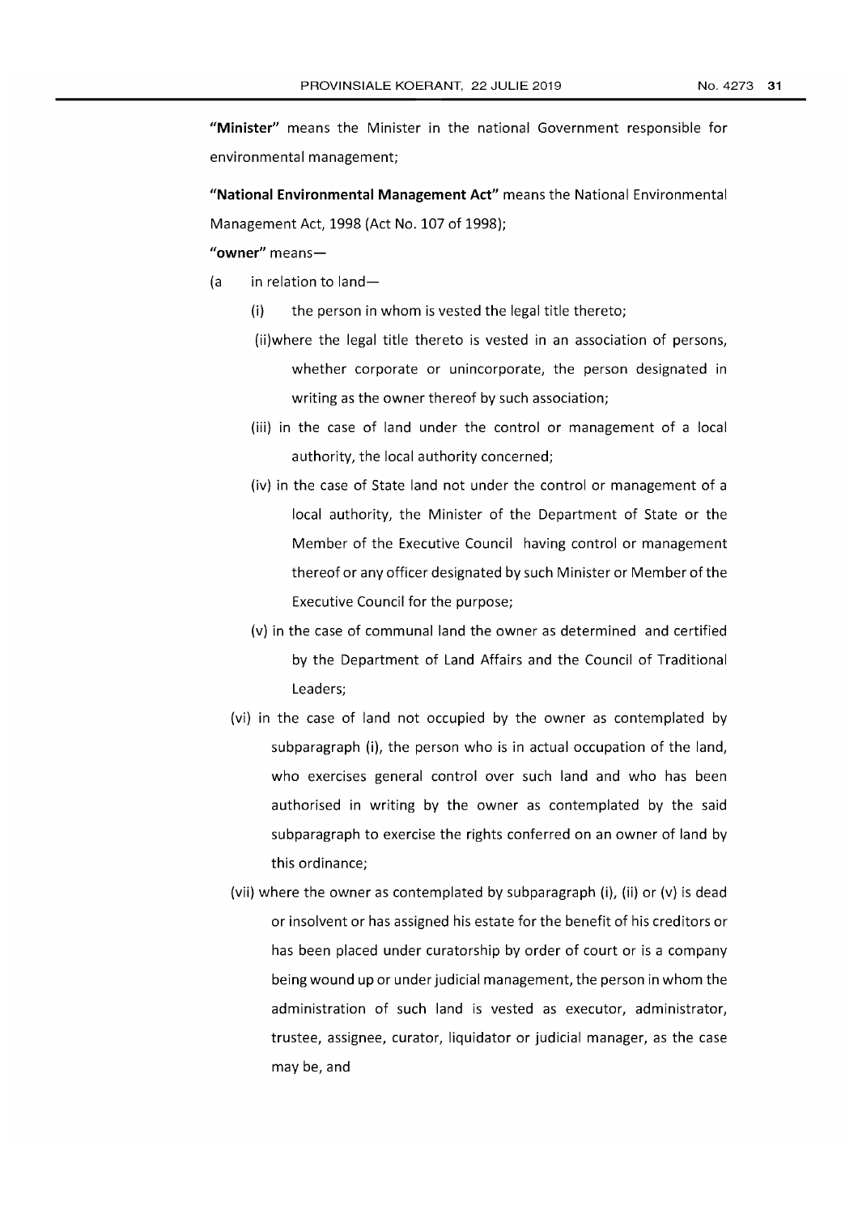**"Minister"** means the Minister in the national Government responsible for environmental management;

**"National Environmental Management Act"** means the National Environmental Management Act, 1998 (Act No. 107 of 1998);

**"owner"** means—

(a in relation to land—

(i) the person in whom is vested the legal title thereto;

(ii)where the legal title thereto is vested in an association of persons, whether corporate or unincorporate, the person designated in writing as the owner thereof by such association;

(iii) in the case of land under the control or management of a local authority, the local authority concerned;

(iv) in the case of State land not under the control or management of a local authority, the Minister of the Department of State or the Member of the Executive Council having control or management thereof or any officer designated by such Minister or Member of the Executive Council for the purpose;

(v) in the case of communal land the owner as determined and certified by the Department of Land Affairs and the Council of Traditional Leaders;

(vi) in the case of land not occupied by the owner as contemplated by subparagraph (i), the person who is in actual occupation of the land, who exercises general control over such land and who has been authorised in writing by the owner as contemplated by the said subparagraph to exercise the rights conferred on an owner of land by this ordinance;

(vii) where the owner as contemplated by subparagraph (i), (ii) or (v) is dead or insolvent or has assigned his estate for the benefit of his creditors or has been placed under curatorship by order of court or is a company being wound up or under judicial management, the person in whom the administration of such land is vested as executor, administrator, trustee, assignee, curator, liquidator or judicial manager, as the case may be, and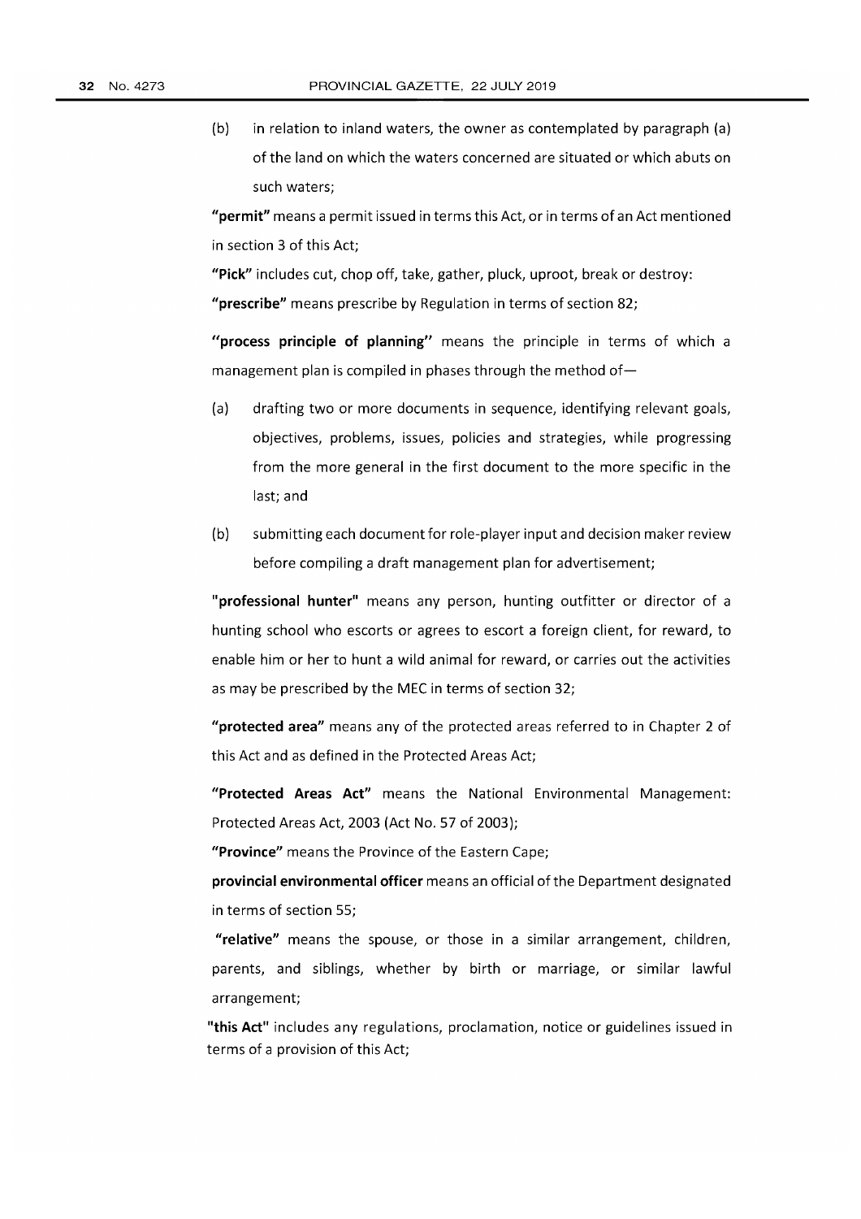(b) in relation to inland waters, the owner as contemplated by paragraph (a) of the land on which the waters concerned are situated or which abuts on such waters;

**"permit"** means a permit issued in terms this Act, or in terms of an Act mentioned in section 3 of this Act;

**"Pick"** includes cut, chop off, take, gather, pluck, uproot, break or destroy:

**"prescribe"** means prescribe by Regulation in terms of section 82;

**"process principle of planning"** means the principle in terms of which a management plan is compiled in phases through the method of—

(a) drafting two or more documents in sequence, identifying relevant goals, objectives, problems, issues, policies and strategies, while progressing from the more general in the first document to the more specific in the last; and

(b) submitting each document for role-player input and decision maker review before compiling a draft management plan for advertisement;

**"professional hunter"** means any person, hunting outfitter or director of a hunting school who escorts or agrees to escort a foreign client, for reward, to enable him or her to hunt a wild animal for reward, or carries out the activities as may be prescribed by the MEC in terms of section 32;

**"protected area"** means any of the protected areas referred to in Chapter 2 of this Act and as defined in the Protected Areas Act;

**"Protected Areas Act"** means the National Environmental Management: Protected Areas Act, 2003 (Act No. 57 of 2003);

**"Province"** means the Province of the Eastern Cape;

**provincial environmental officer** means an official of the Department designated in terms of section 55;

**"relative"** means the spouse, or those in a similar arrangement, children, parents, and siblings, whether by birth or marriage, or similar lawful arrangement;

**"this Act"** includes any regulations, proclamation, notice or guidelines issued in terms of a provision of this Act;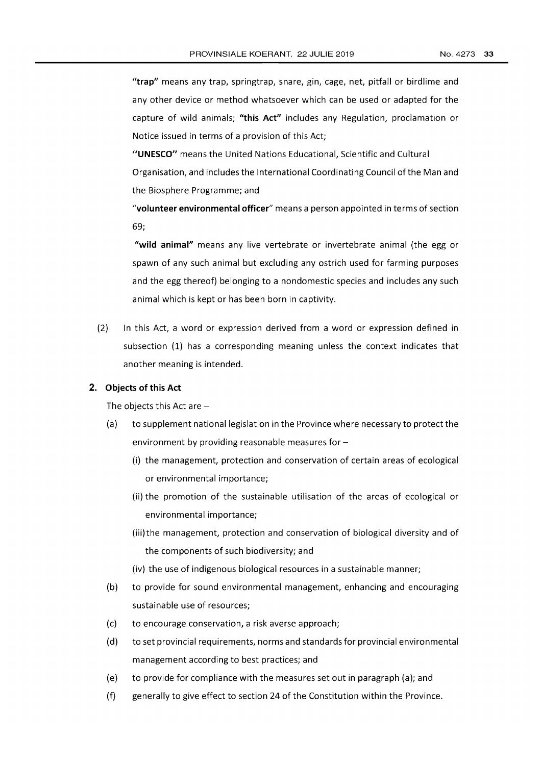**"trap"** means any trap, springtrap, snare, gin, cage, net, pitfall or birdlime and any other device or method whatsoever which can be used or adapted for the capture of wild animals; **"this Act"** includes any Regulation, proclamation or Notice issued in terms of a provision of this Act;

**"UNESCO"** means the United Nations Educational, Scientific and Cultural Organisation, and includes the International Coordinating Council of the Man and the Biosphere Programme; and

"**volunteer environmental officer**" means a person appointed in terms of section 69;

**"wild animal"** means any live vertebrate or invertebrate animal (the egg or spawn of any such animal but excluding any ostrich used for farming purposes and the egg thereof) belonging to a nondomestic species and includes any such animal which is kept or has been born in captivity.

(2) In this Act, a word or expression derived from a word or expression defined in subsection (1) has a corresponding meaning unless the context indicates that another meaning is intended.

## 2. Objects of this Act

The objects this Act are –

(a) to supplement national legislation in the Province where necessary to protect the environment by providing reasonable measures for –

(i) the management, protection and conservation of certain areas of ecological or environmental importance;

(ii) the promotion of the sustainable utilisation of the areas of ecological or environmental importance;

(iii) the management, protection and conservation of biological diversity and of the components of such biodiversity; and

(iv) the use of indigenous biological resources in a sustainable manner;

(b) to provide for sound environmental management, enhancing and encouraging sustainable use of resources;

(c) to encourage conservation, a risk averse approach;

(d) to set provincial requirements, norms and standards for provincial environmental management according to best practices; and

(e) to provide for compliance with the measures set out in paragraph (a); and

(f) generally to give effect to section 24 of the Constitution within the Province.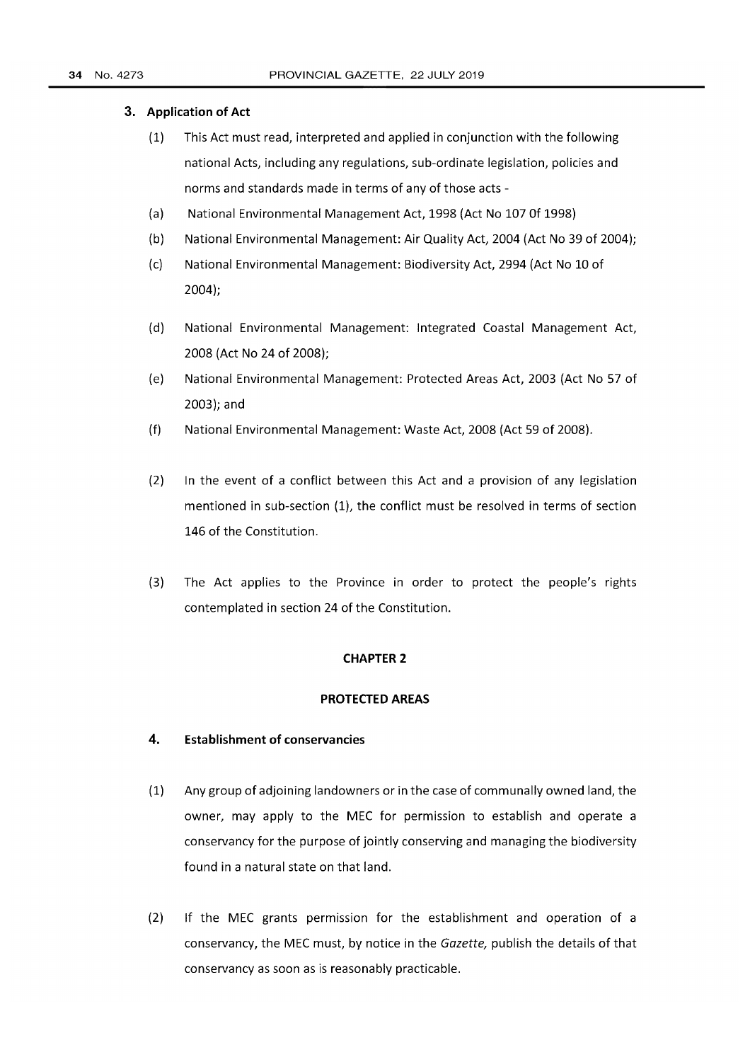## 3. Application of Act

(1) This Act must read, interpreted and applied in conjunction with the following national Acts, including any regulations, sub-ordinate legislation, policies and norms and standards made in terms of any of those acts -

(a) National Environmental Management Act, 1998 (Act No 107 0f 1998)

(b) National Environmental Management: Air Quality Act, 2004 (Act No 39 of 2004);

(c) National Environmental Management: Biodiversity Act, 2994 (Act No 10 of 2004);

(d) National Environmental Management: Integrated Coastal Management Act, 2008 (Act No 24 of 2008);

(e) National Environmental Management: Protected Areas Act, 2003 (Act No 57 of 2003); and

(f) National Environmental Management: Waste Act, 2008 (Act 59 of 2008).

(2) In the event of a conflict between this Act and a provision of any legislation mentioned in sub-section (1), the conflict must be resolved in terms of section 146 of the Constitution.

(3) The Act applies to the Province in order to protect the people's rights contemplated in section 24 of the Constitution.

# CHAPTER 2

# PROTECTED AREAS

## 4. Establishment of conservancies

(1) Any group of adjoining landowners or in the case of communally owned land, the owner, may apply to the MEC for permission to establish and operate a conservancy for the purpose of jointly conserving and managing the biodiversity found in a natural state on that land.

(2) If the MEC grants permission for the establishment and operation of a conservancy, the MEC must, by notice in the *Gazette,* publish the details of that conservancy as soon as is reasonably practicable.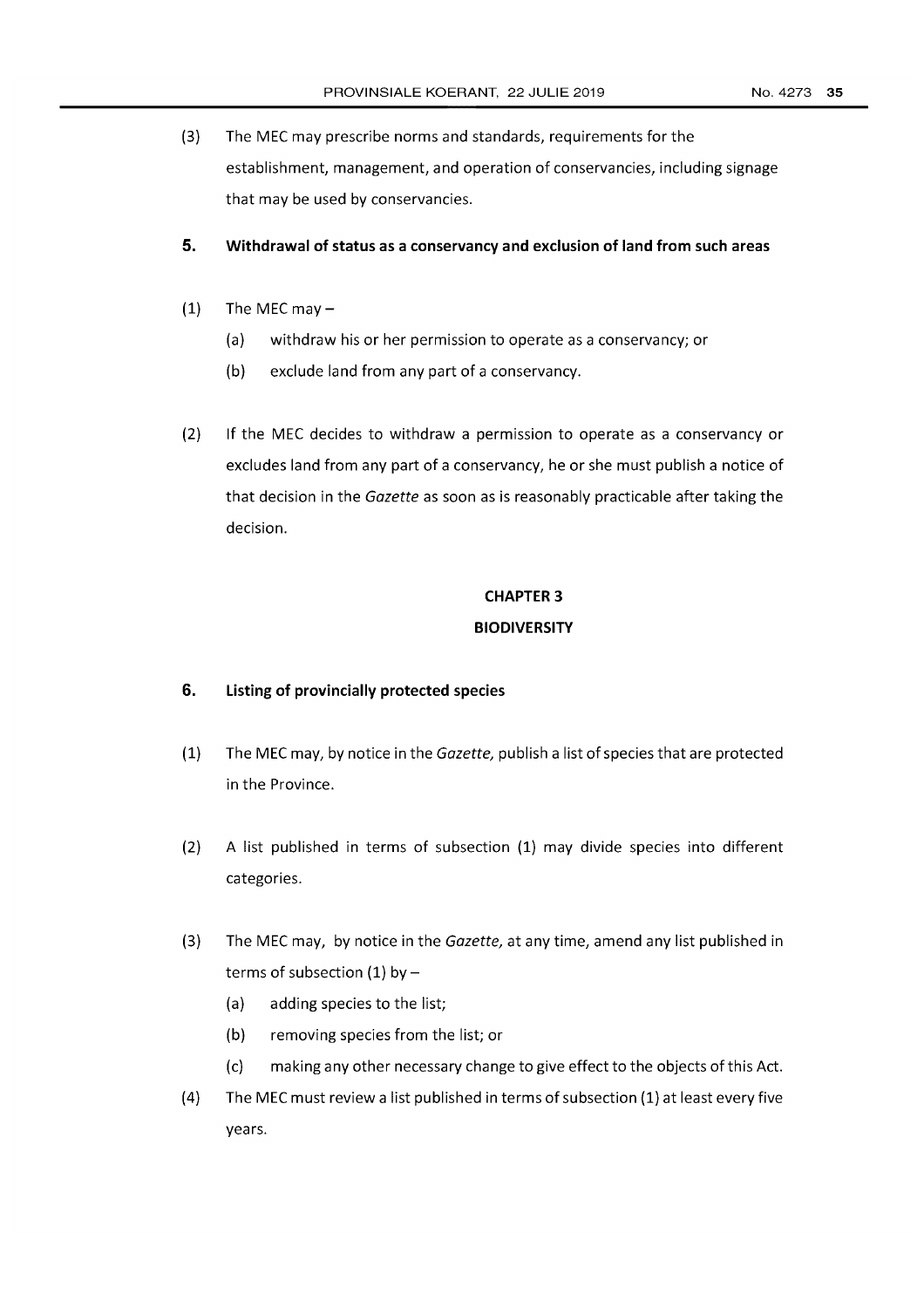(3) The MEC may prescribe norms and standards, requirements for the establishment, management, and operation of conservancies, including signage that may be used by conservancies.

**5. Withdrawal of status as a conservancy and exclusion of land from such areas**

(1) The MEC may –

(a) withdraw his or her permission to operate as a conservancy; or

(b) exclude land from any part of a conservancy.

(2) If the MEC decides to withdraw a permission to operate as a conservancy or excludes land from any part of a conservancy, he or she must publish a notice of that decision in the *Gazette* as soon as is reasonably practicable after taking the decision.

## CHAPTER 3

## BIODIVERSITY

**6. Listing of provincially protected species**

(1) The MEC may, by notice in the *Gazette,* publish a list of species that are protected in the Province.

(2) A list published in terms of subsection (1) may divide species into different categories.

(3) The MEC may, by notice in the *Gazette,* at any time, amend any list published in terms of subsection (1) by –

(a) adding species to the list;

(b) removing species from the list; or

(c) making any other necessary change to give effect to the objects of this Act.

(4) The MEC must review a list published in terms of subsection (1) at least every five years.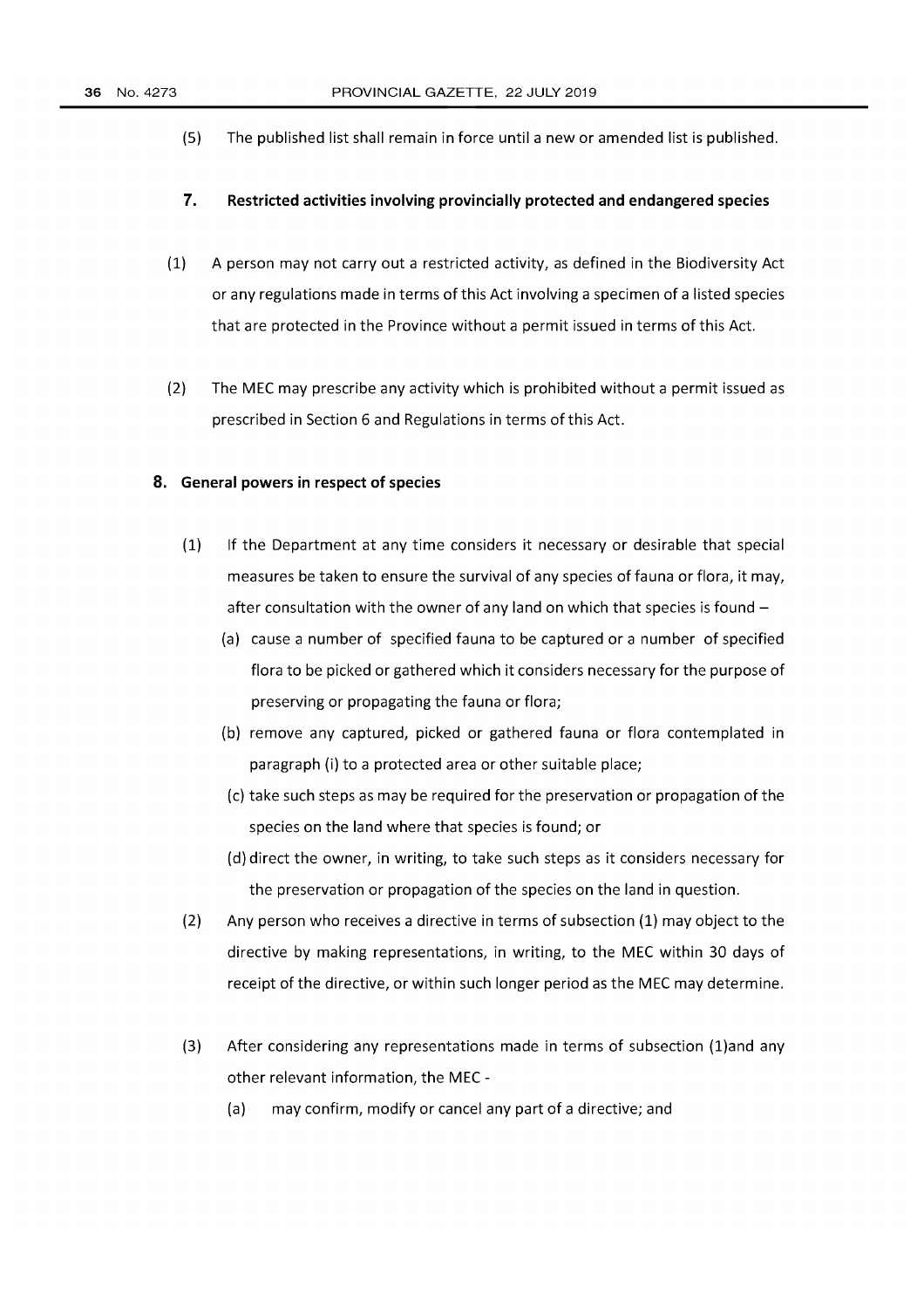(5) The published list shall remain in force until a new or amended list is published.

## 7. Restricted activities involving provincially protected and endangered species

(1) A person may not carry out a restricted activity, as defined in the Biodiversity Act or any regulations made in terms of this Act involving a specimen of a listed species that are protected in the Province without a permit issued in terms of this Act.

(2) The MEC may prescribe any activity which is prohibited without a permit issued as prescribed in Section 6 and Regulations in terms of this Act.

## 8. General powers in respect of species

(1) If the Department at any time considers it necessary or desirable that special measures be taken to ensure the survival of any species of fauna or flora, it may, after consultation with the owner of any land on which that species is found –

(a) cause a number of specified fauna to be captured or a number of specified flora to be picked or gathered which it considers necessary for the purpose of preserving or propagating the fauna or flora;

(b) remove any captured, picked or gathered fauna or flora contemplated in paragraph (i) to a protected area or other suitable place;

(c) take such steps as may be required for the preservation or propagation of the species on the land where that species is found; or

(d) direct the owner, in writing, to take such steps as it considers necessary for the preservation or propagation of the species on the land in question.

(2) Any person who receives a directive in terms of subsection (1) may object to the directive by making representations, in writing, to the MEC within 30 days of receipt of the directive, or within such longer period as the MEC may determine.

(3) After considering any representations made in terms of subsection (1)and any other relevant information, the MEC -

(a) may confirm, modify or cancel any part of a directive; and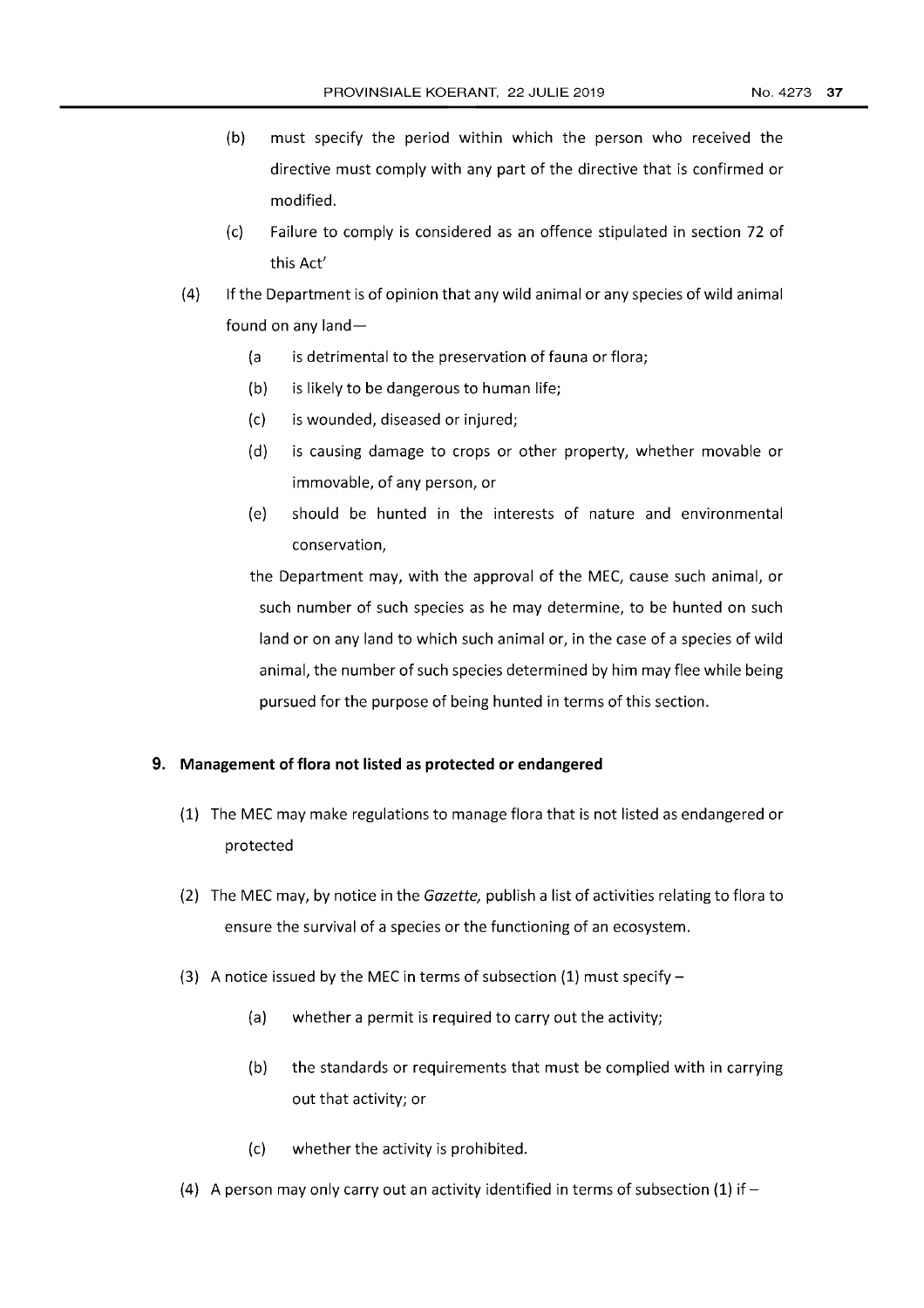(b) must specify the period within which the person who received the directive must comply with any part of the directive that is confirmed or modified.

(c) Failure to comply is considered as an offence stipulated in section 72 of this Act'

(4) If the Department is of opinion that any wild animal or any species of wild animal found on any land—

(a is detrimental to the preservation of fauna or flora;

(b) is likely to be dangerous to human life;

(c) is wounded, diseased or injured;

(d) is causing damage to crops or other property, whether movable or immovable, of any person, or

(e) should be hunted in the interests of nature and environmental conservation,

the Department may, with the approval of the MEC, cause such animal, or such number of such species as he may determine, to be hunted on such land or on any land to which such animal or, in the case of a species of wild animal, the number of such species determined by him may flee while being pursued for the purpose of being hunted in terms of this section.

## 9. Management of flora not listed as protected or endangered

(1) The MEC may make regulations to manage flora that is not listed as endangered or protected

(2) The MEC may, by notice in the *Gazette,* publish a list of activities relating to flora to ensure the survival of a species or the functioning of an ecosystem.

(3) A notice issued by the MEC in terms of subsection (1) must specify –

(a) whether a permit is required to carry out the activity;

(b) the standards or requirements that must be complied with in carrying out that activity; or

(c) whether the activity is prohibited.

(4) A person may only carry out an activity identified in terms of subsection (1) if –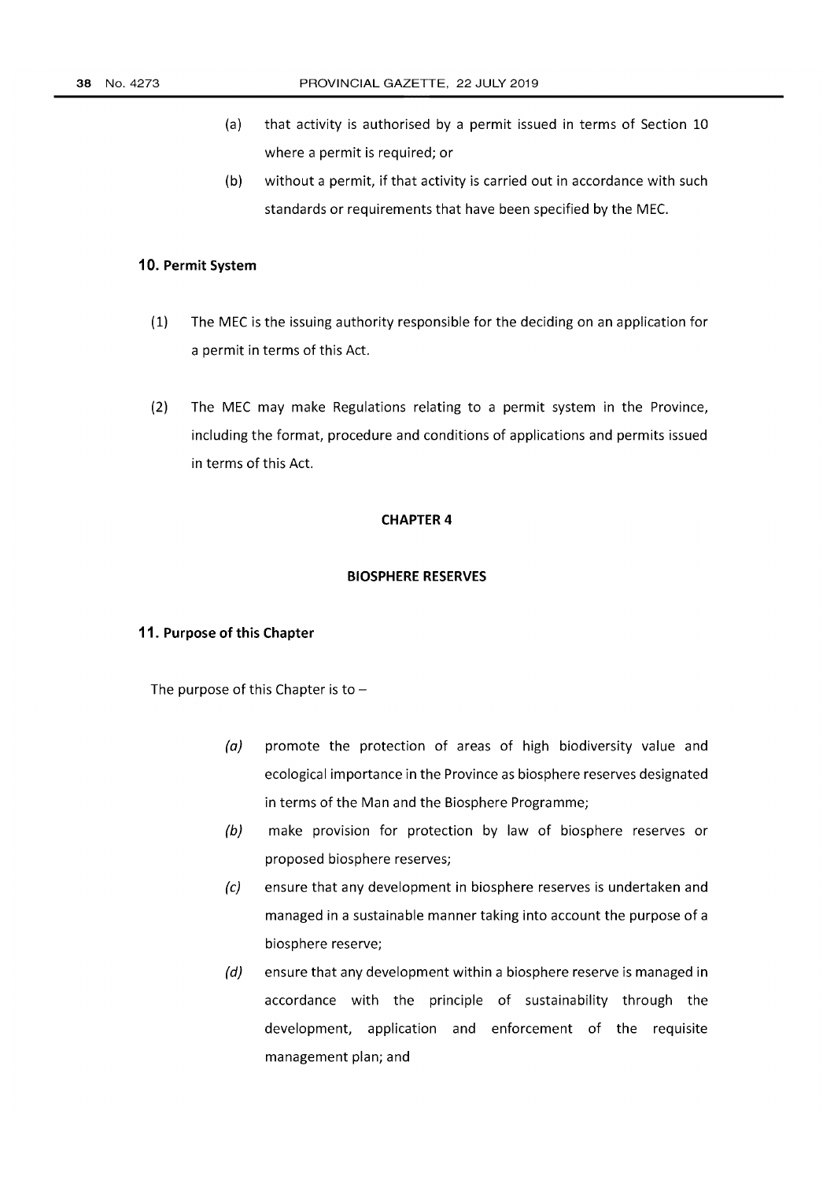(a) that activity is authorised by a permit issued in terms of Section 10 where a permit is required; or

(b) without a permit, if that activity is carried out in accordance with such standards or requirements that have been specified by the MEC.

### 10. Permit System

(1) The MEC is the issuing authority responsible for the deciding on an application for a permit in terms of this Act.

(2) The MEC may make Regulations relating to a permit system in the Province, including the format, procedure and conditions of applications and permits issued in terms of this Act.

## CHAPTER 4

## BIOSPHERE RESERVES

### 11. Purpose of this Chapter

The purpose of this Chapter is to –

*(a)* promote the protection of areas of high biodiversity value and ecological importance in the Province as biosphere reserves designated in terms of the Man and the Biosphere Programme;

*(b)* make provision for protection by law of biosphere reserves or proposed biosphere reserves;

*(c)* ensure that any development in biosphere reserves is undertaken and managed in a sustainable manner taking into account the purpose of a biosphere reserve;

*(d)* ensure that any development within a biosphere reserve is managed in accordance with the principle of sustainability through the development, application and enforcement of the requisite management plan; and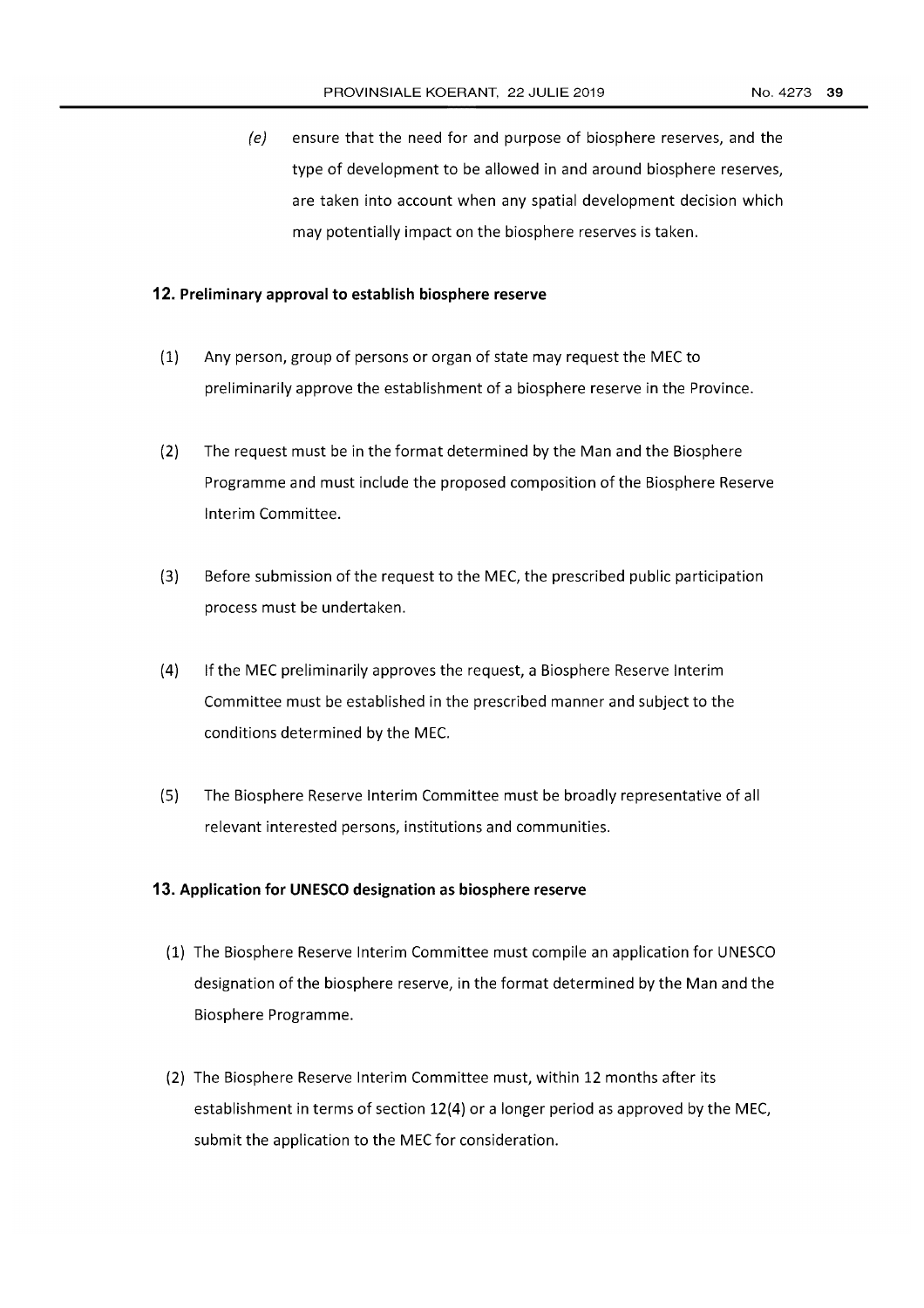(e) ensure that the need for and purpose of biosphere reserves, and the type of development to be allowed in and around biosphere reserves, are taken into account when any spatial development decision which may potentially impact on the biosphere reserves is taken.

### 12. Preliminary approval to establish biosphere reserve

(1) Any person, group of persons or organ of state may request the MEC to preliminarily approve the establishment of a biosphere reserve in the Province.

(2) The request must be in the format determined by the Man and the Biosphere Programme and must include the proposed composition of the Biosphere Reserve Interim Committee.

(3) Before submission of the request to the MEC, the prescribed public participation process must be undertaken.

(4) If the MEC preliminarily approves the request, a Biosphere Reserve Interim Committee must be established in the prescribed manner and subject to the conditions determined by the MEC.

(5) The Biosphere Reserve Interim Committee must be broadly representative of all relevant interested persons, institutions and communities.

### 13. Application for UNESCO designation as biosphere reserve

(1) The Biosphere Reserve Interim Committee must compile an application for UNESCO designation of the biosphere reserve, in the format determined by the Man and the Biosphere Programme.

(2) The Biosphere Reserve Interim Committee must, within 12 months after its establishment in terms of section 12(4) or a longer period as approved by the MEC, submit the application to the MEC for consideration.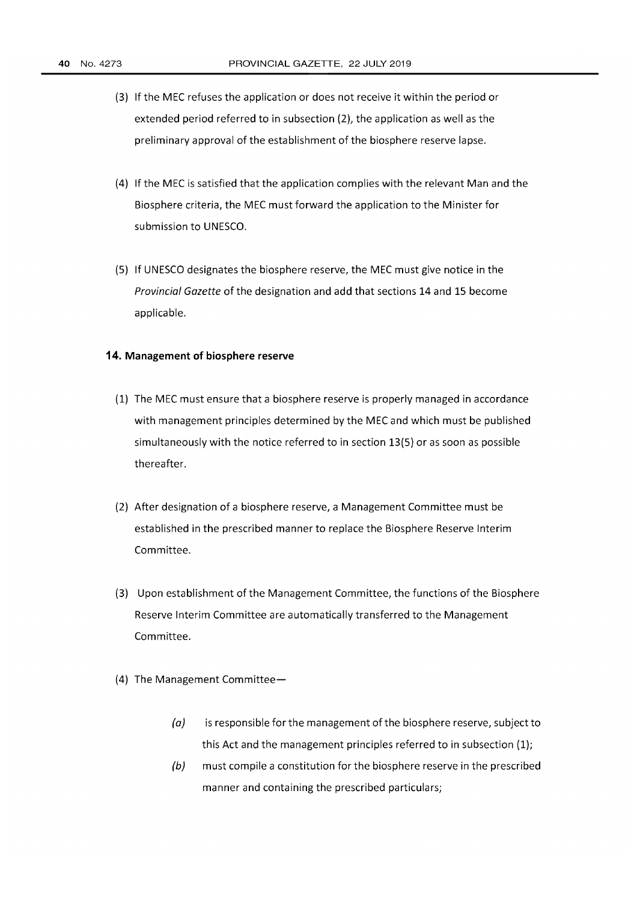(3) If the MEC refuses the application or does not receive it within the period or extended period referred to in subsection (2), the application as well as the preliminary approval of the establishment of the biosphere reserve lapse.

(4) If the MEC is satisfied that the application complies with the relevant Man and the Biosphere criteria, the MEC must forward the application to the Minister for submission to UNESCO.

(5) If UNESCO designates the biosphere reserve, the MEC must give notice in the *Provincial Gazette* of the designation and add that sections 14 and 15 become applicable.

### 14. Management of biosphere reserve

(1) The MEC must ensure that a biosphere reserve is properly managed in accordance with management principles determined by the MEC and which must be published simultaneously with the notice referred to in section 13(5) or as soon as possible thereafter.

(2) After designation of a biosphere reserve, a Management Committee must be established in the prescribed manner to replace the Biosphere Reserve Interim Committee.

(3) Upon establishment of the Management Committee, the functions of the Biosphere Reserve Interim Committee are automatically transferred to the Management Committee.

(4) The Management Committee—

*(a)* is responsible for the management of the biosphere reserve, subject to this Act and the management principles referred to in subsection (1);

*(b)* must compile a constitution for the biosphere reserve in the prescribed manner and containing the prescribed particulars;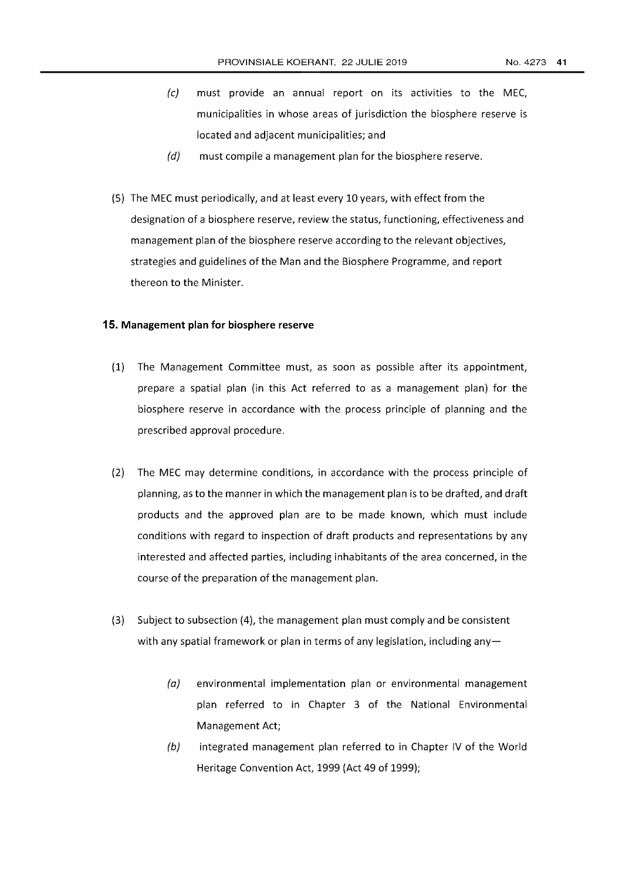(c) must provide an annual report on its activities to the MEC, municipalities in whose areas of jurisdiction the biosphere reserve is located and adjacent municipalities; and

(d) must compile a management plan for the biosphere reserve.

(5) The MEC must periodically, and at least every 10 years, with effect from the designation of a biosphere reserve, review the status, functioning, effectiveness and management plan of the biosphere reserve according to the relevant objectives, strategies and guidelines of the Man and the Biosphere Programme, and report thereon to the Minister.

**15. Management plan for biosphere reserve**

(1) The Management Committee must, as soon as possible after its appointment, prepare a spatial plan (in this Act referred to as a management plan) for the biosphere reserve in accordance with the process principle of planning and the prescribed approval procedure.

(2) The MEC may determine conditions, in accordance with the process principle of planning, as to the manner in which the management plan is to be drafted, and draft products and the approved plan are to be made known, which must include conditions with regard to inspection of draft products and representations by any interested and affected parties, including inhabitants of the area concerned, in the course of the preparation of the management plan.

(3) Subject to subsection (4), the management plan must comply and be consistent with any spatial framework or plan in terms of any legislation, including any—

(a) environmental implementation plan or environmental management plan referred to in Chapter 3 of the National Environmental Management Act;

(b) integrated management plan referred to in Chapter IV of the World Heritage Convention Act, 1999 (Act 49 of 1999);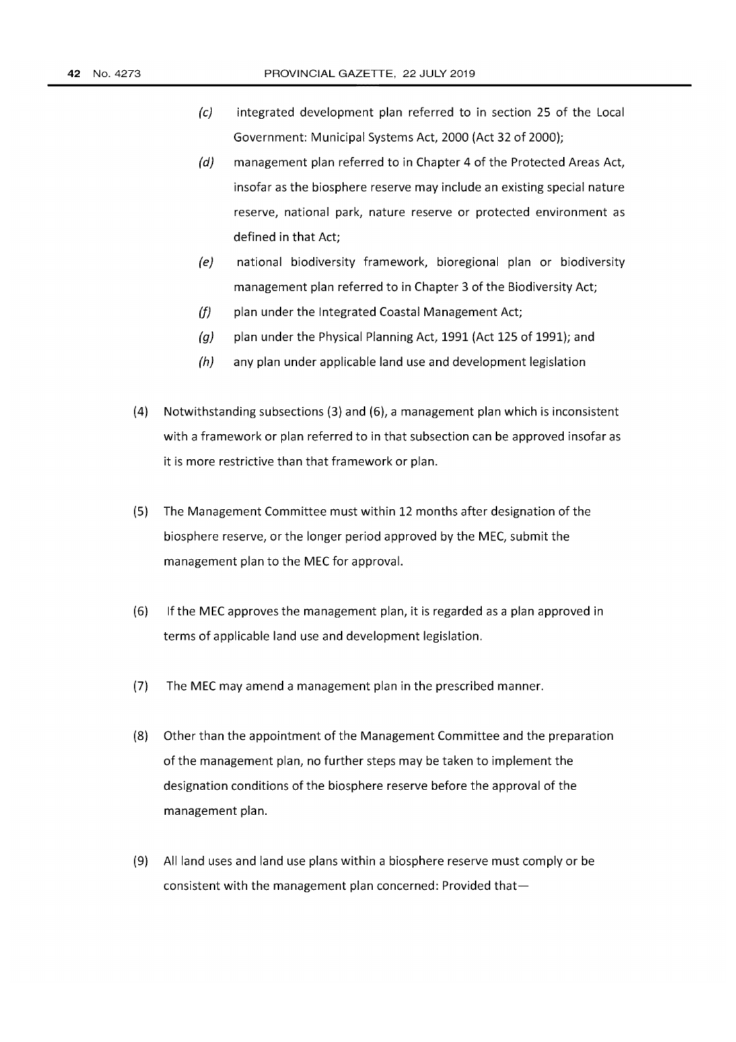(c) integrated development plan referred to in section 25 of the Local Government: Municipal Systems Act, 2000 (Act 32 of 2000);

(d) management plan referred to in Chapter 4 of the Protected Areas Act, insofar as the biosphere reserve may include an existing special nature reserve, national park, nature reserve or protected environment as defined in that Act;

(e) national biodiversity framework, bioregional plan or biodiversity management plan referred to in Chapter 3 of the Biodiversity Act;

(f) plan under the Integrated Coastal Management Act;

(g) plan under the Physical Planning Act, 1991 (Act 125 of 1991); and

(h) any plan under applicable land use and development legislation

(4) Notwithstanding subsections (3) and (6), a management plan which is inconsistent with a framework or plan referred to in that subsection can be approved insofar as it is more restrictive than that framework or plan.

(5) The Management Committee must within 12 months after designation of the biosphere reserve, or the longer period approved by the MEC, submit the management plan to the MEC for approval.

(6) If the MEC approves the management plan, it is regarded as a plan approved in terms of applicable land use and development legislation.

(7) The MEC may amend a management plan in the prescribed manner.

(8) Other than the appointment of the Management Committee and the preparation of the management plan, no further steps may be taken to implement the designation conditions of the biosphere reserve before the approval of the management plan.

(9) All land uses and land use plans within a biosphere reserve must comply or be consistent with the management plan concerned: Provided that—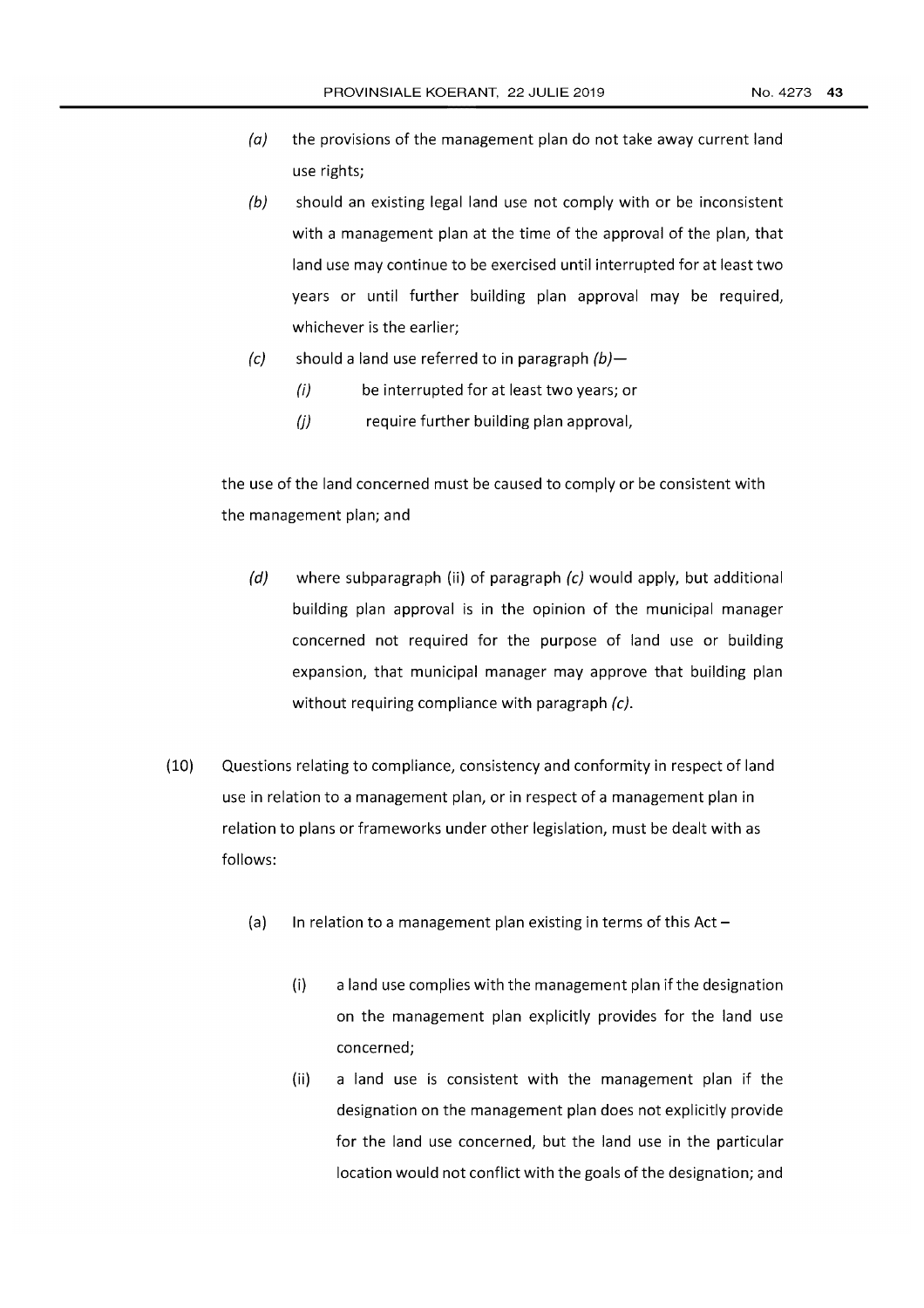*(a)* the provisions of the management plan do not take away current land use rights;

*(b)* should an existing legal land use not comply with or be inconsistent with a management plan at the time of the approval of the plan, that land use may continue to be exercised until interrupted for at least two years or until further building plan approval may be required, whichever is the earlier;

*(c)* should a land use referred to in paragraph *(b)*—

*(i)* be interrupted for at least two years; or

*(j)* require further building plan approval,

the use of the land concerned must be caused to comply or be consistent with the management plan; and

*(d)* where subparagraph (ii) of paragraph *(c)* would apply, but additional building plan approval is in the opinion of the municipal manager concerned not required for the purpose of land use or building expansion, that municipal manager may approve that building plan without requiring compliance with paragraph *(c)*.

(10) Questions relating to compliance, consistency and conformity in respect of land use in relation to a management plan, or in respect of a management plan in relation to plans or frameworks under other legislation, must be dealt with as follows:

(a) In relation to a management plan existing in terms of this Act –

(i) a land use complies with the management plan if the designation on the management plan explicitly provides for the land use concerned;

(ii) a land use is consistent with the management plan if the designation on the management plan does not explicitly provide for the land use concerned, but the land use in the particular location would not conflict with the goals of the designation; and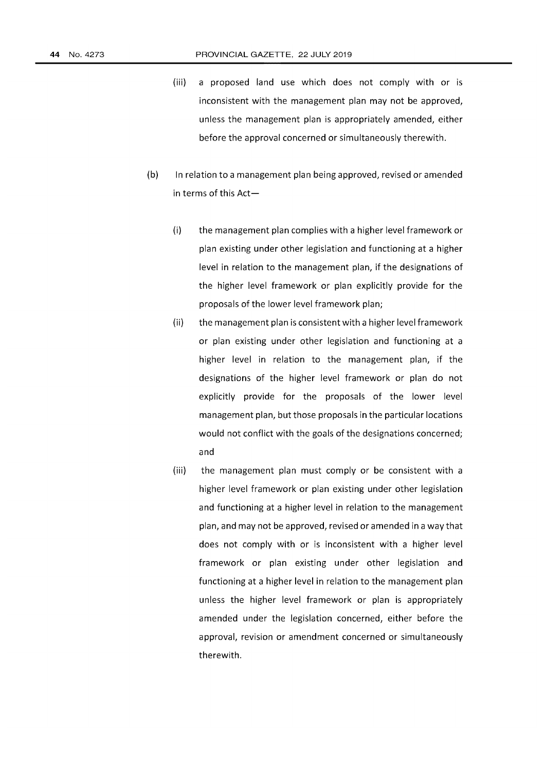(iii) a proposed land use which does not comply with or is inconsistent with the management plan may not be approved, unless the management plan is appropriately amended, either before the approval concerned or simultaneously therewith.

(b) In relation to a management plan being approved, revised or amended in terms of this Act—

(i) the management plan complies with a higher level framework or plan existing under other legislation and functioning at a higher level in relation to the management plan, if the designations of the higher level framework or plan explicitly provide for the proposals of the lower level framework plan;

(ii) the management plan is consistent with a higher level framework or plan existing under other legislation and functioning at a higher level in relation to the management plan, if the designations of the higher level framework or plan do not explicitly provide for the proposals of the lower level management plan, but those proposals in the particular locations would not conflict with the goals of the designations concerned; and

(iii) the management plan must comply or be consistent with a higher level framework or plan existing under other legislation and functioning at a higher level in relation to the management plan, and may not be approved, revised or amended in a way that does not comply with or is inconsistent with a higher level framework or plan existing under other legislation and functioning at a higher level in relation to the management plan unless the higher level framework or plan is appropriately amended under the legislation concerned, either before the approval, revision or amendment concerned or simultaneously therewith.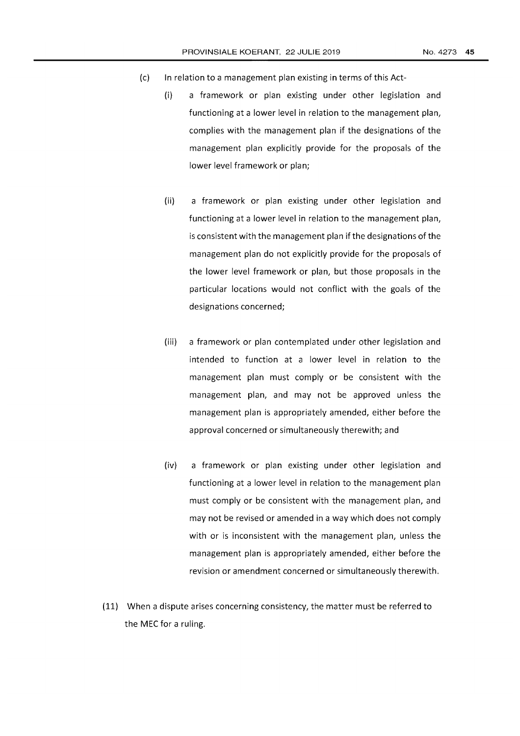(c) In relation to a management plan existing in terms of this Act-

   (i) a framework or plan existing under other legislation and functioning at a lower level in relation to the management plan, complies with the management plan if the designations of the management plan explicitly provide for the proposals of the lower level framework or plan;

   (ii) a framework or plan existing under other legislation and functioning at a lower level in relation to the management plan, is consistent with the management plan if the designations of the management plan do not explicitly provide for the proposals of the lower level framework or plan, but those proposals in the particular locations would not conflict with the goals of the designations concerned;

   (iii) a framework or plan contemplated under other legislation and intended to function at a lower level in relation to the management plan must comply or be consistent with the management plan, and may not be approved unless the management plan is appropriately amended, either before the approval concerned or simultaneously therewith; and

   (iv) a framework or plan existing under other legislation and functioning at a lower level in relation to the management plan must comply or be consistent with the management plan, and may not be revised or amended in a way which does not comply with or is inconsistent with the management plan, unless the management plan is appropriately amended, either before the revision or amendment concerned or simultaneously therewith.

(11) When a dispute arises concerning consistency, the matter must be referred to the MEC for a ruling.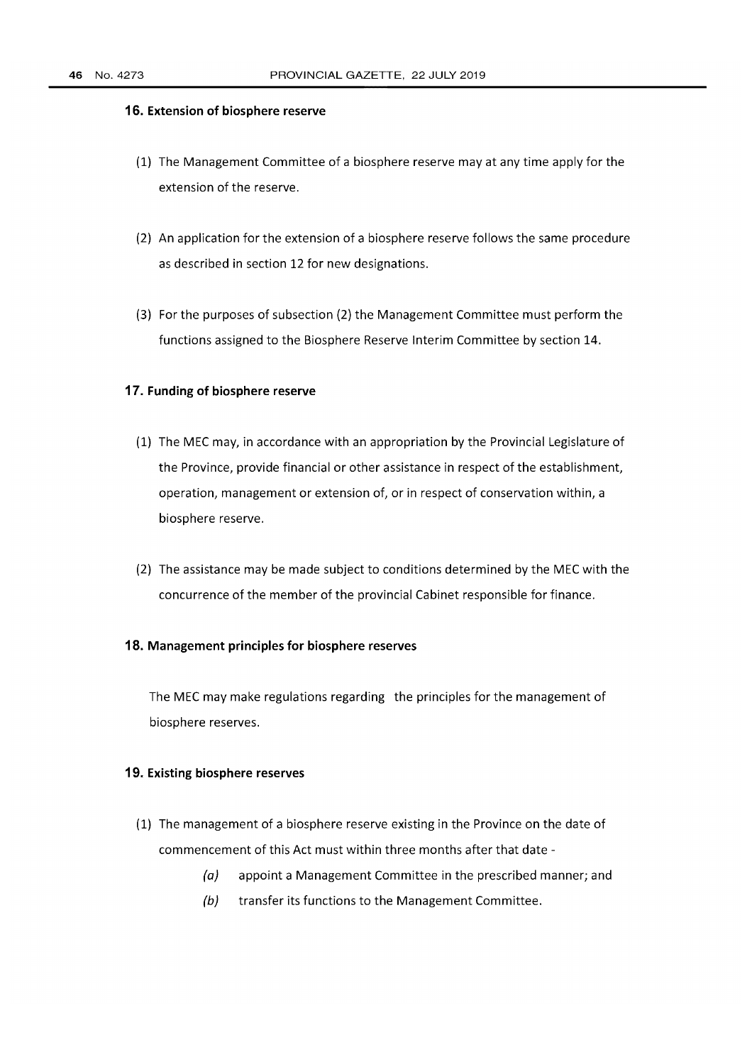### 16. Extension of biosphere reserve

(1) The Management Committee of a biosphere reserve may at any time apply for the extension of the reserve.

(2) An application for the extension of a biosphere reserve follows the same procedure as described in section 12 for new designations.

(3) For the purposes of subsection (2) the Management Committee must perform the functions assigned to the Biosphere Reserve Interim Committee by section 14.

### 17. Funding of biosphere reserve

(1) The MEC may, in accordance with an appropriation by the Provincial Legislature of the Province, provide financial or other assistance in respect of the establishment, operation, management or extension of, or in respect of conservation within, a biosphere reserve.

(2) The assistance may be made subject to conditions determined by the MEC with the concurrence of the member of the provincial Cabinet responsible for finance.

### 18. Management principles for biosphere reserves

The MEC may make regulations regarding the principles for the management of biosphere reserves.

### 19. Existing biosphere reserves

(1) The management of a biosphere reserve existing in the Province on the date of commencement of this Act must within three months after that date -

*(a)* appoint a Management Committee in the prescribed manner; and

*(b)* transfer its functions to the Management Committee.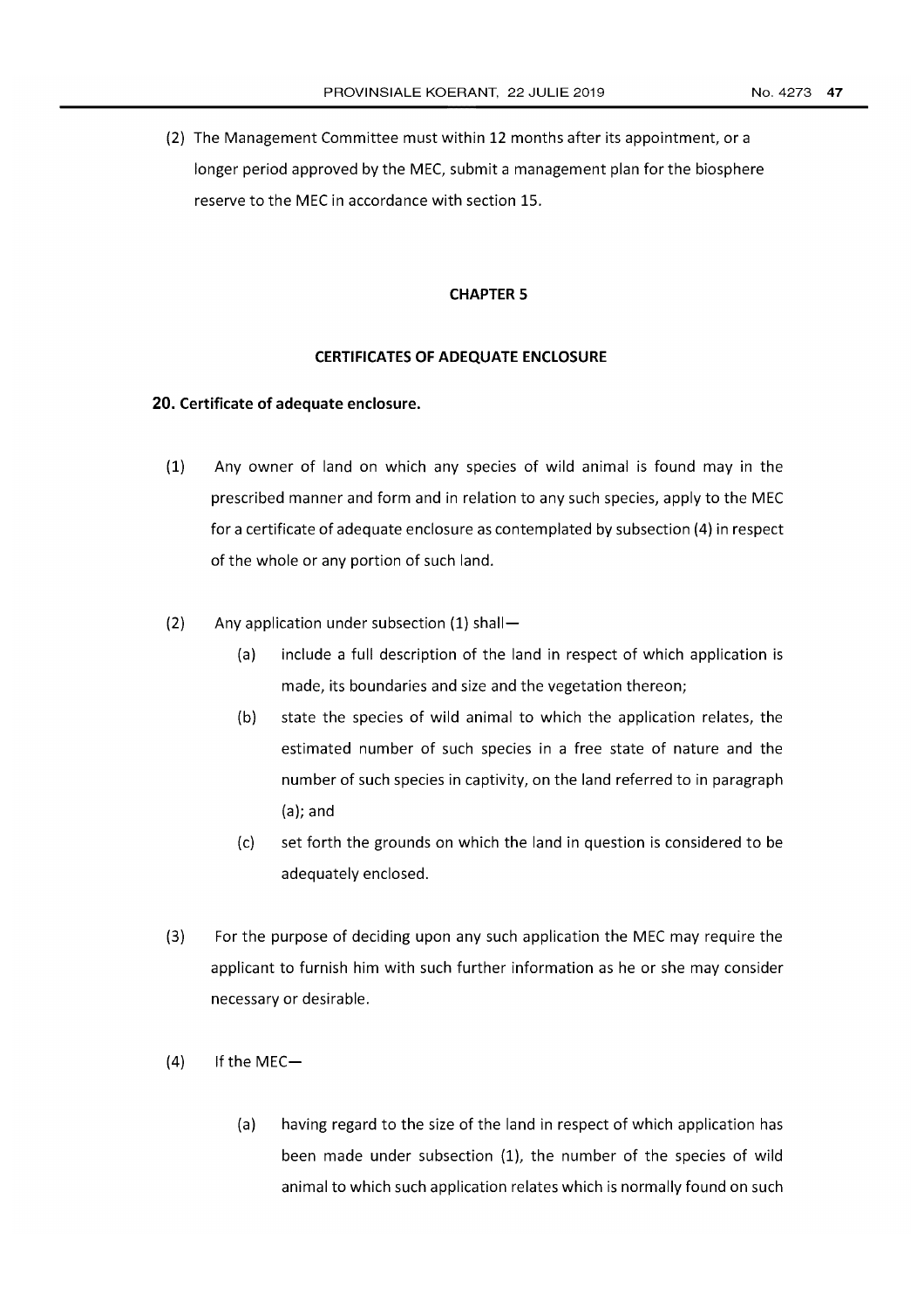(2) The Management Committee must within 12 months after its appointment, or a longer period approved by the MEC, submit a management plan for the biosphere reserve to the MEC in accordance with section 15.

## CHAPTER 5

## CERTIFICATES OF ADEQUATE ENCLOSURE

### 20. Certificate of adequate enclosure.

(1) Any owner of land on which any species of wild animal is found may in the prescribed manner and form and in relation to any such species, apply to the MEC for a certificate of adequate enclosure as contemplated by subsection (4) in respect of the whole or any portion of such land.

(2) Any application under subsection (1) shall—

(a) include a full description of the land in respect of which application is made, its boundaries and size and the vegetation thereon;

(b) state the species of wild animal to which the application relates, the estimated number of such species in a free state of nature and the number of such species in captivity, on the land referred to in paragraph (a); and

(c) set forth the grounds on which the land in question is considered to be adequately enclosed.

(3) For the purpose of deciding upon any such application the MEC may require the applicant to furnish him with such further information as he or she may consider necessary or desirable.

(4) If the MEC—

(a) having regard to the size of the land in respect of which application has been made under subsection (1), the number of the species of wild animal to which such application relates which is normally found on such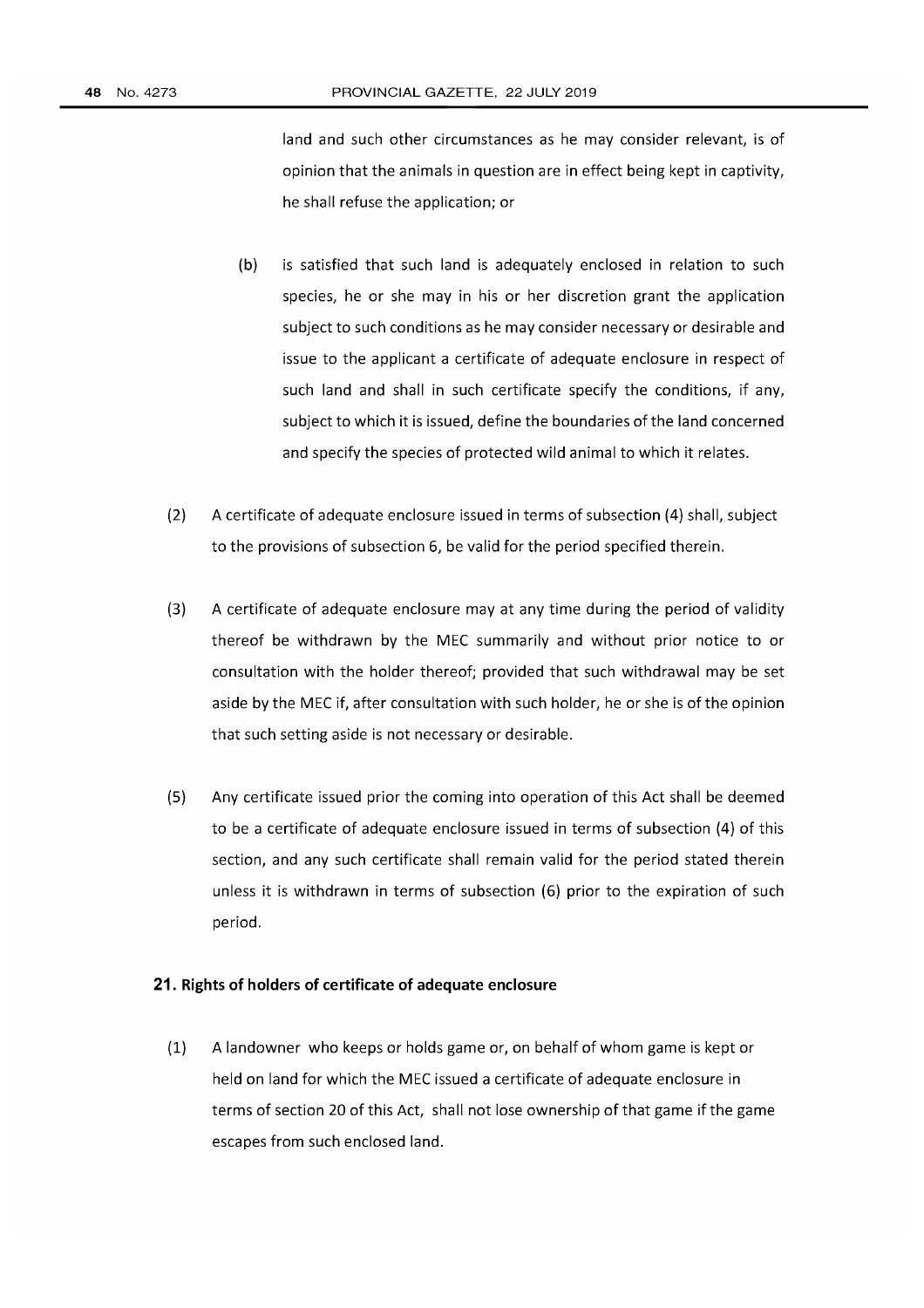land and such other circumstances as he may consider relevant, is of opinion that the animals in question are in effect being kept in captivity, he shall refuse the application; or

(b) is satisfied that such land is adequately enclosed in relation to such species, he or she may in his or her discretion grant the application subject to such conditions as he may consider necessary or desirable and issue to the applicant a certificate of adequate enclosure in respect of such land and shall in such certificate specify the conditions, if any, subject to which it is issued, define the boundaries of the land concerned and specify the species of protected wild animal to which it relates.

(2) A certificate of adequate enclosure issued in terms of subsection (4) shall, subject to the provisions of subsection 6, be valid for the period specified therein.

(3) A certificate of adequate enclosure may at any time during the period of validity thereof be withdrawn by the MEC summarily and without prior notice to or consultation with the holder thereof; provided that such withdrawal may be set aside by the MEC if, after consultation with such holder, he or she is of the opinion that such setting aside is not necessary or desirable.

(5) Any certificate issued prior the coming into operation of this Act shall be deemed to be a certificate of adequate enclosure issued in terms of subsection (4) of this section, and any such certificate shall remain valid for the period stated therein unless it is withdrawn in terms of subsection (6) prior to the expiration of such period.

### 21. Rights of holders of certificate of adequate enclosure

(1) A landowner who keeps or holds game or, on behalf of whom game is kept or held on land for which the MEC issued a certificate of adequate enclosure in terms of section 20 of this Act, shall not lose ownership of that game if the game escapes from such enclosed land.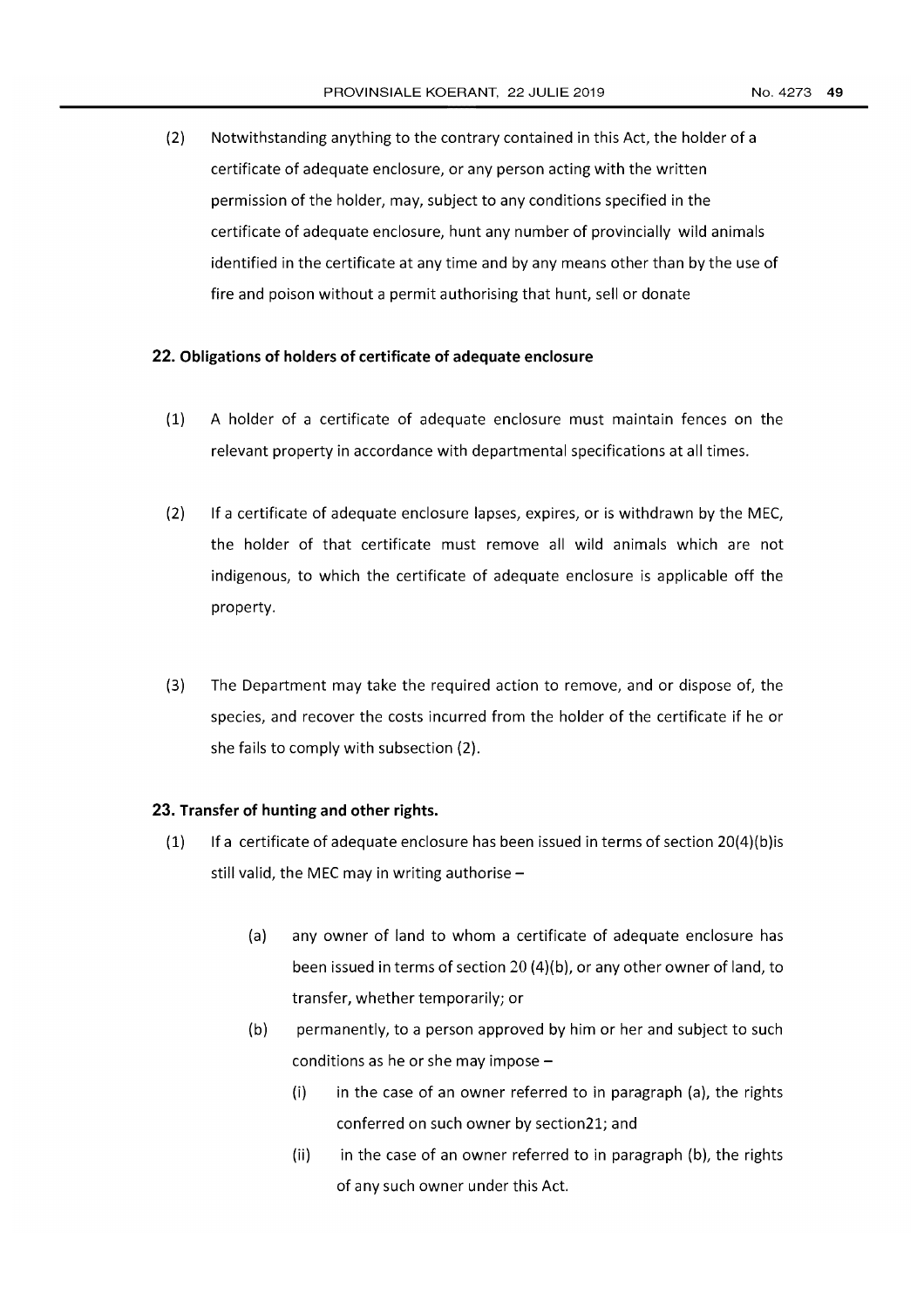(2) Notwithstanding anything to the contrary contained in this Act, the holder of a certificate of adequate enclosure, or any person acting with the written permission of the holder, may, subject to any conditions specified in the certificate of adequate enclosure, hunt any number of provincially wild animals identified in the certificate at any time and by any means other than by the use of fire and poison without a permit authorising that hunt, sell or donate

### 22. Obligations of holders of certificate of adequate enclosure

(1) A holder of a certificate of adequate enclosure must maintain fences on the relevant property in accordance with departmental specifications at all times.

(2) If a certificate of adequate enclosure lapses, expires, or is withdrawn by the MEC, the holder of that certificate must remove all wild animals which are not indigenous, to which the certificate of adequate enclosure is applicable off the property.

(3) The Department may take the required action to remove, and or dispose of, the species, and recover the costs incurred from the holder of the certificate if he or she fails to comply with subsection (2).

### 23. Transfer of hunting and other rights.

(1) If a certificate of adequate enclosure has been issued in terms of section 20(4)(b)is still valid, the MEC may in writing authorise –

- (a) any owner of land to whom a certificate of adequate enclosure has been issued in terms of section 20 (4)(b), or any other owner of land, to transfer, whether temporarily; or
- (b) permanently, to a person approved by him or her and subject to such conditions as he or she may impose –
  - (i) in the case of an owner referred to in paragraph (a), the rights conferred on such owner by section21; and
  - (ii) in the case of an owner referred to in paragraph (b), the rights of any such owner under this Act.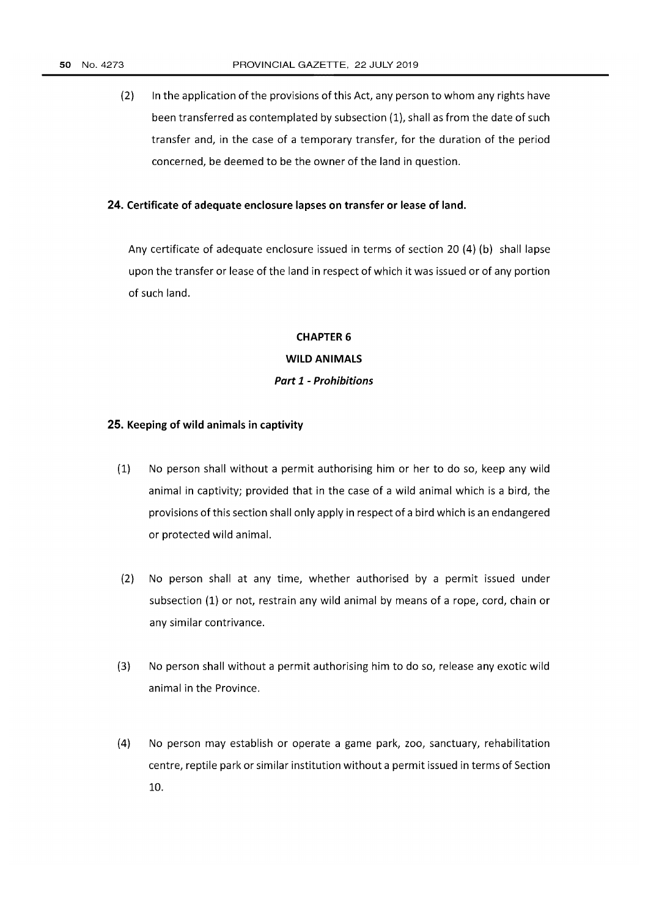(2) In the application of the provisions of this Act, any person to whom any rights have been transferred as contemplated by subsection (1), shall as from the date of such transfer and, in the case of a temporary transfer, for the duration of the period concerned, be deemed to be the owner of the land in question.

**24. Certificate of adequate enclosure lapses on transfer or lease of land.**

Any certificate of adequate enclosure issued in terms of section 20 (4) (b) shall lapse upon the transfer or lease of the land in respect of which it was issued or of any portion of such land.

## CHAPTER 6

## WILD ANIMALS

### *Part 1 - Prohibitions*

**25. Keeping of wild animals in captivity**

(1) No person shall without a permit authorising him or her to do so, keep any wild animal in captivity; provided that in the case of a wild animal which is a bird, the provisions of this section shall only apply in respect of a bird which is an endangered or protected wild animal.

(2) No person shall at any time, whether authorised by a permit issued under subsection (1) or not, restrain any wild animal by means of a rope, cord, chain or any similar contrivance.

(3) No person shall without a permit authorising him to do so, release any exotic wild animal in the Province.

(4) No person may establish or operate a game park, zoo, sanctuary, rehabilitation centre, reptile park or similar institution without a permit issued in terms of Section 10.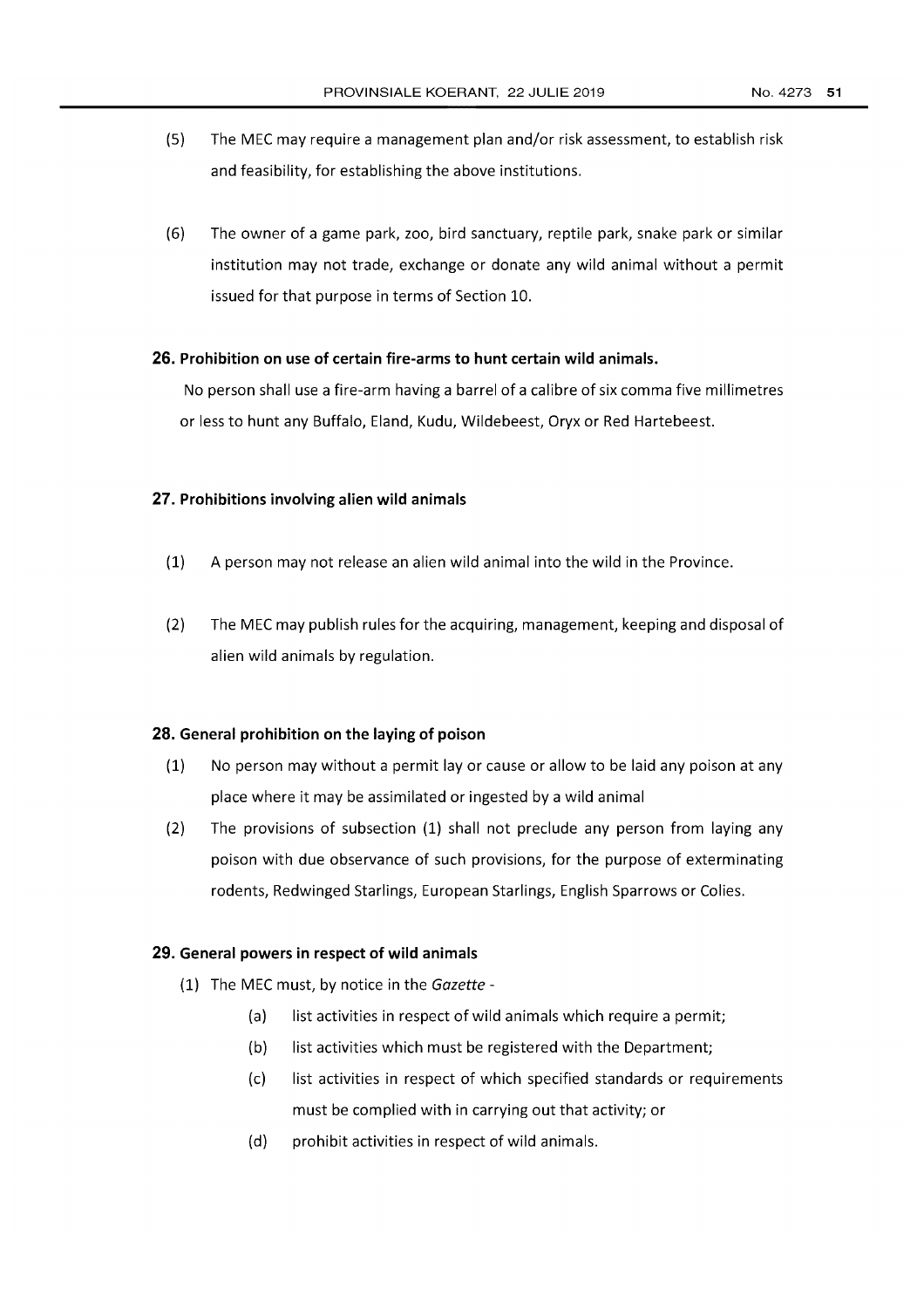(5) The MEC may require a management plan and/or risk assessment, to establish risk and feasibility, for establishing the above institutions.

(6) The owner of a game park, zoo, bird sanctuary, reptile park, snake park or similar institution may not trade, exchange or donate any wild animal without a permit issued for that purpose in terms of Section 10.

**26. Prohibition on use of certain fire-arms to hunt certain wild animals.**

No person shall use a fire-arm having a barrel of a calibre of six comma five millimetres or less to hunt any Buffalo, Eland, Kudu, Wildebeest, Oryx or Red Hartebeest.

**27. Prohibitions involving alien wild animals**

(1) A person may not release an alien wild animal into the wild in the Province.

(2) The MEC may publish rules for the acquiring, management, keeping and disposal of alien wild animals by regulation.

**28. General prohibition on the laying of poison**

(1) No person may without a permit lay or cause or allow to be laid any poison at any place where it may be assimilated or ingested by a wild animal

(2) The provisions of subsection (1) shall not preclude any person from laying any poison with due observance of such provisions, for the purpose of exterminating rodents, Redwinged Starlings, European Starlings, English Sparrows or Colies.

**29. General powers in respect of wild animals**

(1) The MEC must, by notice in the *Gazette* -

(a) list activities in respect of wild animals which require a permit;

(b) list activities which must be registered with the Department;

(c) list activities in respect of which specified standards or requirements must be complied with in carrying out that activity; or

(d) prohibit activities in respect of wild animals.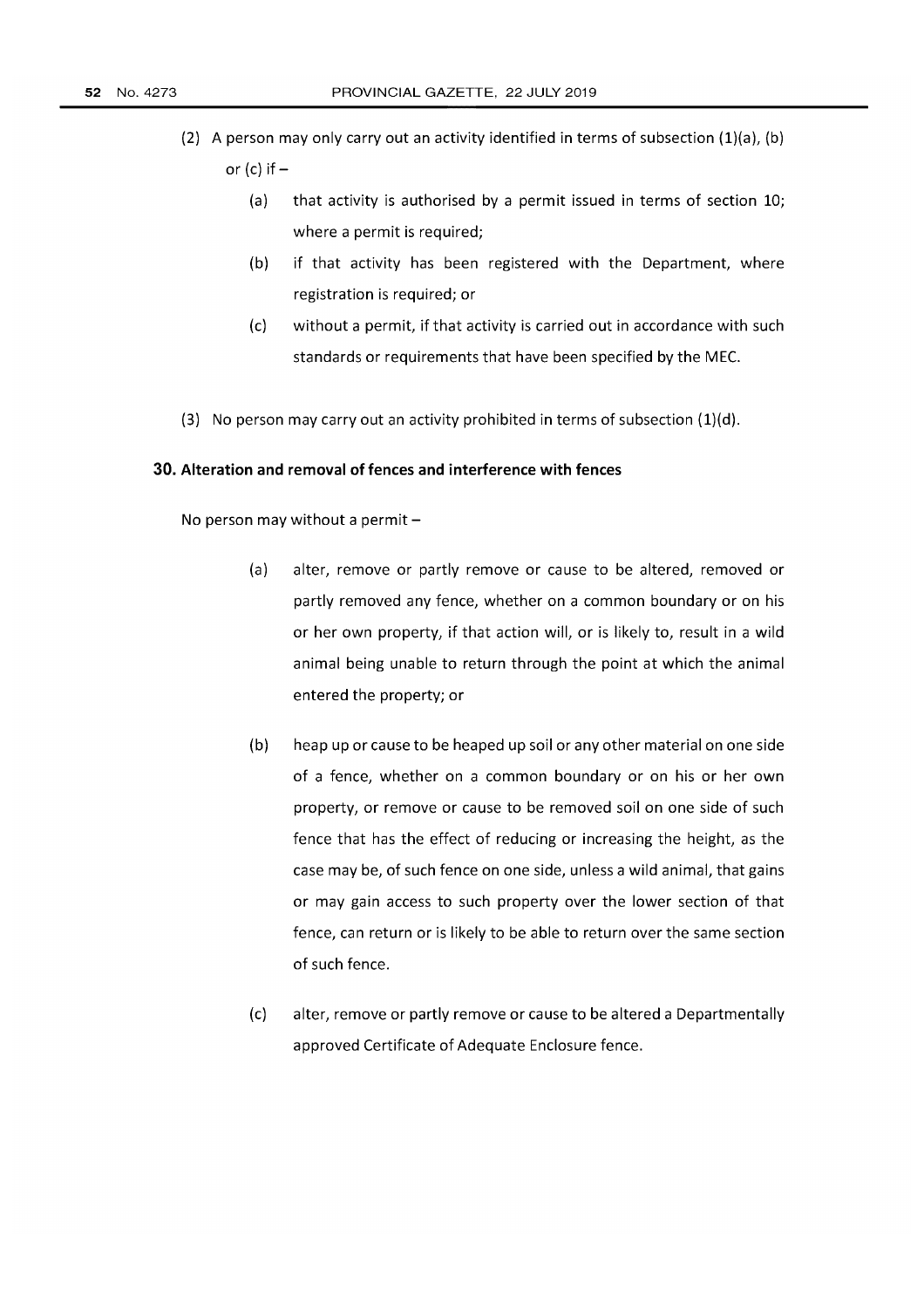(2) A person may only carry out an activity identified in terms of subsection (1)(a), (b) or (c) if –

   (a) that activity is authorised by a permit issued in terms of section 10; where a permit is required;

   (b) if that activity has been registered with the Department, where registration is required; or

   (c) without a permit, if that activity is carried out in accordance with such standards or requirements that have been specified by the MEC.

(3) No person may carry out an activity prohibited in terms of subsection (1)(d).

## 30. Alteration and removal of fences and interference with fences

No person may without a permit –

   (a) alter, remove or partly remove or cause to be altered, removed or partly removed any fence, whether on a common boundary or on his or her own property, if that action will, or is likely to, result in a wild animal being unable to return through the point at which the animal entered the property; or

   (b) heap up or cause to be heaped up soil or any other material on one side of a fence, whether on a common boundary or on his or her own property, or remove or cause to be removed soil on one side of such fence that has the effect of reducing or increasing the height, as the case may be, of such fence on one side, unless a wild animal, that gains or may gain access to such property over the lower section of that fence, can return or is likely to be able to return over the same section of such fence.

   (c) alter, remove or partly remove or cause to be altered a Departmentally approved Certificate of Adequate Enclosure fence.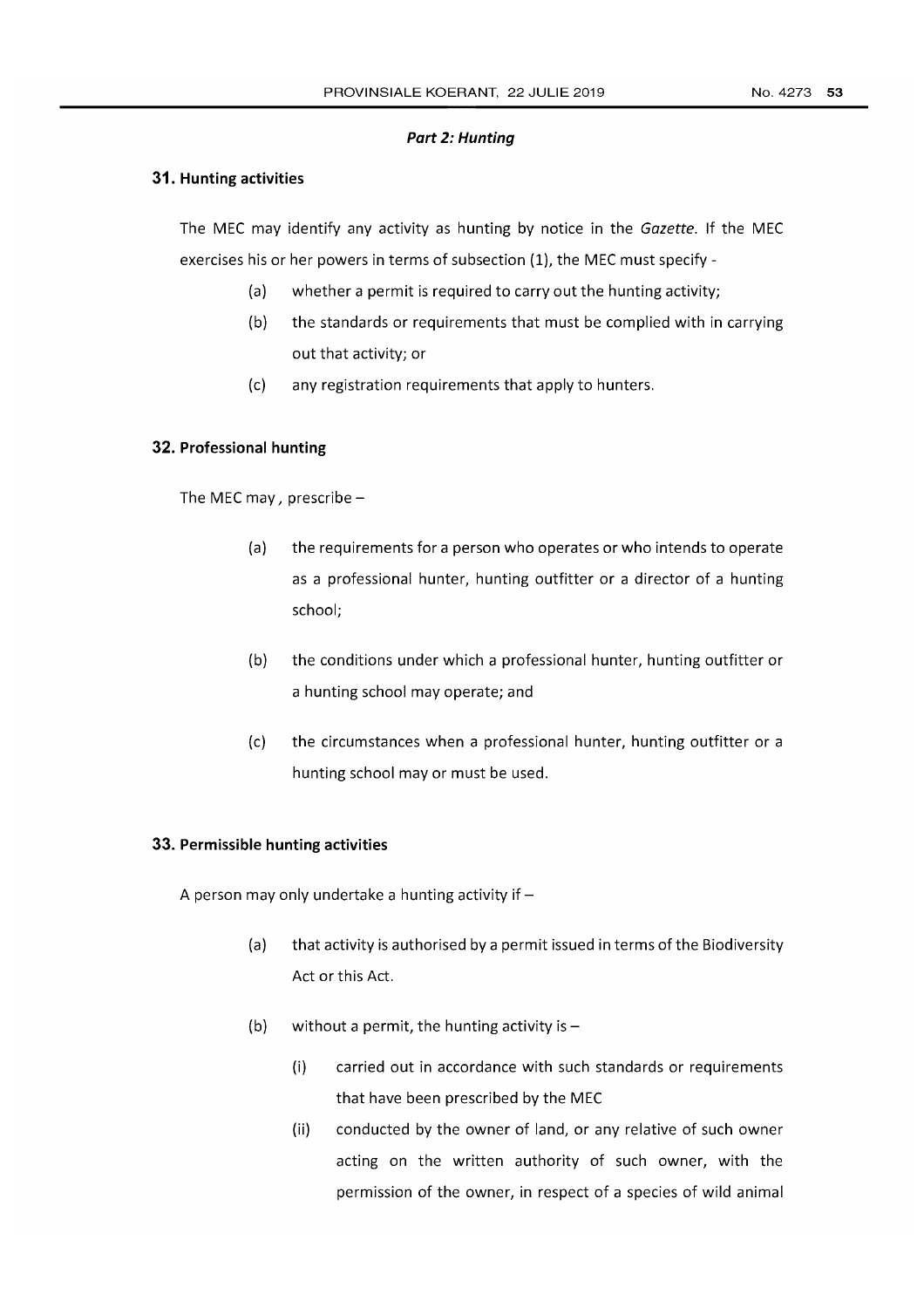***Part 2: Hunting***

**31. Hunting activities**

The MEC may identify any activity as hunting by notice in the *Gazette*. If the MEC exercises his or her powers in terms of subsection (1), the MEC must specify -

- (a) whether a permit is required to carry out the hunting activity;
- (b) the standards or requirements that must be complied with in carrying out that activity; or
- (c) any registration requirements that apply to hunters.

**32. Professional hunting**

The MEC may , prescribe –

- (a) the requirements for a person who operates or who intends to operate as a professional hunter, hunting outfitter or a director of a hunting school;
- (b) the conditions under which a professional hunter, hunting outfitter or a hunting school may operate; and
- (c) the circumstances when a professional hunter, hunting outfitter or a hunting school may or must be used.

**33. Permissible hunting activities**

A person may only undertake a hunting activity if –

- (a) that activity is authorised by a permit issued in terms of the Biodiversity Act or this Act.
- (b) without a permit, the hunting activity is –
  - (i) carried out in accordance with such standards or requirements that have been prescribed by the MEC
  - (ii) conducted by the owner of land, or any relative of such owner acting on the written authority of such owner, with the permission of the owner, in respect of a species of wild animal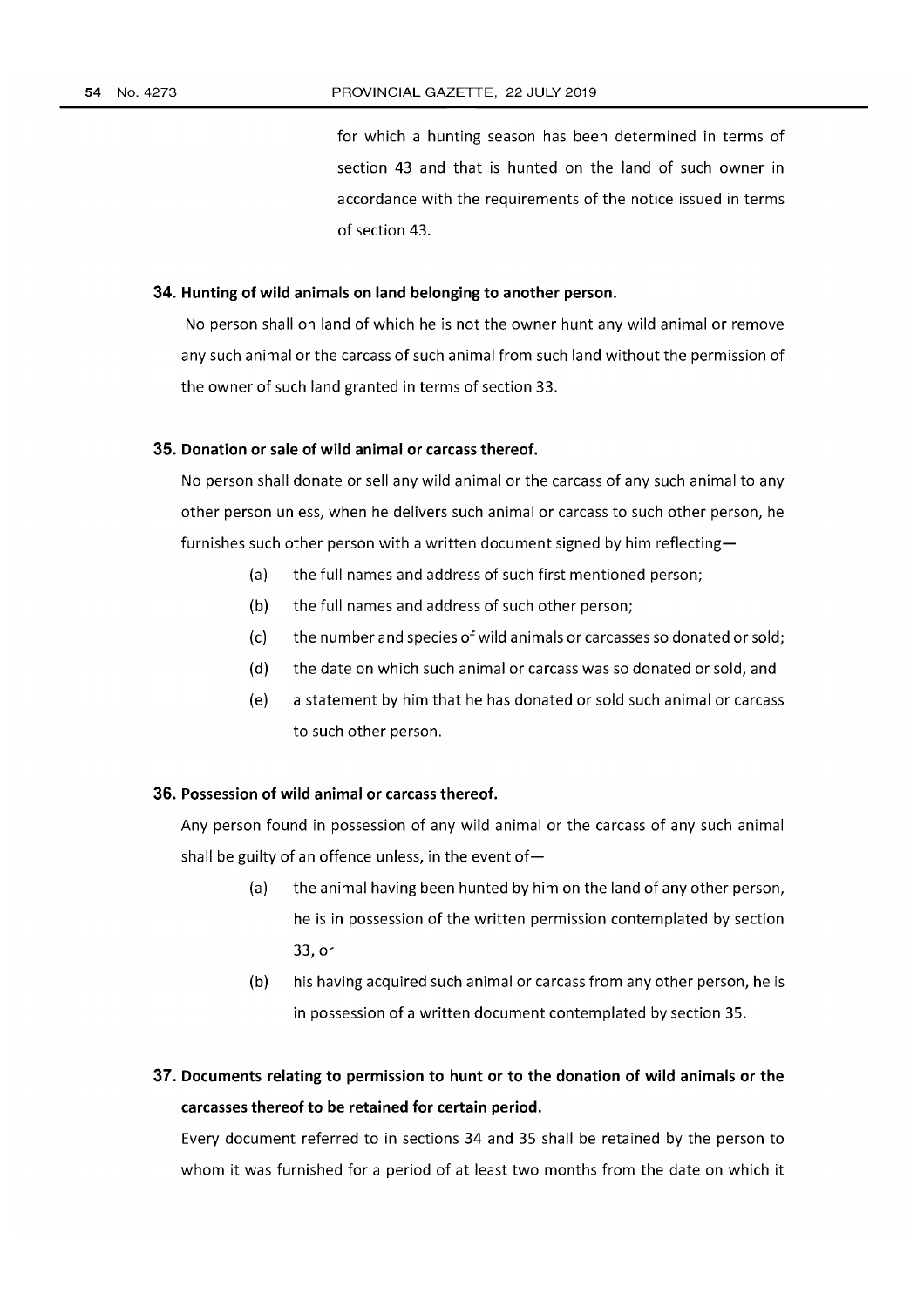for which a hunting season has been determined in terms of section 43 and that is hunted on the land of such owner in accordance with the requirements of the notice issued in terms of section 43.

**34. Hunting of wild animals on land belonging to another person.**

No person shall on land of which he is not the owner hunt any wild animal or remove any such animal or the carcass of such animal from such land without the permission of the owner of such land granted in terms of section 33.

**35. Donation or sale of wild animal or carcass thereof.**

No person shall donate or sell any wild animal or the carcass of any such animal to any other person unless, when he delivers such animal or carcass to such other person, he furnishes such other person with a written document signed by him reflecting—

(a) the full names and address of such first mentioned person;

(b) the full names and address of such other person;

(c) the number and species of wild animals or carcasses so donated or sold;

(d) the date on which such animal or carcass was so donated or sold, and

(e) a statement by him that he has donated or sold such animal or carcass to such other person.

**36. Possession of wild animal or carcass thereof.**

Any person found in possession of any wild animal or the carcass of any such animal shall be guilty of an offence unless, in the event of—

(a) the animal having been hunted by him on the land of any other person, he is in possession of the written permission contemplated by section 33, or

(b) his having acquired such animal or carcass from any other person, he is in possession of a written document contemplated by section 35.

**37. Documents relating to permission to hunt or to the donation of wild animals or the carcasses thereof to be retained for certain period.**

Every document referred to in sections 34 and 35 shall be retained by the person to whom it was furnished for a period of at least two months from the date on which it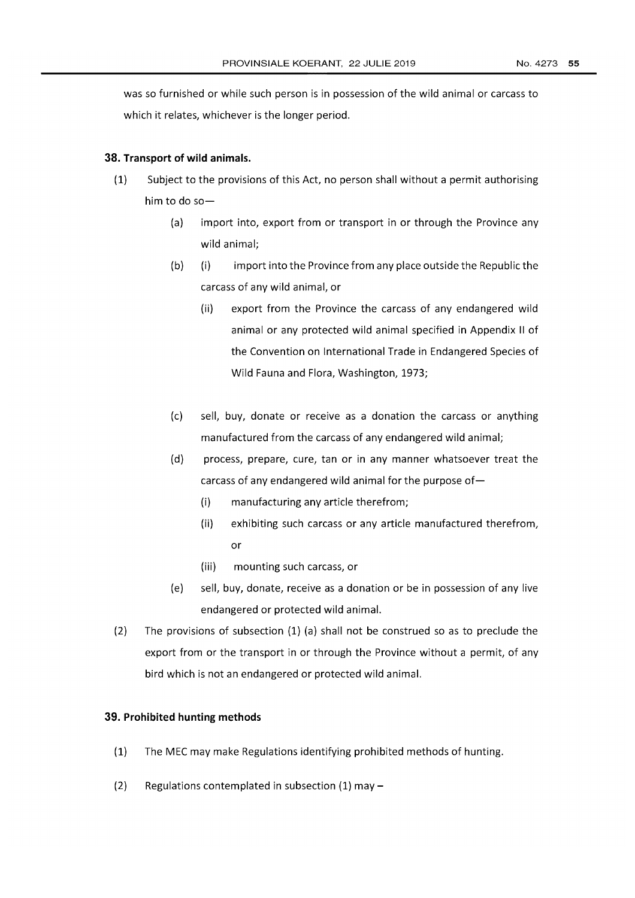was so furnished or while such person is in possession of the wild animal or carcass to which it relates, whichever is the longer period.

### 38. Transport of wild animals.

(1) Subject to the provisions of this Act, no person shall without a permit authorising him to do so—

(a) import into, export from or transport in or through the Province any wild animal;

(b) (i) import into the Province from any place outside the Republic the carcass of any wild animal, or

(ii) export from the Province the carcass of any endangered wild animal or any protected wild animal specified in Appendix II of the Convention on International Trade in Endangered Species of Wild Fauna and Flora, Washington, 1973;

(c) sell, buy, donate or receive as a donation the carcass or anything manufactured from the carcass of any endangered wild animal;

(d) process, prepare, cure, tan or in any manner whatsoever treat the carcass of any endangered wild animal for the purpose of—

(i) manufacturing any article therefrom;

(ii) exhibiting such carcass or any article manufactured therefrom, or

(iii) mounting such carcass, or

(e) sell, buy, donate, receive as a donation or be in possession of any live endangered or protected wild animal.

(2) The provisions of subsection (1) (a) shall not be construed so as to preclude the export from or the transport in or through the Province without a permit, of any bird which is not an endangered or protected wild animal.

### 39. Prohibited hunting methods

(1) The MEC may make Regulations identifying prohibited methods of hunting.

(2) Regulations contemplated in subsection (1) may –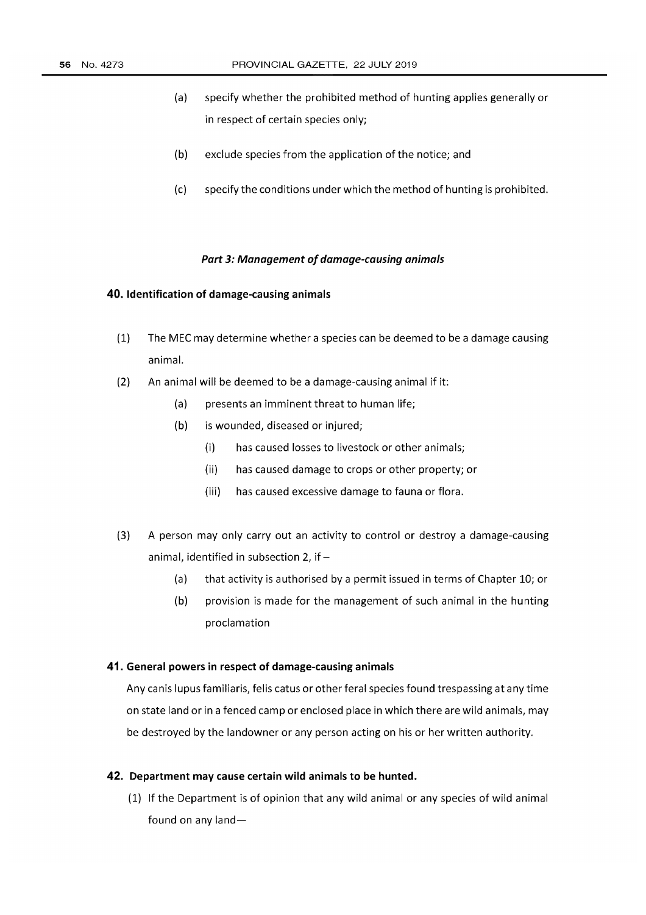(a) specify whether the prohibited method of hunting applies generally or in respect of certain species only;

(b) exclude species from the application of the notice; and

(c) specify the conditions under which the method of hunting is prohibited.

### *Part 3: Management of damage-causing animals*

#### 40. Identification of damage-causing animals

(1) The MEC may determine whether a species can be deemed to be a damage causing animal.

(2) An animal will be deemed to be a damage-causing animal if it:

(a) presents an imminent threat to human life;

(b) is wounded, diseased or injured;

(i) has caused losses to livestock or other animals;

(ii) has caused damage to crops or other property; or

(iii) has caused excessive damage to fauna or flora.

(3) A person may only carry out an activity to control or destroy a damage-causing animal, identified in subsection 2, if –

(a) that activity is authorised by a permit issued in terms of Chapter 10; or

(b) provision is made for the management of such animal in the hunting proclamation

#### 41. General powers in respect of damage-causing animals

Any canis lupus familiaris, felis catus or other feral species found trespassing at any time on state land or in a fenced camp or enclosed place in which there are wild animals, may be destroyed by the landowner or any person acting on his or her written authority.

#### 42. Department may cause certain wild animals to be hunted.

(1) If the Department is of opinion that any wild animal or any species of wild animal found on any land—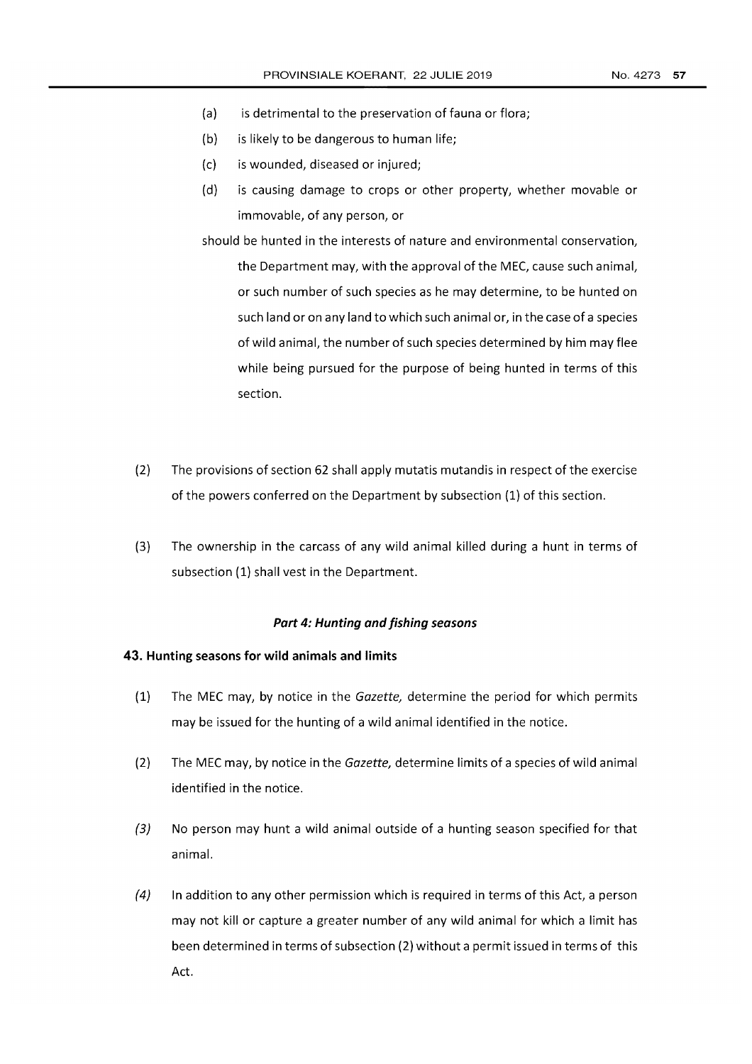(a) is detrimental to the preservation of fauna or flora;

(b) is likely to be dangerous to human life;

(c) is wounded, diseased or injured;

(d) is causing damage to crops or other property, whether movable or immovable, of any person, or

should be hunted in the interests of nature and environmental conservation, the Department may, with the approval of the MEC, cause such animal, or such number of such species as he may determine, to be hunted on such land or on any land to which such animal or, in the case of a species of wild animal, the number of such species determined by him may flee while being pursued for the purpose of being hunted in terms of this section.

(2) The provisions of section 62 shall apply mutatis mutandis in respect of the exercise of the powers conferred on the Department by subsection (1) of this section.

(3) The ownership in the carcass of any wild animal killed during a hunt in terms of subsection (1) shall vest in the Department.

***Part 4: Hunting and fishing seasons***

### 43. Hunting seasons for wild animals and limits

(1) The MEC may, by notice in the *Gazette,* determine the period for which permits may be issued for the hunting of a wild animal identified in the notice.

(2) The MEC may, by notice in the *Gazette,* determine limits of a species of wild animal identified in the notice.

*(3)* No person may hunt a wild animal outside of a hunting season specified for that animal.

*(4)* In addition to any other permission which is required in terms of this Act, a person may not kill or capture a greater number of any wild animal for which a limit has been determined in terms of subsection (2) without a permit issued in terms of this Act.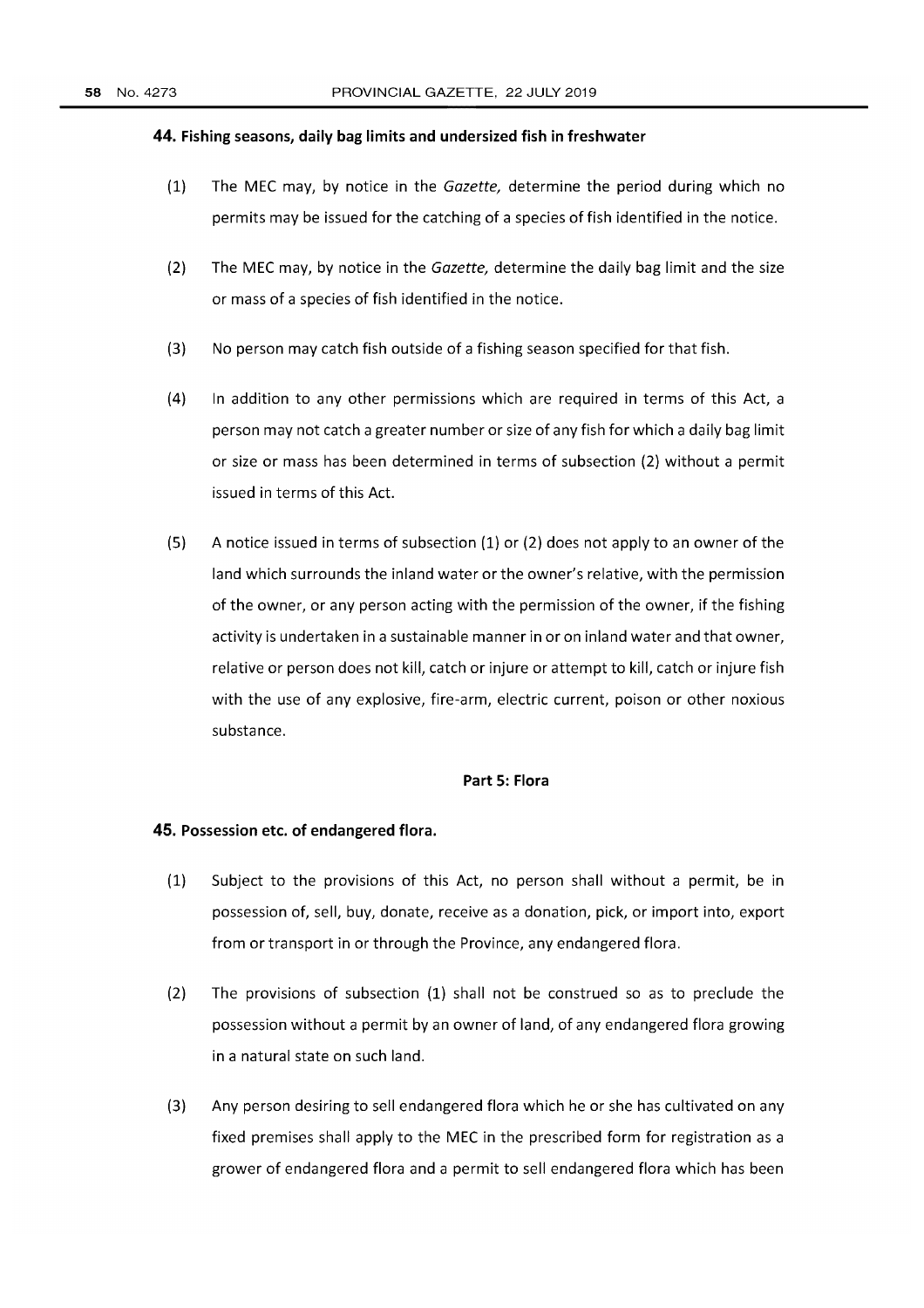### 44. Fishing seasons, daily bag limits and undersized fish in freshwater

(1) The MEC may, by notice in the *Gazette,* determine the period during which no permits may be issued for the catching of a species of fish identified in the notice.

(2) The MEC may, by notice in the *Gazette,* determine the daily bag limit and the size or mass of a species of fish identified in the notice.

(3) No person may catch fish outside of a fishing season specified for that fish.

(4) In addition to any other permissions which are required in terms of this Act, a person may not catch a greater number or size of any fish for which a daily bag limit or size or mass has been determined in terms of subsection (2) without a permit issued in terms of this Act.

(5) A notice issued in terms of subsection (1) or (2) does not apply to an owner of the land which surrounds the inland water or the owner's relative, with the permission of the owner, or any person acting with the permission of the owner, if the fishing activity is undertaken in a sustainable manner in or on inland water and that owner, relative or person does not kill, catch or injure or attempt to kill, catch or injure fish with the use of any explosive, fire-arm, electric current, poison or other noxious substance.

## Part 5: Flora

### 45. Possession etc. of endangered flora.

(1) Subject to the provisions of this Act, no person shall without a permit, be in possession of, sell, buy, donate, receive as a donation, pick, or import into, export from or transport in or through the Province, any endangered flora.

(2) The provisions of subsection (1) shall not be construed so as to preclude the possession without a permit by an owner of land, of any endangered flora growing in a natural state on such land.

(3) Any person desiring to sell endangered flora which he or she has cultivated on any fixed premises shall apply to the MEC in the prescribed form for registration as a grower of endangered flora and a permit to sell endangered flora which has been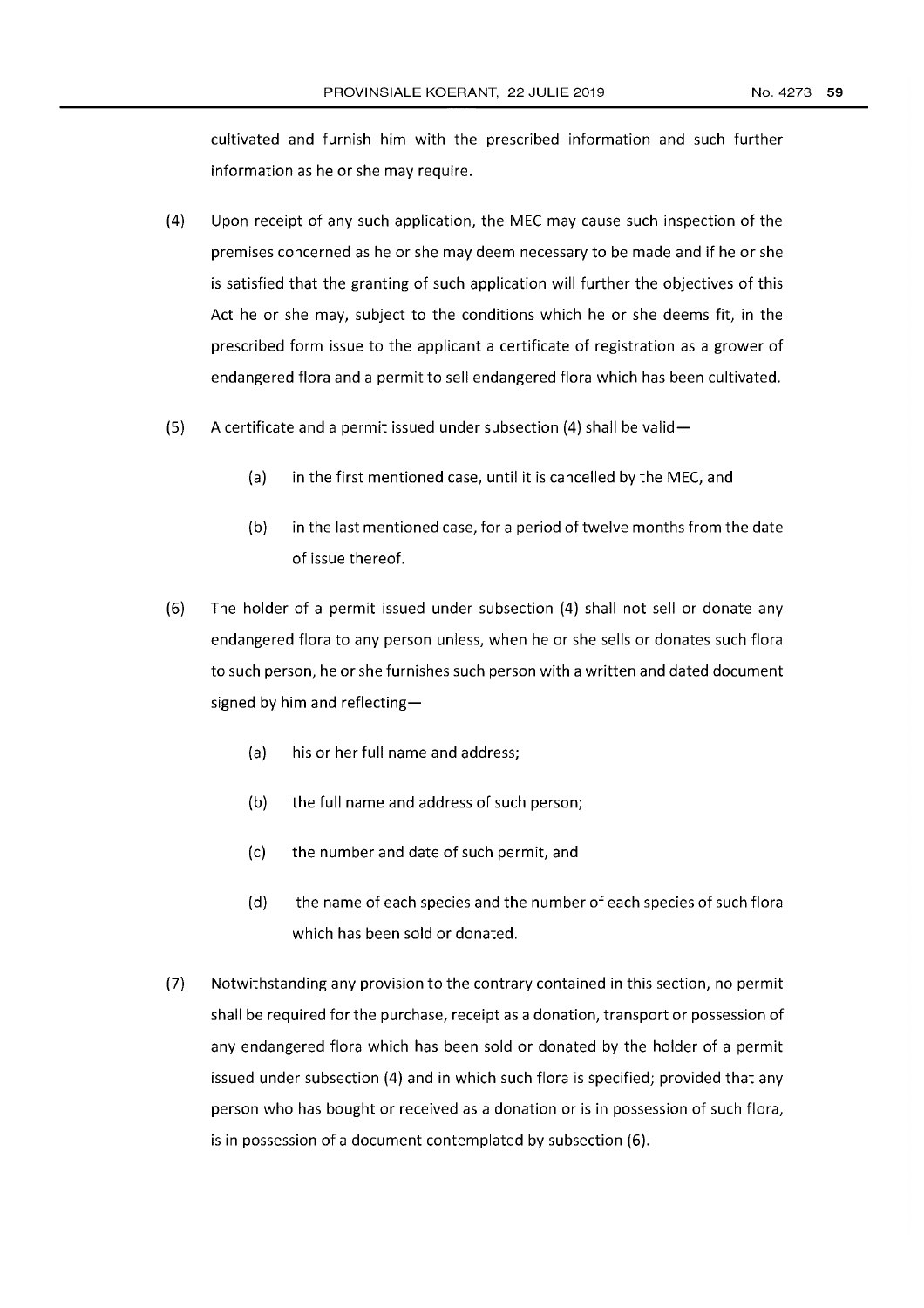cultivated and furnish him with the prescribed information and such further information as he or she may require.

(4) Upon receipt of any such application, the MEC may cause such inspection of the premises concerned as he or she may deem necessary to be made and if he or she is satisfied that the granting of such application will further the objectives of this Act he or she may, subject to the conditions which he or she deems fit, in the prescribed form issue to the applicant a certificate of registration as a grower of endangered flora and a permit to sell endangered flora which has been cultivated.

(5) A certificate and a permit issued under subsection (4) shall be valid—

  (a) in the first mentioned case, until it is cancelled by the MEC, and

  (b) in the last mentioned case, for a period of twelve months from the date of issue thereof.

(6) The holder of a permit issued under subsection (4) shall not sell or donate any endangered flora to any person unless, when he or she sells or donates such flora to such person, he or she furnishes such person with a written and dated document signed by him and reflecting—

  (a) his or her full name and address;

  (b) the full name and address of such person;

  (c) the number and date of such permit, and

  (d) the name of each species and the number of each species of such flora which has been sold or donated.

(7) Notwithstanding any provision to the contrary contained in this section, no permit shall be required for the purchase, receipt as a donation, transport or possession of any endangered flora which has been sold or donated by the holder of a permit issued under subsection (4) and in which such flora is specified; provided that any person who has bought or received as a donation or is in possession of such flora, is in possession of a document contemplated by subsection (6).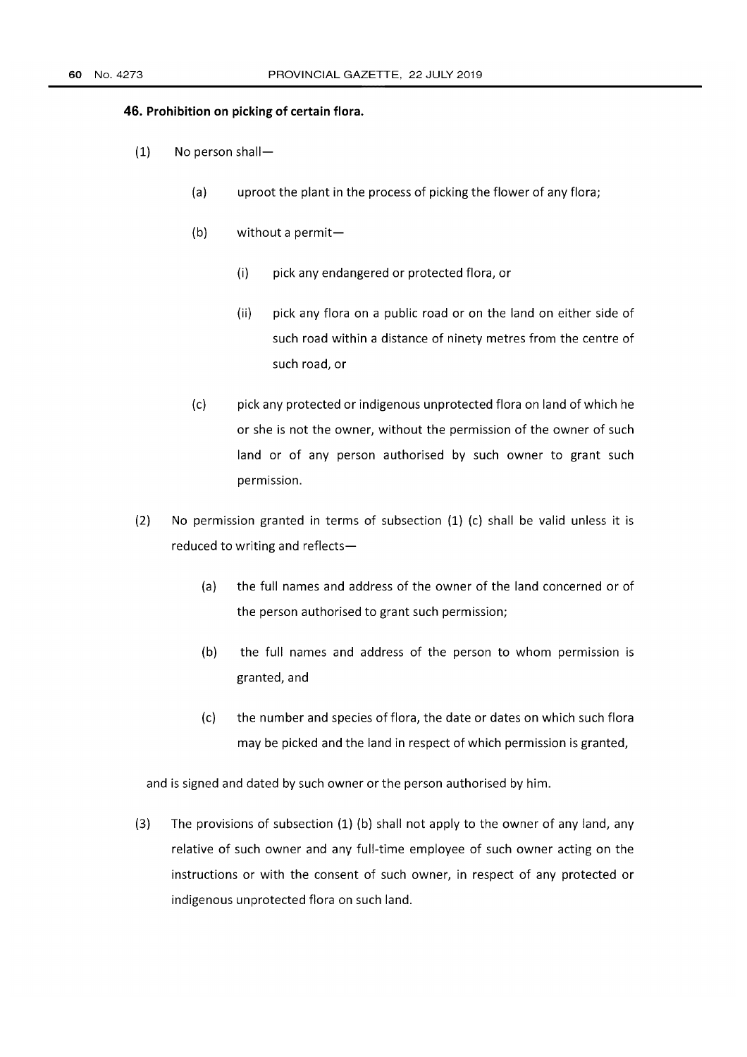### 46. Prohibition on picking of certain flora.

(1) No person shall—

  (a) uproot the plant in the process of picking the flower of any flora;

  (b) without a permit—

    (i) pick any endangered or protected flora, or

    (ii) pick any flora on a public road or on the land on either side of such road within a distance of ninety metres from the centre of such road, or

  (c) pick any protected or indigenous unprotected flora on land of which he or she is not the owner, without the permission of the owner of such land or of any person authorised by such owner to grant such permission.

(2) No permission granted in terms of subsection (1) (c) shall be valid unless it is reduced to writing and reflects—

  (a) the full names and address of the owner of the land concerned or of the person authorised to grant such permission;

  (b) the full names and address of the person to whom permission is granted, and

  (c) the number and species of flora, the date or dates on which such flora may be picked and the land in respect of which permission is granted,

and is signed and dated by such owner or the person authorised by him.

(3) The provisions of subsection (1) (b) shall not apply to the owner of any land, any relative of such owner and any full-time employee of such owner acting on the instructions or with the consent of such owner, in respect of any protected or indigenous unprotected flora on such land.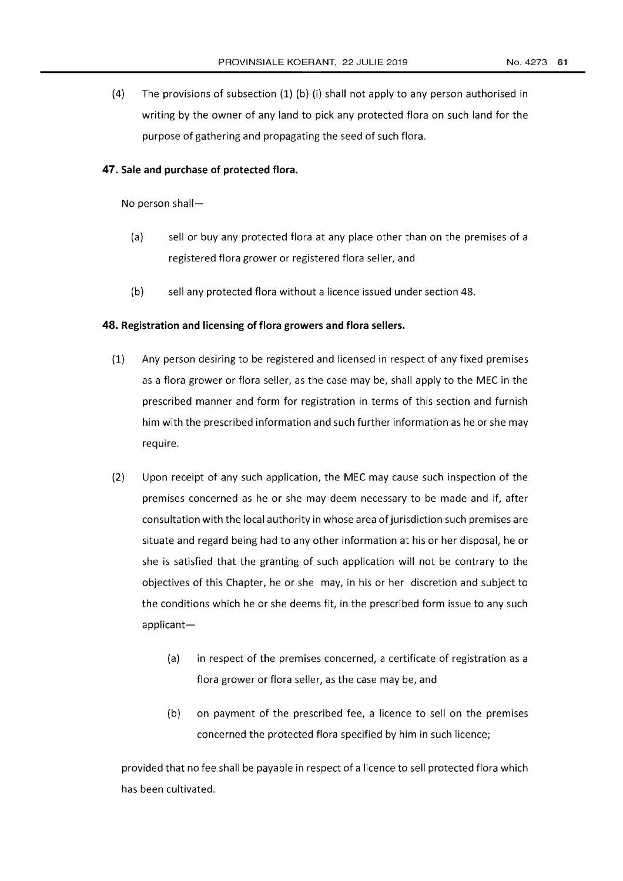(4) The provisions of subsection (1) (b) (i) shall not apply to any person authorised in writing by the owner of any land to pick any protected flora on such land for the purpose of gathering and propagating the seed of such flora.

### 47. Sale and purchase of protected flora.

No person shall—

(a) sell or buy any protected flora at any place other than on the premises of a registered flora grower or registered flora seller, and

(b) sell any protected flora without a licence issued under section 48.

### 48. Registration and licensing of flora growers and flora sellers.

(1) Any person desiring to be registered and licensed in respect of any fixed premises as a flora grower or flora seller, as the case may be, shall apply to the MEC in the prescribed manner and form for registration in terms of this section and furnish him with the prescribed information and such further information as he or she may require.

(2) Upon receipt of any such application, the MEC may cause such inspection of the premises concerned as he or she may deem necessary to be made and if, after consultation with the local authority in whose area of jurisdiction such premises are situate and regard being had to any other information at his or her disposal, he or she is satisfied that the granting of such application will not be contrary to the objectives of this Chapter, he or she may, in his or her discretion and subject to the conditions which he or she deems fit, in the prescribed form issue to any such applicant—

(a) in respect of the premises concerned, a certificate of registration as a flora grower or flora seller, as the case may be, and

(b) on payment of the prescribed fee, a licence to sell on the premises concerned the protected flora specified by him in such licence;

provided that no fee shall be payable in respect of a licence to sell protected flora which has been cultivated.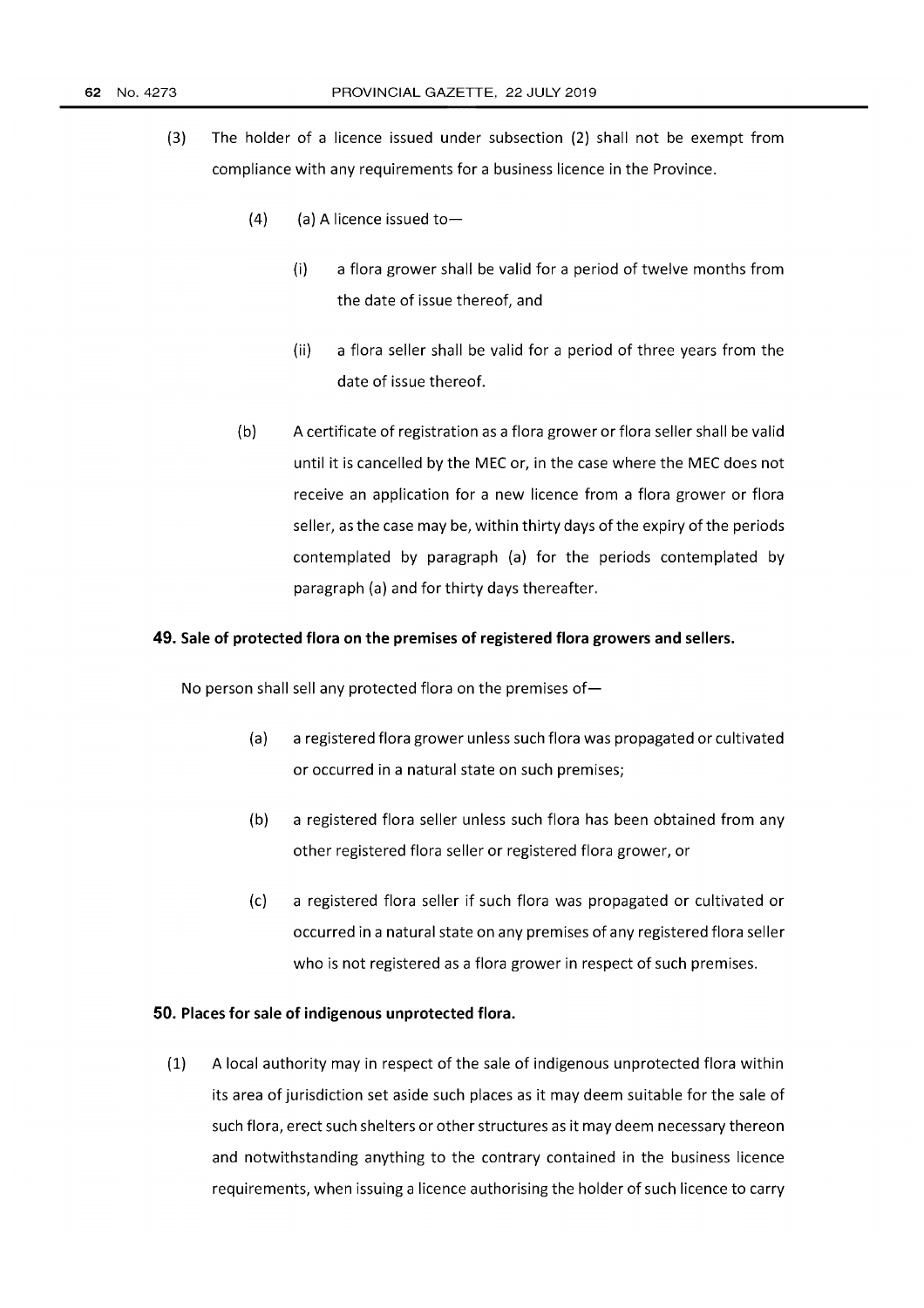(3) The holder of a licence issued under subsection (2) shall not be exempt from compliance with any requirements for a business licence in the Province.

(4) (a) A licence issued to—

(i) a flora grower shall be valid for a period of twelve months from the date of issue thereof, and

(ii) a flora seller shall be valid for a period of three years from the date of issue thereof.

(b) A certificate of registration as a flora grower or flora seller shall be valid until it is cancelled by the MEC or, in the case where the MEC does not receive an application for a new licence from a flora grower or flora seller, as the case may be, within thirty days of the expiry of the periods contemplated by paragraph (a) for the periods contemplated by paragraph (a) and for thirty days thereafter.

### 49. Sale of protected flora on the premises of registered flora growers and sellers.

No person shall sell any protected flora on the premises of—

(a) a registered flora grower unless such flora was propagated or cultivated or occurred in a natural state on such premises;

(b) a registered flora seller unless such flora has been obtained from any other registered flora seller or registered flora grower, or

(c) a registered flora seller if such flora was propagated or cultivated or occurred in a natural state on any premises of any registered flora seller who is not registered as a flora grower in respect of such premises.

### 50. Places for sale of indigenous unprotected flora.

(1) A local authority may in respect of the sale of indigenous unprotected flora within its area of jurisdiction set aside such places as it may deem suitable for the sale of such flora, erect such shelters or other structures as it may deem necessary thereon and notwithstanding anything to the contrary contained in the business licence requirements, when issuing a licence authorising the holder of such licence to carry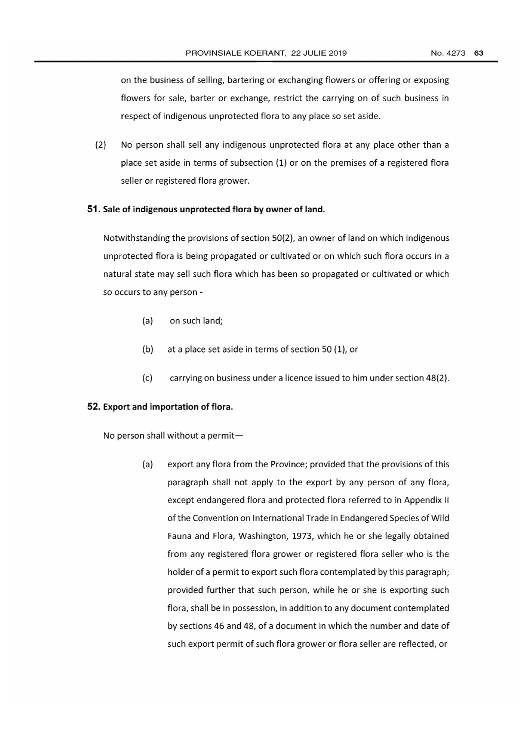on the business of selling, bartering or exchanging flowers or offering or exposing flowers for sale, barter or exchange, restrict the carrying on of such business in respect of indigenous unprotected flora to any place so set aside.

(2) No person shall sell any indigenous unprotected flora at any place other than a place set aside in terms of subsection (1) or on the premises of a registered flora seller or registered flora grower.

### 51. Sale of indigenous unprotected flora by owner of land.

Notwithstanding the provisions of section 50(2), an owner of land on which indigenous unprotected flora is being propagated or cultivated or on which such flora occurs in a natural state may sell such flora which has been so propagated or cultivated or which so occurs to any person -

(a) on such land;

(b) at a place set aside in terms of section 50 (1), or

(c) carrying on business under a licence issued to him under section 48(2).

### 52. Export and importation of flora.

No person shall without a permit—

(a) export any flora from the Province; provided that the provisions of this paragraph shall not apply to the export by any person of any flora, except endangered flora and protected flora referred to in Appendix II of the Convention on International Trade in Endangered Species of Wild Fauna and Flora, Washington, 1973, which he or she legally obtained from any registered flora grower or registered flora seller who is the holder of a permit to export such flora contemplated by this paragraph; provided further that such person, while he or she is exporting such flora, shall be in possession, in addition to any document contemplated by sections 46 and 48, of a document in which the number and date of such export permit of such flora grower or flora seller are reflected, or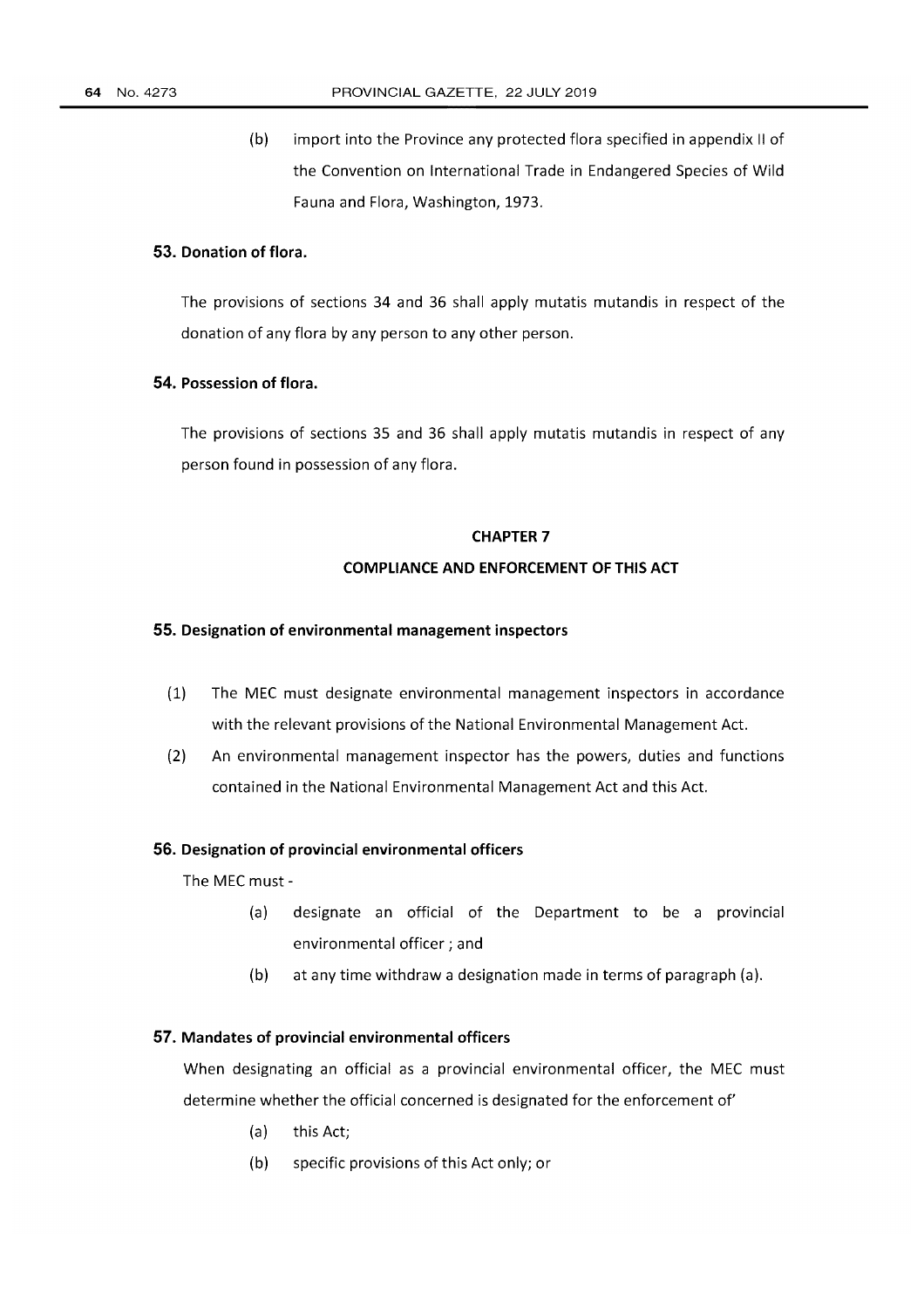(b) import into the Province any protected flora specified in appendix II of the Convention on International Trade in Endangered Species of Wild Fauna and Flora, Washington, 1973.

### 53. Donation of flora.

The provisions of sections 34 and 36 shall apply mutatis mutandis in respect of the donation of any flora by any person to any other person.

### 54. Possession of flora.

The provisions of sections 35 and 36 shall apply mutatis mutandis in respect of any person found in possession of any flora.

## CHAPTER 7

## COMPLIANCE AND ENFORCEMENT OF THIS ACT

### 55. Designation of environmental management inspectors

(1) The MEC must designate environmental management inspectors in accordance with the relevant provisions of the National Environmental Management Act.

(2) An environmental management inspector has the powers, duties and functions contained in the National Environmental Management Act and this Act.

### 56. Designation of provincial environmental officers

The MEC must -

(a) designate an official of the Department to be a provincial environmental officer ; and

(b) at any time withdraw a designation made in terms of paragraph (a).

### 57. Mandates of provincial environmental officers

When designating an official as a provincial environmental officer, the MEC must determine whether the official concerned is designated for the enforcement of'

(a) this Act;

(b) specific provisions of this Act only; or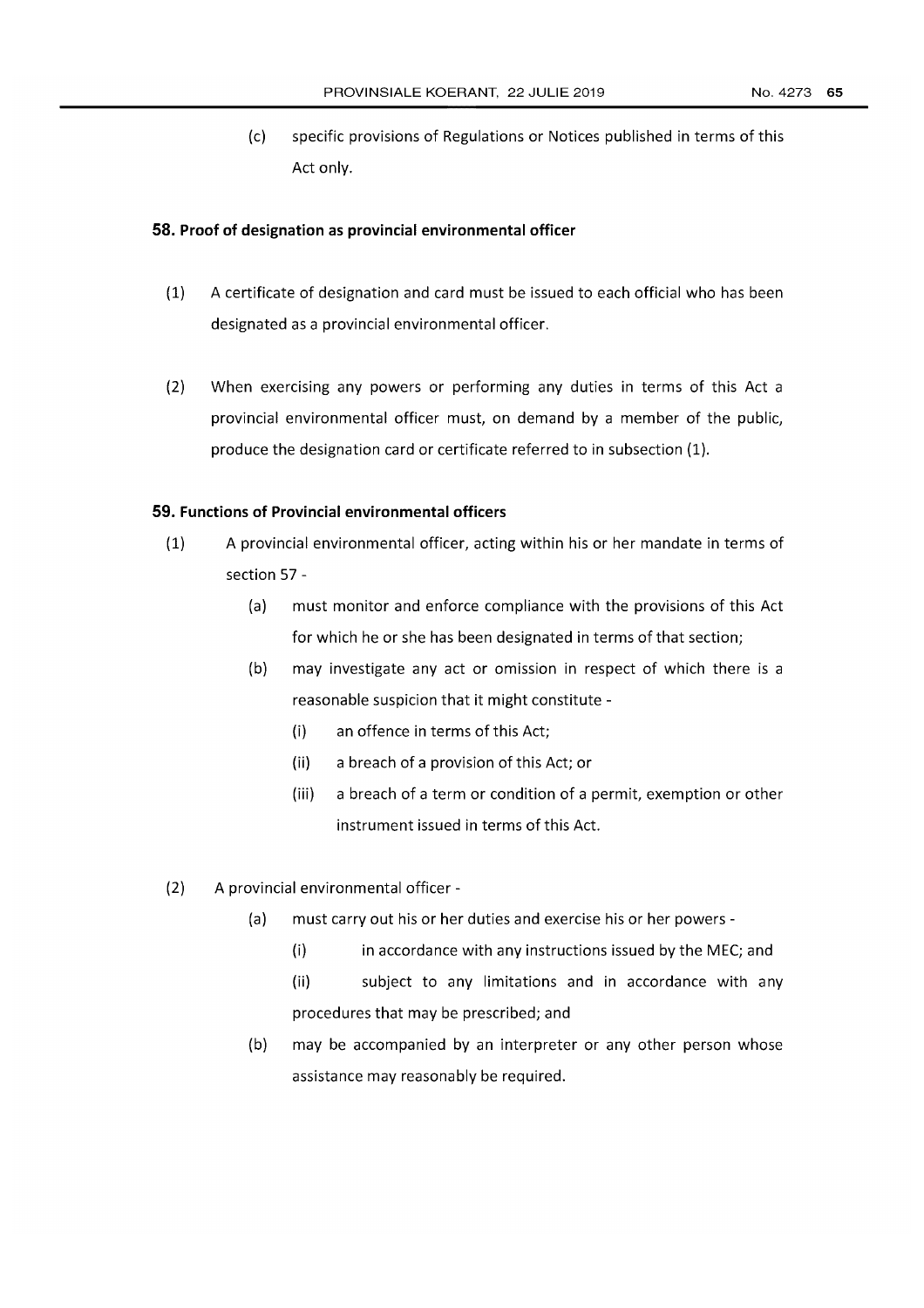(c) specific provisions of Regulations or Notices published in terms of this Act only.

### 58. Proof of designation as provincial environmental officer

(1) A certificate of designation and card must be issued to each official who has been designated as a provincial environmental officer.

(2) When exercising any powers or performing any duties in terms of this Act a provincial environmental officer must, on demand by a member of the public, produce the designation card or certificate referred to in subsection (1).

### 59. Functions of Provincial environmental officers

(1) A provincial environmental officer, acting within his or her mandate in terms of section 57 -

  (a) must monitor and enforce compliance with the provisions of this Act for which he or she has been designated in terms of that section;

  (b) may investigate any act or omission in respect of which there is a reasonable suspicion that it might constitute -

    (i) an offence in terms of this Act;

    (ii) a breach of a provision of this Act; or

    (iii) a breach of a term or condition of a permit, exemption or other instrument issued in terms of this Act.

(2) A provincial environmental officer -

  (a) must carry out his or her duties and exercise his or her powers -

    (i) in accordance with any instructions issued by the MEC; and

    (ii) subject to any limitations and in accordance with any procedures that may be prescribed; and

  (b) may be accompanied by an interpreter or any other person whose assistance may reasonably be required.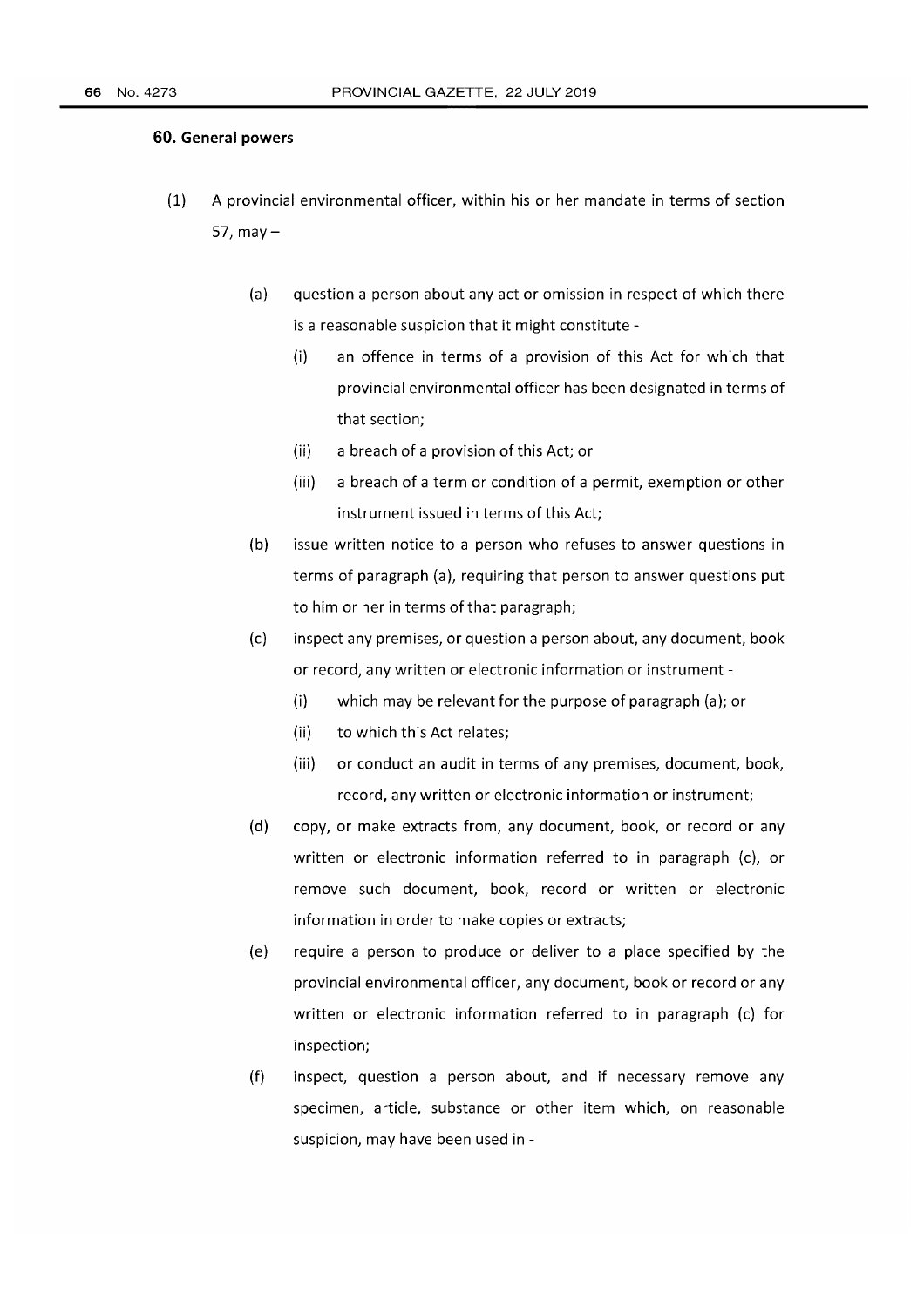## 60. General powers

(1) A provincial environmental officer, within his or her mandate in terms of section 57, may –

(a) question a person about any act or omission in respect of which there is a reasonable suspicion that it might constitute -

(i) an offence in terms of a provision of this Act for which that provincial environmental officer has been designated in terms of that section;

(ii) a breach of a provision of this Act; or

(iii) a breach of a term or condition of a permit, exemption or other instrument issued in terms of this Act;

(b) issue written notice to a person who refuses to answer questions in terms of paragraph (a), requiring that person to answer questions put to him or her in terms of that paragraph;

(c) inspect any premises, or question a person about, any document, book or record, any written or electronic information or instrument -

(i) which may be relevant for the purpose of paragraph (a); or

(ii) to which this Act relates;

(iii) or conduct an audit in terms of any premises, document, book, record, any written or electronic information or instrument;

(d) copy, or make extracts from, any document, book, or record or any written or electronic information referred to in paragraph (c), or remove such document, book, record or written or electronic information in order to make copies or extracts;

(e) require a person to produce or deliver to a place specified by the provincial environmental officer, any document, book or record or any written or electronic information referred to in paragraph (c) for inspection;

(f) inspect, question a person about, and if necessary remove any specimen, article, substance or other item which, on reasonable suspicion, may have been used in -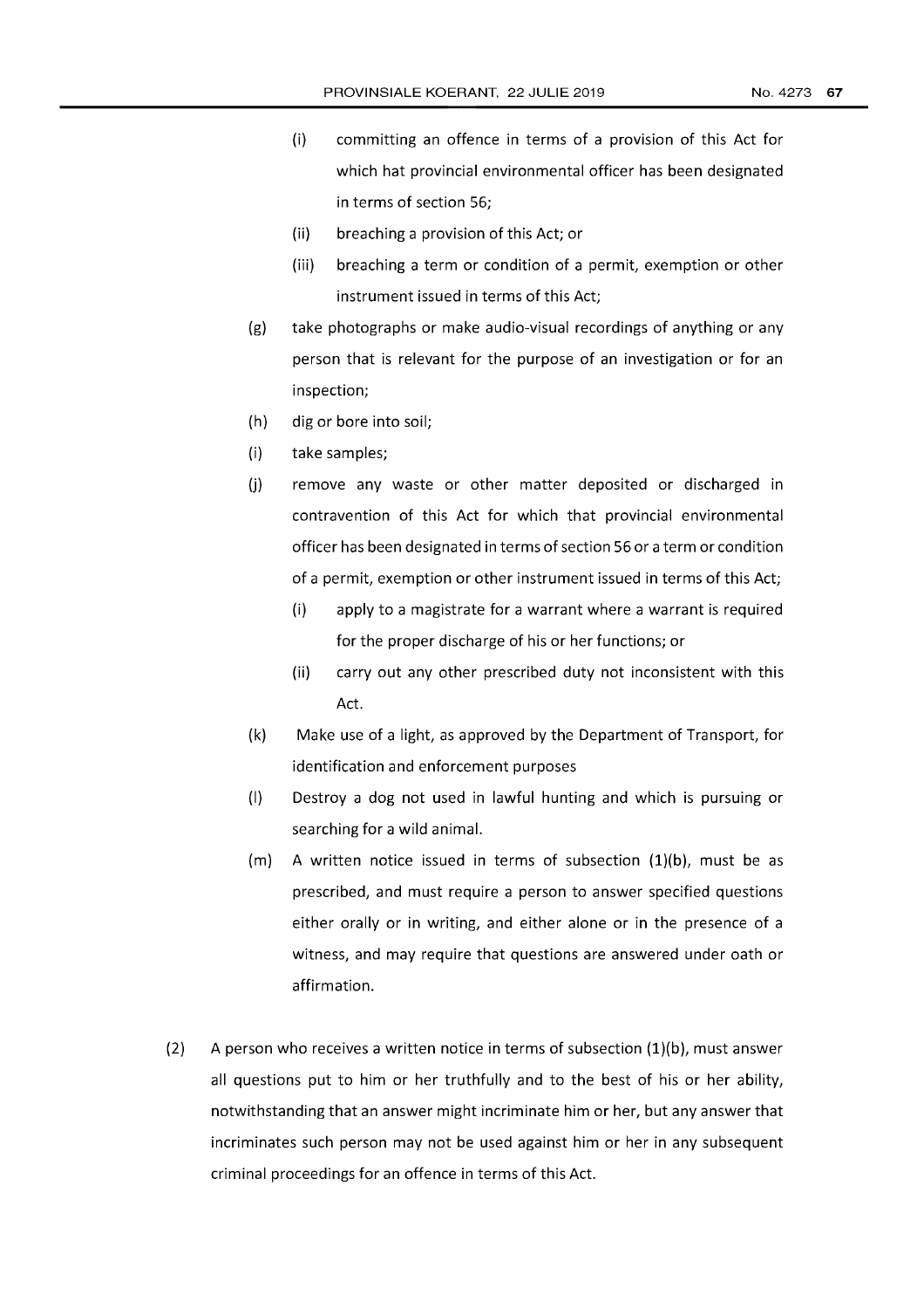- (i) committing an offence in terms of a provision of this Act for which hat provincial environmental officer has been designated in terms of section 56;
- (ii) breaching a provision of this Act; or
- (iii) breaching a term or condition of a permit, exemption or other instrument issued in terms of this Act;

(g) take photographs or make audio-visual recordings of anything or any person that is relevant for the purpose of an investigation or for an inspection;

(h) dig or bore into soil;

(i) take samples;

(j) remove any waste or other matter deposited or discharged in contravention of this Act for which that provincial environmental officer has been designated in terms of section 56 or a term or condition of a permit, exemption or other instrument issued in terms of this Act;

- (i) apply to a magistrate for a warrant where a warrant is required for the proper discharge of his or her functions; or
- (ii) carry out any other prescribed duty not inconsistent with this Act.

(k) Make use of a light, as approved by the Department of Transport, for identification and enforcement purposes

(l) Destroy a dog not used in lawful hunting and which is pursuing or searching for a wild animal.

(m) A written notice issued in terms of subsection (1)(b), must be as prescribed, and must require a person to answer specified questions either orally or in writing, and either alone or in the presence of a witness, and may require that questions are answered under oath or affirmation.

(2) A person who receives a written notice in terms of subsection (1)(b), must answer all questions put to him or her truthfully and to the best of his or her ability, notwithstanding that an answer might incriminate him or her, but any answer that incriminates such person may not be used against him or her in any subsequent criminal proceedings for an offence in terms of this Act.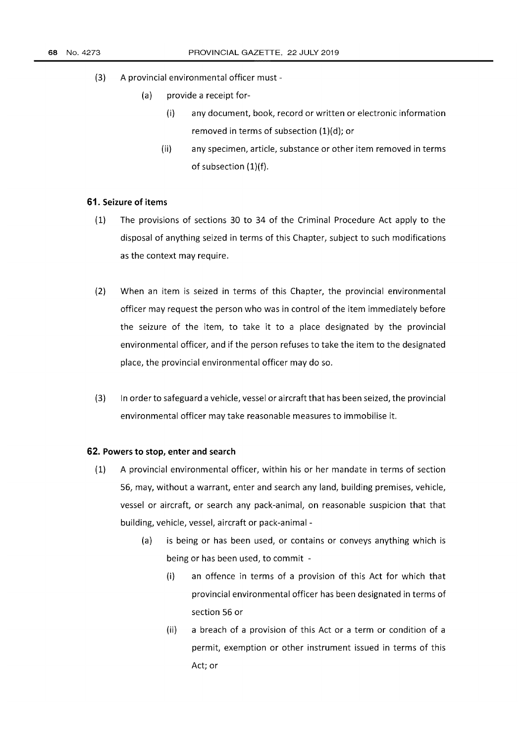(3) A provincial environmental officer must -

(a) provide a receipt for-

(i) any document, book, record or written or electronic information removed in terms of subsection (1)(d); or

(ii) any specimen, article, substance or other item removed in terms of subsection (1)(f).

### 61. Seizure of items

(1) The provisions of sections 30 to 34 of the Criminal Procedure Act apply to the disposal of anything seized in terms of this Chapter, subject to such modifications as the context may require.

(2) When an item is seized in terms of this Chapter, the provincial environmental officer may request the person who was in control of the item immediately before the seizure of the item, to take it to a place designated by the provincial environmental officer, and if the person refuses to take the item to the designated place, the provincial environmental officer may do so.

(3) In order to safeguard a vehicle, vessel or aircraft that has been seized, the provincial environmental officer may take reasonable measures to immobilise it.

### 62. Powers to stop, enter and search

(1) A provincial environmental officer, within his or her mandate in terms of section 56, may, without a warrant, enter and search any land, building premises, vehicle, vessel or aircraft, or search any pack-animal, on reasonable suspicion that that building, vehicle, vessel, aircraft or pack-animal -

(a) is being or has been used, or contains or conveys anything which is being or has been used, to commit -

(i) an offence in terms of a provision of this Act for which that provincial environmental officer has been designated in terms of section 56 or

(ii) a breach of a provision of this Act or a term or condition of a permit, exemption or other instrument issued in terms of this Act; or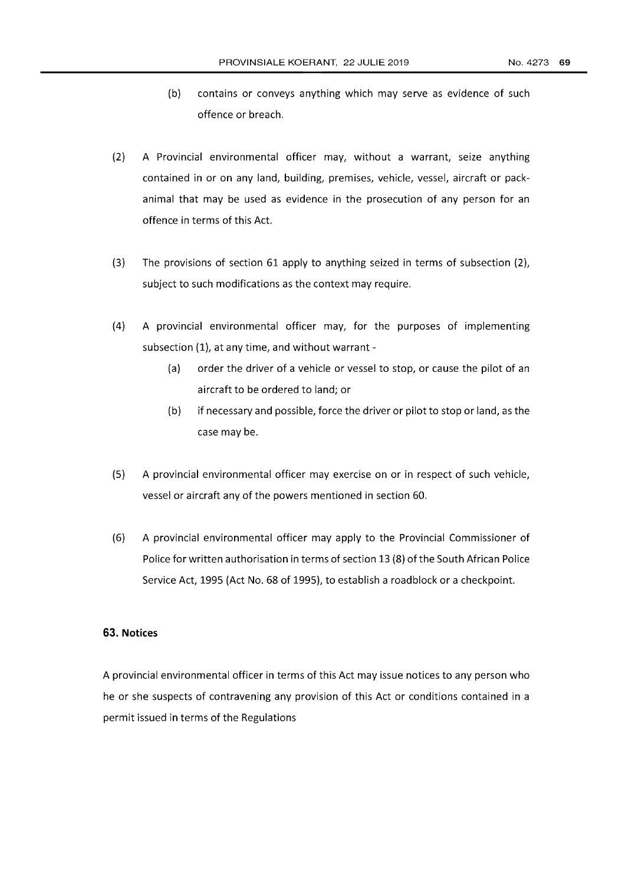(b) contains or conveys anything which may serve as evidence of such offence or breach.

(2) A Provincial environmental officer may, without a warrant, seize anything contained in or on any land, building, premises, vehicle, vessel, aircraft or pack-animal that may be used as evidence in the prosecution of any person for an offence in terms of this Act.

(3) The provisions of section 61 apply to anything seized in terms of subsection (2), subject to such modifications as the context may require.

(4) A provincial environmental officer may, for the purposes of implementing subsection (1), at any time, and without warrant -

(a) order the driver of a vehicle or vessel to stop, or cause the pilot of an aircraft to be ordered to land; or

(b) if necessary and possible, force the driver or pilot to stop or land, as the case may be.

(5) A provincial environmental officer may exercise on or in respect of such vehicle, vessel or aircraft any of the powers mentioned in section 60.

(6) A provincial environmental officer may apply to the Provincial Commissioner of Police for written authorisation in terms of section 13 (8) of the South African Police Service Act, 1995 (Act No. 68 of 1995), to establish a roadblock or a checkpoint.

### 63. Notices

A provincial environmental officer in terms of this Act may issue notices to any person who he or she suspects of contravening any provision of this Act or conditions contained in a permit issued in terms of the Regulations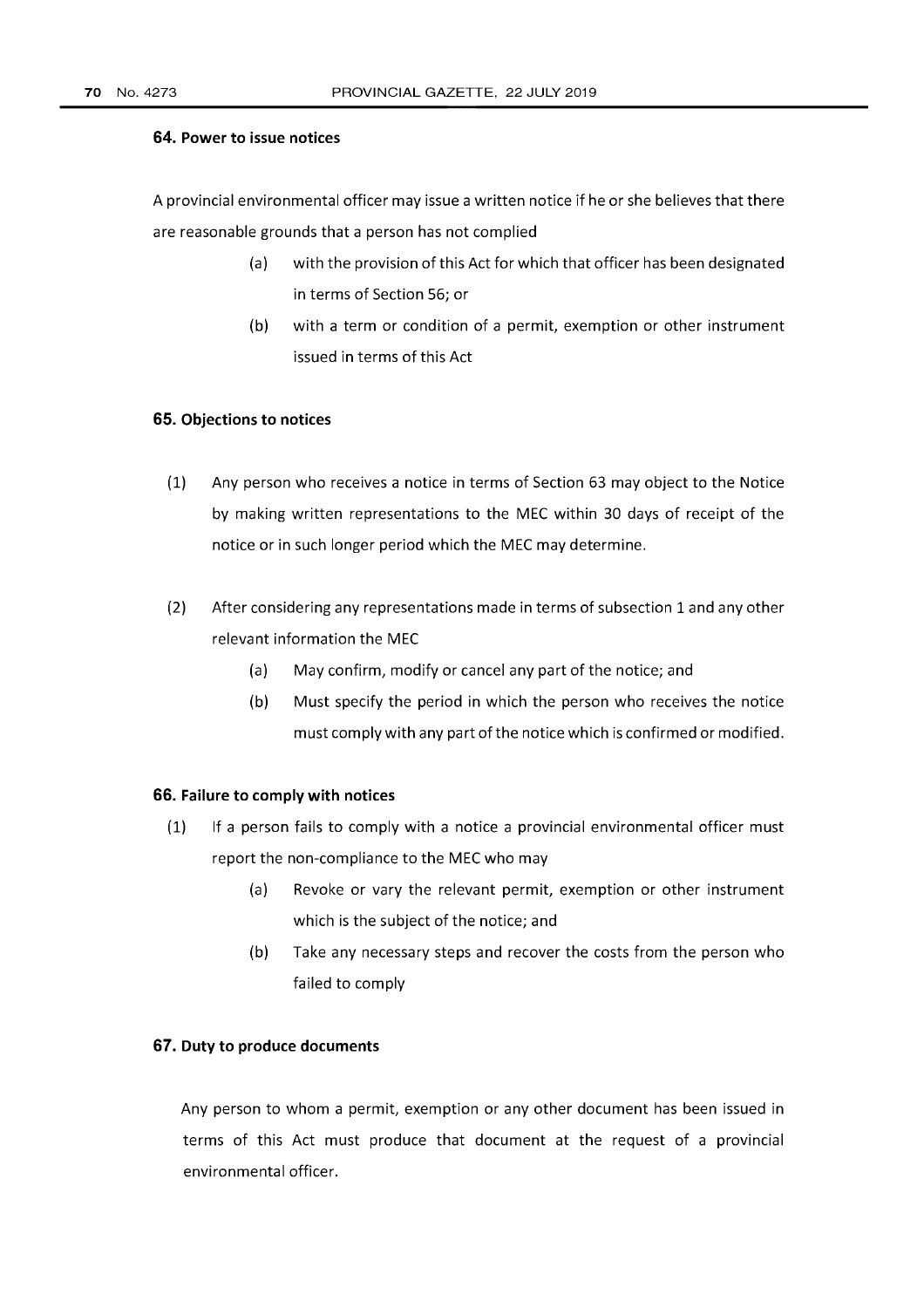### 64. Power to issue notices

A provincial environmental officer may issue a written notice if he or she believes that there are reasonable grounds that a person has not complied

(a) with the provision of this Act for which that officer has been designated in terms of Section 56; or

(b) with a term or condition of a permit, exemption or other instrument issued in terms of this Act

### 65. Objections to notices

(1) Any person who receives a notice in terms of Section 63 may object to the Notice by making written representations to the MEC within 30 days of receipt of the notice or in such longer period which the MEC may determine.

(2) After considering any representations made in terms of subsection 1 and any other relevant information the MEC

(a) May confirm, modify or cancel any part of the notice; and

(b) Must specify the period in which the person who receives the notice must comply with any part of the notice which is confirmed or modified.

### 66. Failure to comply with notices

(1) If a person fails to comply with a notice a provincial environmental officer must report the non-compliance to the MEC who may

(a) Revoke or vary the relevant permit, exemption or other instrument which is the subject of the notice; and

(b) Take any necessary steps and recover the costs from the person who failed to comply

### 67. Duty to produce documents

Any person to whom a permit, exemption or any other document has been issued in terms of this Act must produce that document at the request of a provincial environmental officer.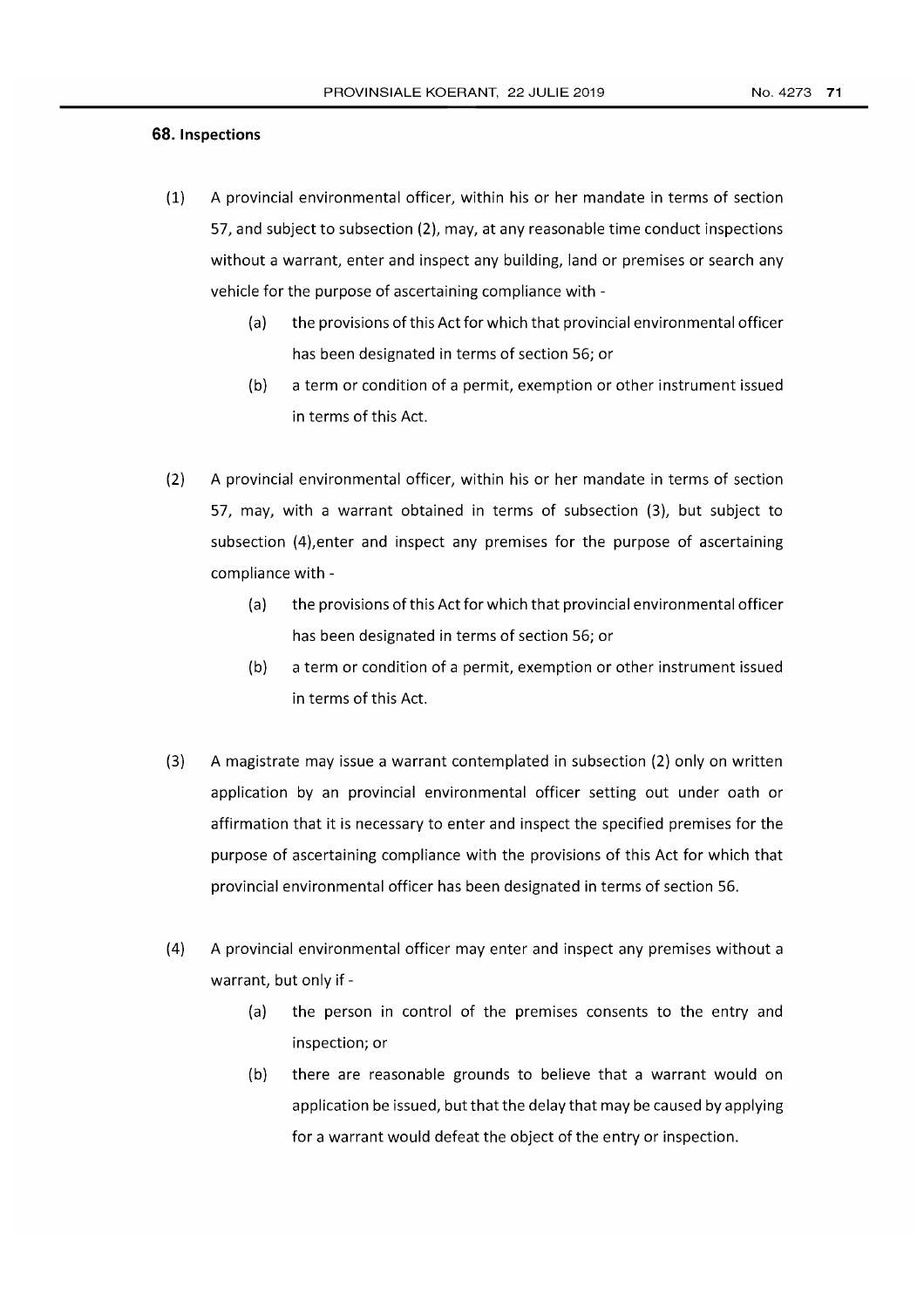### 68. Inspections

(1) A provincial environmental officer, within his or her mandate in terms of section 57, and subject to subsection (2), may, at any reasonable time conduct inspections without a warrant, enter and inspect any building, land or premises or search any vehicle for the purpose of ascertaining compliance with -

  (a) the provisions of this Act for which that provincial environmental officer has been designated in terms of section 56; or

  (b) a term or condition of a permit, exemption or other instrument issued in terms of this Act.

(2) A provincial environmental officer, within his or her mandate in terms of section 57, may, with a warrant obtained in terms of subsection (3), but subject to subsection (4),enter and inspect any premises for the purpose of ascertaining compliance with -

  (a) the provisions of this Act for which that provincial environmental officer has been designated in terms of section 56; or

  (b) a term or condition of a permit, exemption or other instrument issued in terms of this Act.

(3) A magistrate may issue a warrant contemplated in subsection (2) only on written application by an provincial environmental officer setting out under oath or affirmation that it is necessary to enter and inspect the specified premises for the purpose of ascertaining compliance with the provisions of this Act for which that provincial environmental officer has been designated in terms of section 56.

(4) A provincial environmental officer may enter and inspect any premises without a warrant, but only if -

  (a) the person in control of the premises consents to the entry and inspection; or

  (b) there are reasonable grounds to believe that a warrant would on application be issued, but that the delay that may be caused by applying for a warrant would defeat the object of the entry or inspection.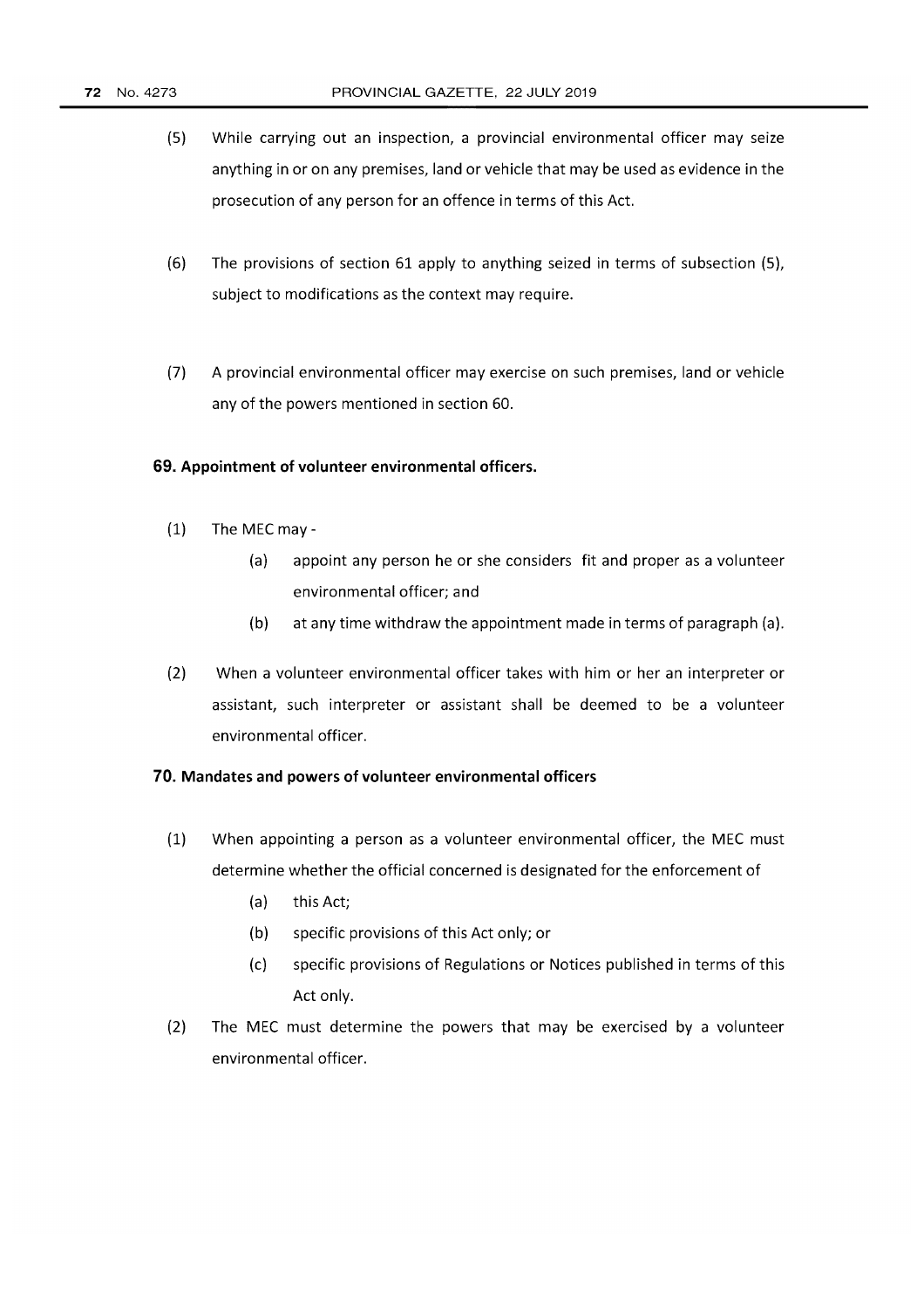(5) While carrying out an inspection, a provincial environmental officer may seize anything in or on any premises, land or vehicle that may be used as evidence in the prosecution of any person for an offence in terms of this Act.

(6) The provisions of section 61 apply to anything seized in terms of subsection (5), subject to modifications as the context may require.

(7) A provincial environmental officer may exercise on such premises, land or vehicle any of the powers mentioned in section 60.

**69. Appointment of volunteer environmental officers.**

(1) The MEC may -

(a) appoint any person he or she considers fit and proper as a volunteer environmental officer; and

(b) at any time withdraw the appointment made in terms of paragraph (a).

(2) When a volunteer environmental officer takes with him or her an interpreter or assistant, such interpreter or assistant shall be deemed to be a volunteer environmental officer.

**70. Mandates and powers of volunteer environmental officers**

(1) When appointing a person as a volunteer environmental officer, the MEC must determine whether the official concerned is designated for the enforcement of

(a) this Act;

(b) specific provisions of this Act only; or

(c) specific provisions of Regulations or Notices published in terms of this Act only.

(2) The MEC must determine the powers that may be exercised by a volunteer environmental officer.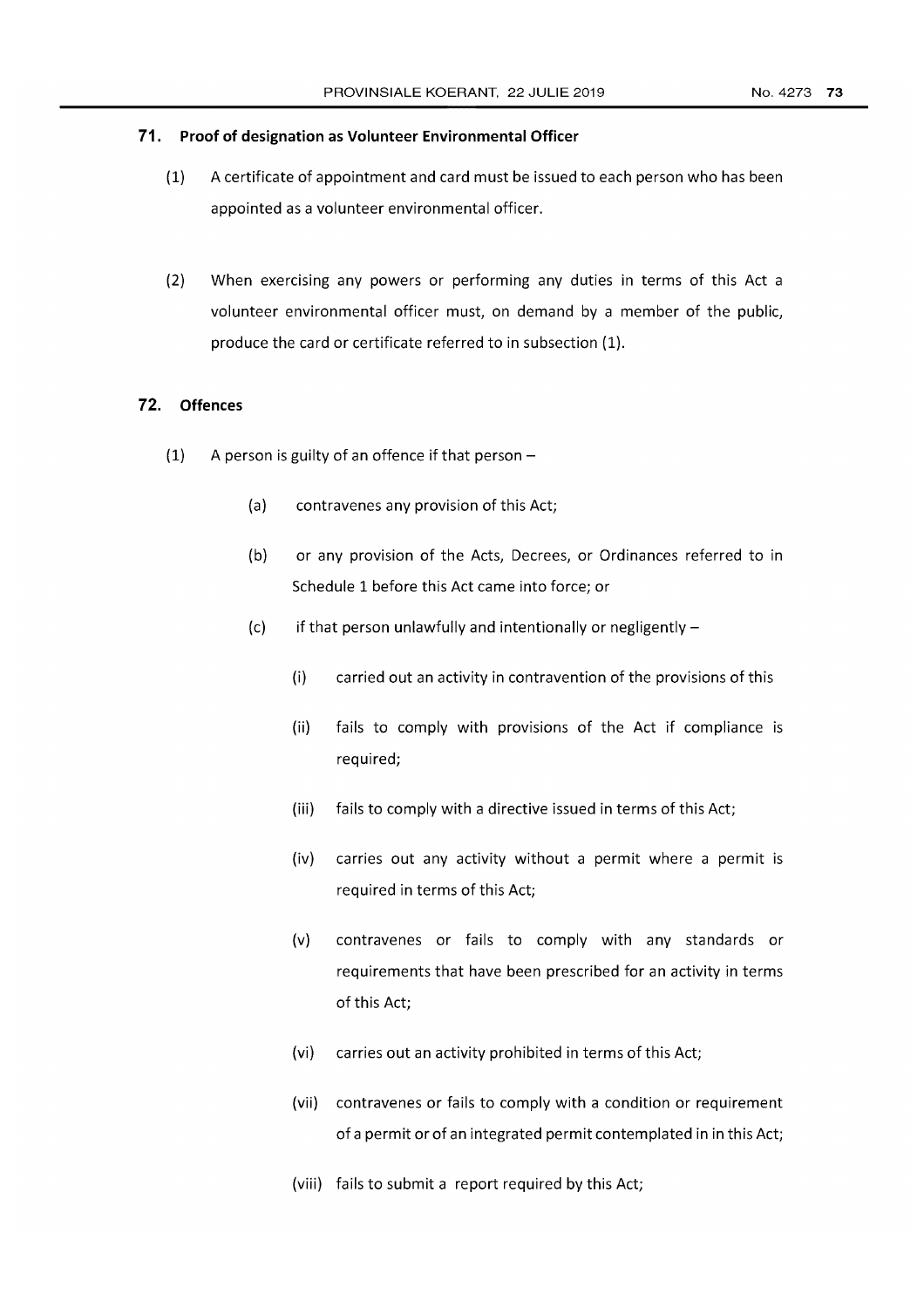## 71. Proof of designation as Volunteer Environmental Officer

(1) A certificate of appointment and card must be issued to each person who has been appointed as a volunteer environmental officer.

(2) When exercising any powers or performing any duties in terms of this Act a volunteer environmental officer must, on demand by a member of the public, produce the card or certificate referred to in subsection (1).

## 72. Offences

(1) A person is guilty of an offence if that person –

(a) contravenes any provision of this Act;

(b) or any provision of the Acts, Decrees, or Ordinances referred to in Schedule 1 before this Act came into force; or

(c) if that person unlawfully and intentionally or negligently –

(i) carried out an activity in contravention of the provisions of this

(ii) fails to comply with provisions of the Act if compliance is required;

(iii) fails to comply with a directive issued in terms of this Act;

(iv) carries out any activity without a permit where a permit is required in terms of this Act;

(v) contravenes or fails to comply with any standards or requirements that have been prescribed for an activity in terms of this Act;

(vi) carries out an activity prohibited in terms of this Act;

(vii) contravenes or fails to comply with a condition or requirement of a permit or of an integrated permit contemplated in in this Act;

(viii) fails to submit a report required by this Act;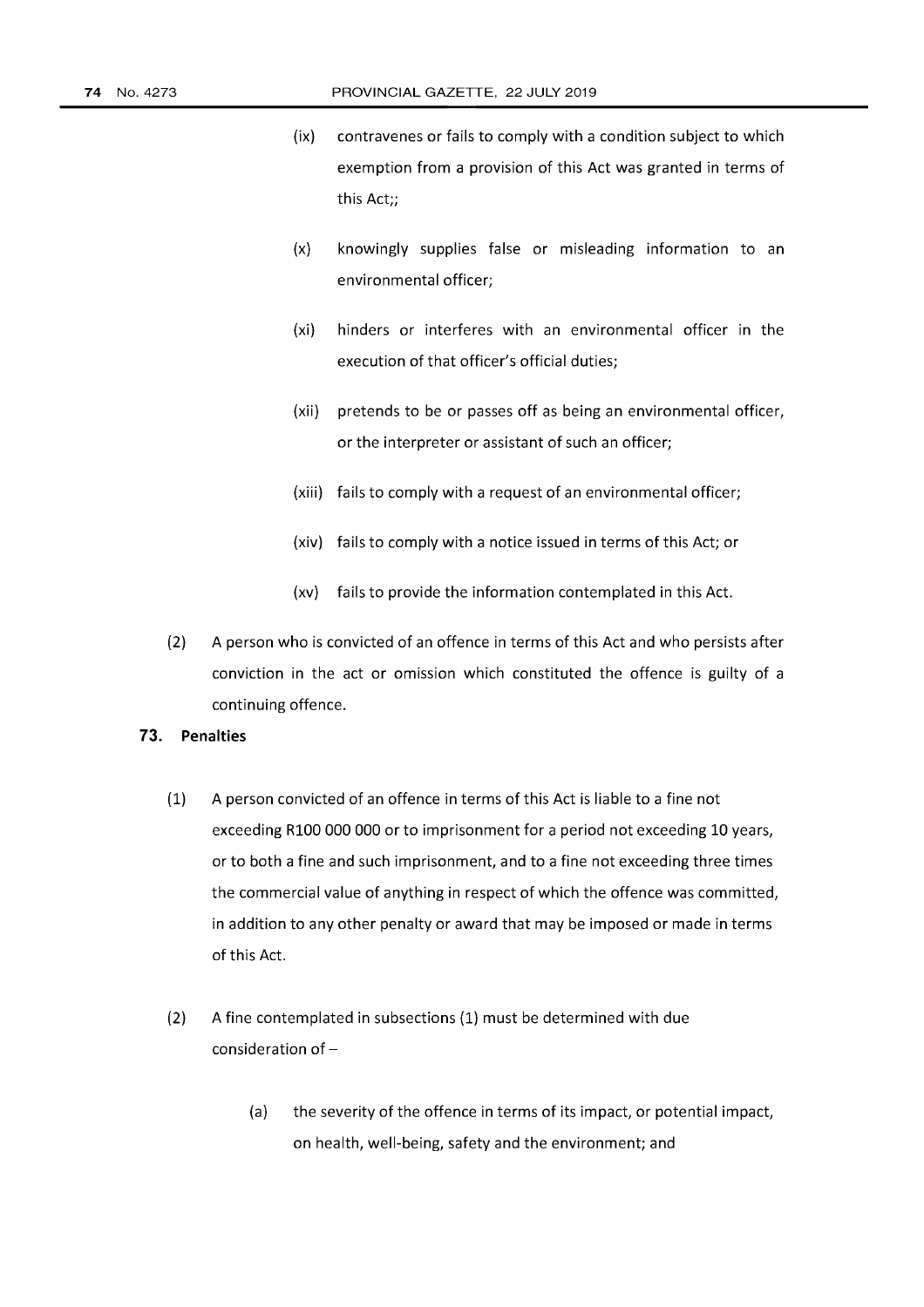(ix) contravenes or fails to comply with a condition subject to which exemption from a provision of this Act was granted in terms of this Act;;

(x) knowingly supplies false or misleading information to an environmental officer;

(xi) hinders or interferes with an environmental officer in the execution of that officer's official duties;

(xii) pretends to be or passes off as being an environmental officer, or the interpreter or assistant of such an officer;

(xiii) fails to comply with a request of an environmental officer;

(xiv) fails to comply with a notice issued in terms of this Act; or

(xv) fails to provide the information contemplated in this Act.

(2) A person who is convicted of an offence in terms of this Act and who persists after conviction in the act or omission which constituted the offence is guilty of a continuing offence.

**73. Penalties**

(1) A person convicted of an offence in terms of this Act is liable to a fine not exceeding R100 000 000 or to imprisonment for a period not exceeding 10 years, or to both a fine and such imprisonment, and to a fine not exceeding three times the commercial value of anything in respect of which the offence was committed, in addition to any other penalty or award that may be imposed or made in terms of this Act.

(2) A fine contemplated in subsections (1) must be determined with due consideration of –

(a) the severity of the offence in terms of its impact, or potential impact, on health, well-being, safety and the environment; and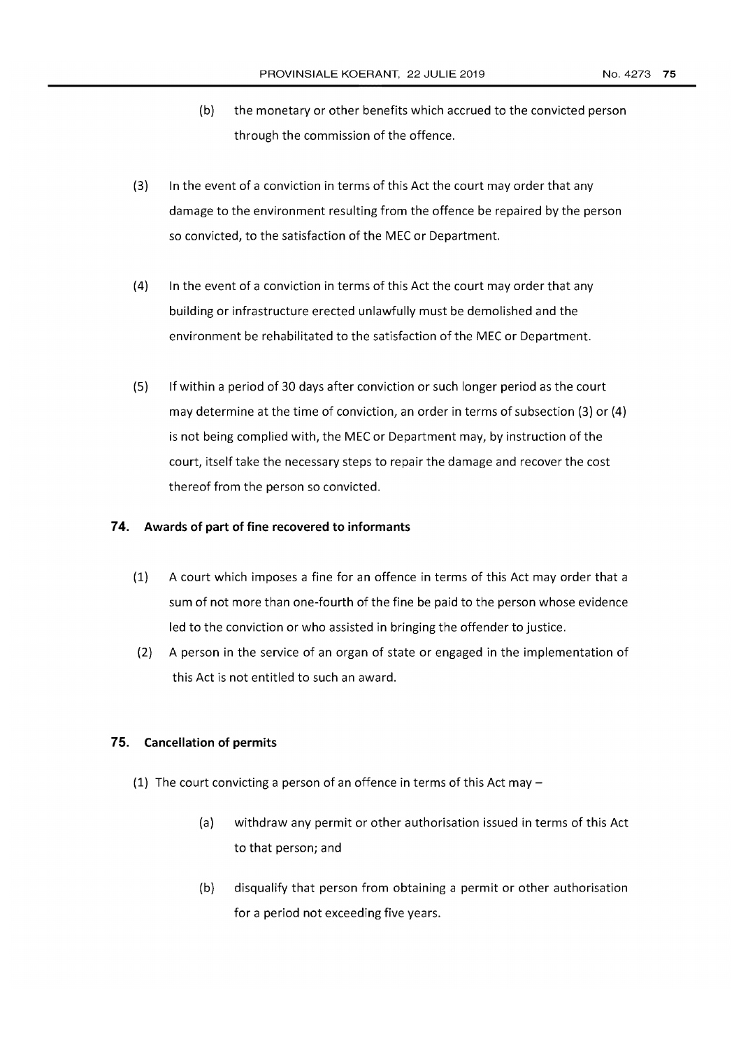(b) the monetary or other benefits which accrued to the convicted person through the commission of the offence.

(3) In the event of a conviction in terms of this Act the court may order that any damage to the environment resulting from the offence be repaired by the person so convicted, to the satisfaction of the MEC or Department.

(4) In the event of a conviction in terms of this Act the court may order that any building or infrastructure erected unlawfully must be demolished and the environment be rehabilitated to the satisfaction of the MEC or Department.

(5) If within a period of 30 days after conviction or such longer period as the court may determine at the time of conviction, an order in terms of subsection (3) or (4) is not being complied with, the MEC or Department may, by instruction of the court, itself take the necessary steps to repair the damage and recover the cost thereof from the person so convicted.

## 74. Awards of part of fine recovered to informants

(1) A court which imposes a fine for an offence in terms of this Act may order that a sum of not more than one-fourth of the fine be paid to the person whose evidence led to the conviction or who assisted in bringing the offender to justice.

(2) A person in the service of an organ of state or engaged in the implementation of this Act is not entitled to such an award.

## 75. Cancellation of permits

(1) The court convicting a person of an offence in terms of this Act may –

(a) withdraw any permit or other authorisation issued in terms of this Act to that person; and

(b) disqualify that person from obtaining a permit or other authorisation for a period not exceeding five years.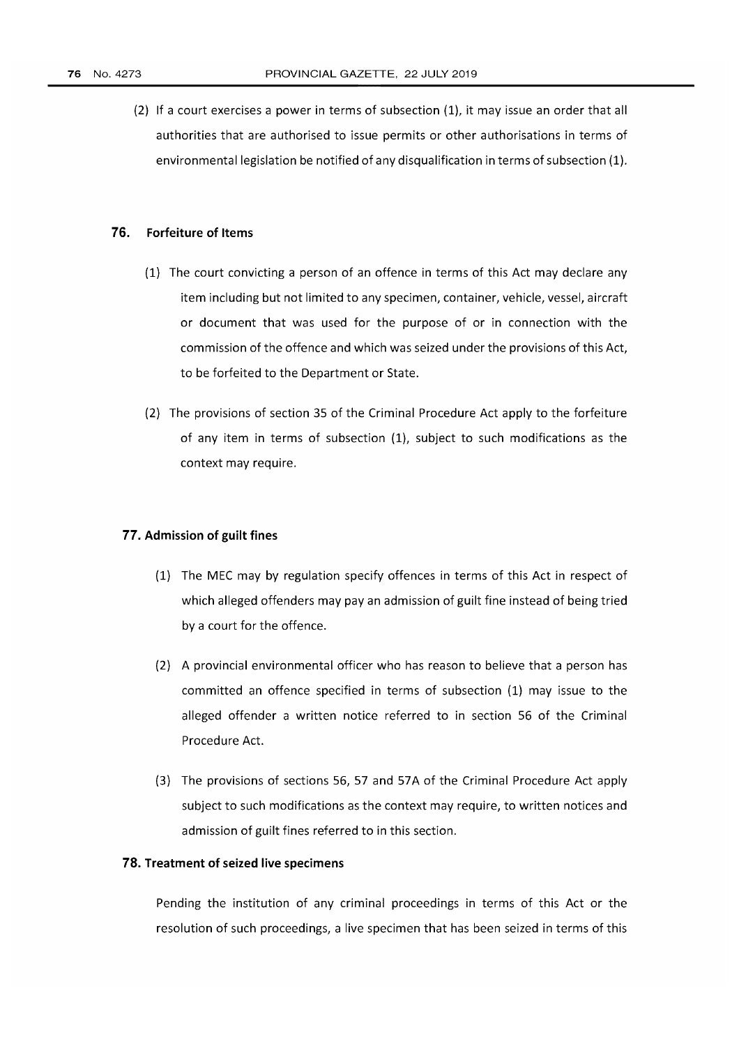(2) If a court exercises a power in terms of subsection (1), it may issue an order that all authorities that are authorised to issue permits or other authorisations in terms of environmental legislation be notified of any disqualification in terms of subsection (1).

## 76. Forfeiture of Items

(1) The court convicting a person of an offence in terms of this Act may declare any item including but not limited to any specimen, container, vehicle, vessel, aircraft or document that was used for the purpose of or in connection with the commission of the offence and which was seized under the provisions of this Act, to be forfeited to the Department or State.

(2) The provisions of section 35 of the Criminal Procedure Act apply to the forfeiture of any item in terms of subsection (1), subject to such modifications as the context may require.

## 77. Admission of guilt fines

(1) The MEC may by regulation specify offences in terms of this Act in respect of which alleged offenders may pay an admission of guilt fine instead of being tried by a court for the offence.

(2) A provincial environmental officer who has reason to believe that a person has committed an offence specified in terms of subsection (1) may issue to the alleged offender a written notice referred to in section 56 of the Criminal Procedure Act.

(3) The provisions of sections 56, 57 and 57A of the Criminal Procedure Act apply subject to such modifications as the context may require, to written notices and admission of guilt fines referred to in this section.

## 78. Treatment of seized live specimens

Pending the institution of any criminal proceedings in terms of this Act or the resolution of such proceedings, a live specimen that has been seized in terms of this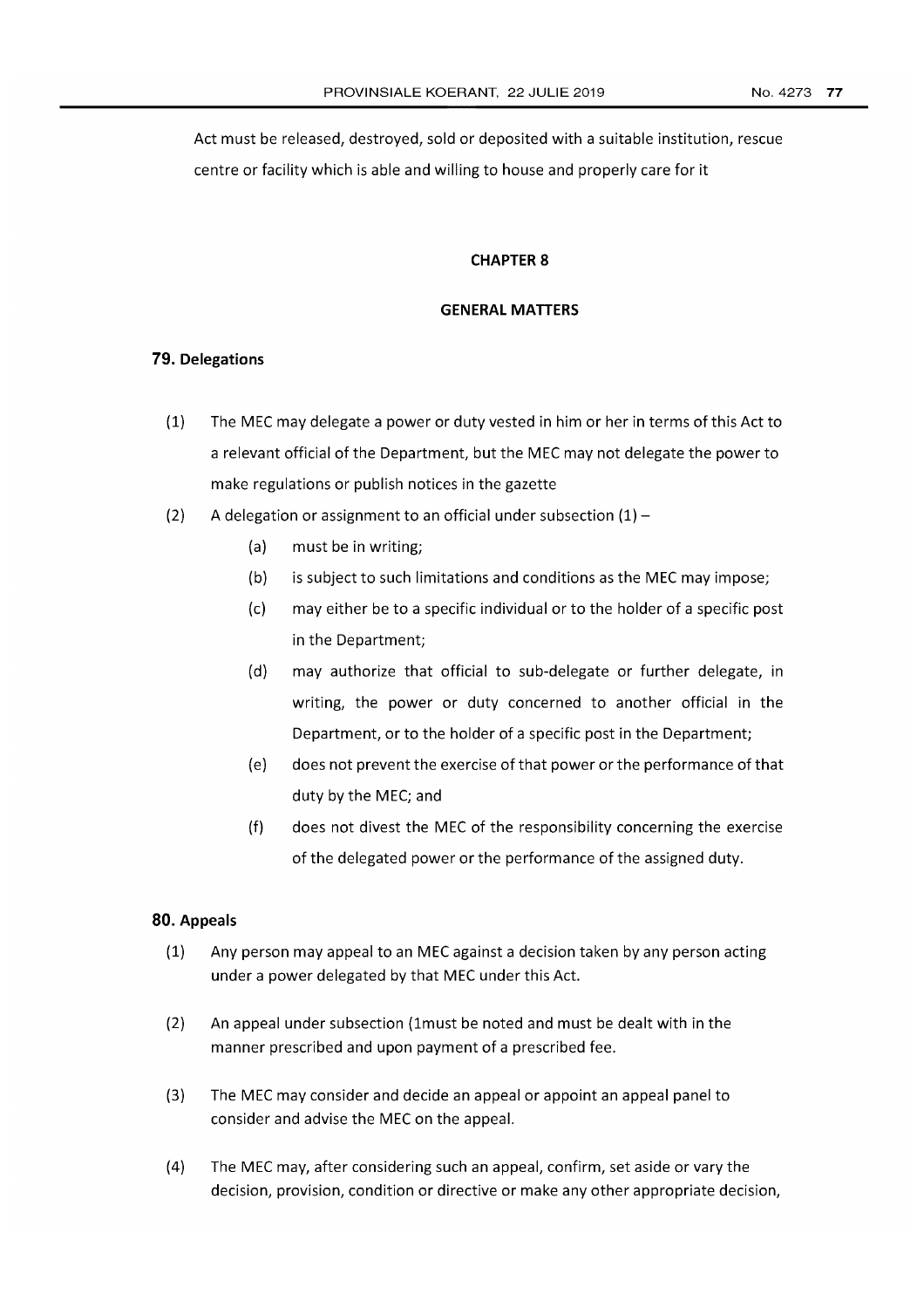Act must be released, destroyed, sold or deposited with a suitable institution, rescue centre or facility which is able and willing to house and properly care for it

## CHAPTER 8

## GENERAL MATTERS

### 79. Delegations

(1) The MEC may delegate a power or duty vested in him or her in terms of this Act to a relevant official of the Department, but the MEC may not delegate the power to make regulations or publish notices in the gazette

(2) A delegation or assignment to an official under subsection (1) –

- (a) must be in writing;
- (b) is subject to such limitations and conditions as the MEC may impose;
- (c) may either be to a specific individual or to the holder of a specific post in the Department;
- (d) may authorize that official to sub-delegate or further delegate, in writing, the power or duty concerned to another official in the Department, or to the holder of a specific post in the Department;
- (e) does not prevent the exercise of that power or the performance of that duty by the MEC; and
- (f) does not divest the MEC of the responsibility concerning the exercise of the delegated power or the performance of the assigned duty.

### 80. Appeals

(1) Any person may appeal to an MEC against a decision taken by any person acting under a power delegated by that MEC under this Act.

(2) An appeal under subsection (1must be noted and must be dealt with in the manner prescribed and upon payment of a prescribed fee.

(3) The MEC may consider and decide an appeal or appoint an appeal panel to consider and advise the MEC on the appeal.

(4) The MEC may, after considering such an appeal, confirm, set aside or vary the decision, provision, condition or directive or make any other appropriate decision,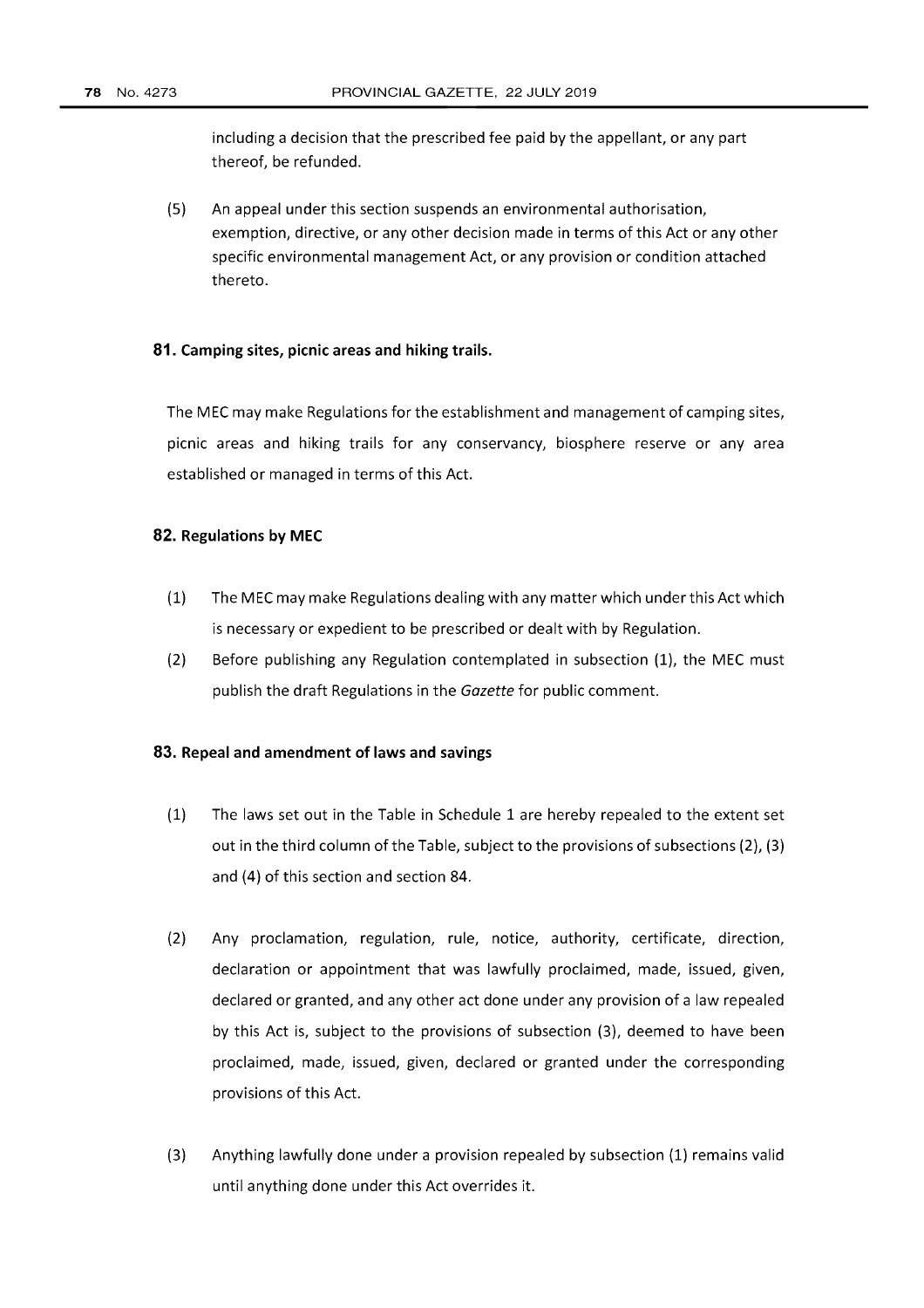including a decision that the prescribed fee paid by the appellant, or any part thereof, be refunded.

(5) An appeal under this section suspends an environmental authorisation, exemption, directive, or any other decision made in terms of this Act or any other specific environmental management Act, or any provision or condition attached thereto.

### 81. Camping sites, picnic areas and hiking trails.

The MEC may make Regulations for the establishment and management of camping sites, picnic areas and hiking trails for any conservancy, biosphere reserve or any area established or managed in terms of this Act.

### 82. Regulations by MEC

(1) The MEC may make Regulations dealing with any matter which under this Act which is necessary or expedient to be prescribed or dealt with by Regulation.

(2) Before publishing any Regulation contemplated in subsection (1), the MEC must publish the draft Regulations in the *Gazette* for public comment.

### 83. Repeal and amendment of laws and savings

(1) The laws set out in the Table in Schedule 1 are hereby repealed to the extent set out in the third column of the Table, subject to the provisions of subsections (2), (3) and (4) of this section and section 84.

(2) Any proclamation, regulation, rule, notice, authority, certificate, direction, declaration or appointment that was lawfully proclaimed, made, issued, given, declared or granted, and any other act done under any provision of a law repealed by this Act is, subject to the provisions of subsection (3), deemed to have been proclaimed, made, issued, given, declared or granted under the corresponding provisions of this Act.

(3) Anything lawfully done under a provision repealed by subsection (1) remains valid until anything done under this Act overrides it.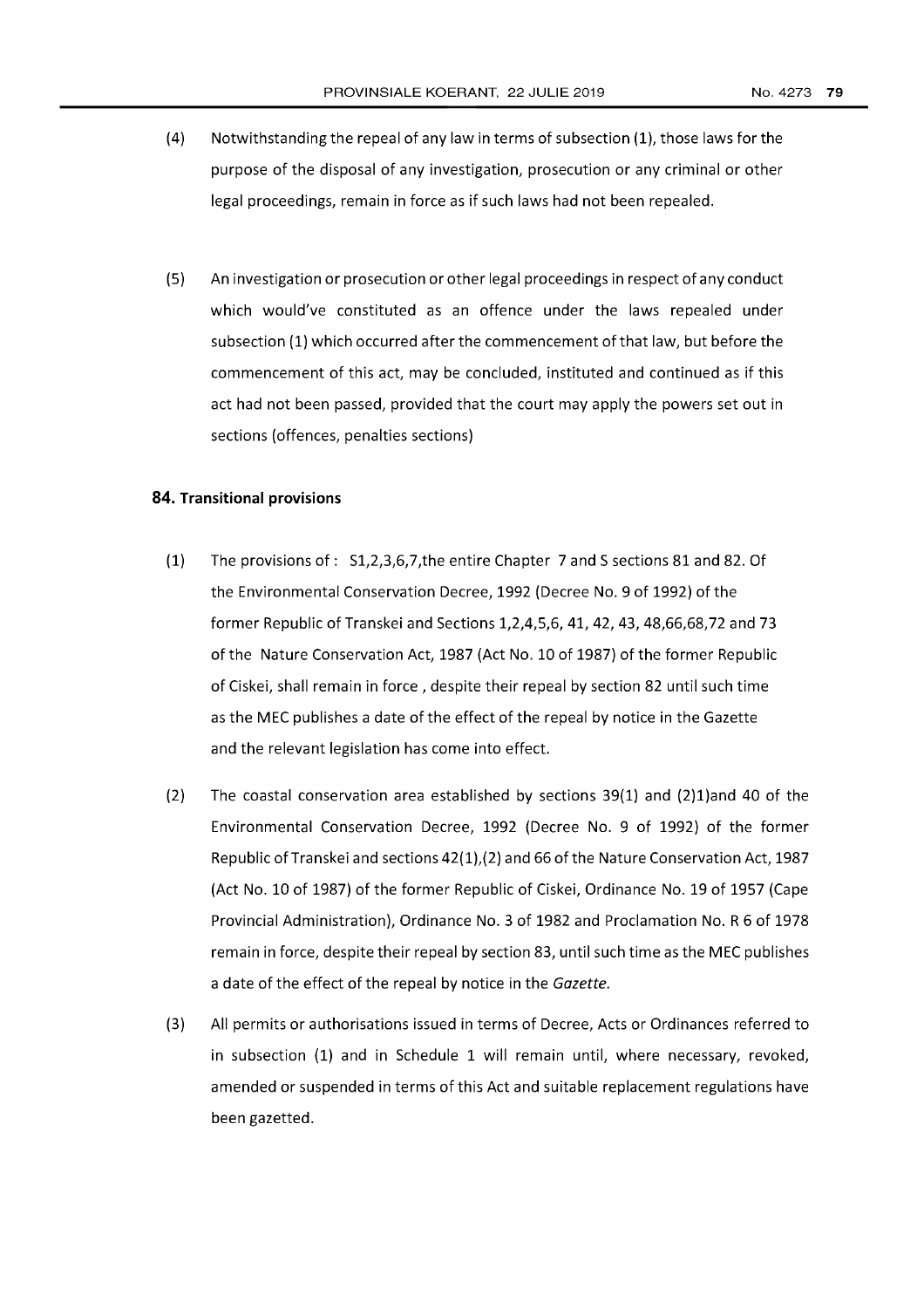(4) Notwithstanding the repeal of any law in terms of subsection (1), those laws for the purpose of the disposal of any investigation, prosecution or any criminal or other legal proceedings, remain in force as if such laws had not been repealed.

(5) An investigation or prosecution or other legal proceedings in respect of any conduct which would've constituted as an offence under the laws repealed under subsection (1) which occurred after the commencement of that law, but before the commencement of this act, may be concluded, instituted and continued as if this act had not been passed, provided that the court may apply the powers set out in sections (offences, penalties sections)

### 84. Transitional provisions

(1) The provisions of : S1,2,3,6,7,the entire Chapter 7 and S sections 81 and 82. Of the Environmental Conservation Decree, 1992 (Decree No. 9 of 1992) of the former Republic of Transkei and Sections 1,2,4,5,6, 41, 42, 43, 48,66,68,72 and 73 of the Nature Conservation Act, 1987 (Act No. 10 of 1987) of the former Republic of Ciskei, shall remain in force , despite their repeal by section 82 until such time as the MEC publishes a date of the effect of the repeal by notice in the Gazette and the relevant legislation has come into effect.

(2) The coastal conservation area established by sections 39(1) and (2)1)and 40 of the Environmental Conservation Decree, 1992 (Decree No. 9 of 1992) of the former Republic of Transkei and sections 42(1),(2) and 66 of the Nature Conservation Act, 1987 (Act No. 10 of 1987) of the former Republic of Ciskei, Ordinance No. 19 of 1957 (Cape Provincial Administration), Ordinance No. 3 of 1982 and Proclamation No. R 6 of 1978 remain in force, despite their repeal by section 83, until such time as the MEC publishes a date of the effect of the repeal by notice in the *Gazette*.

(3) All permits or authorisations issued in terms of Decree, Acts or Ordinances referred to in subsection (1) and in Schedule 1 will remain until, where necessary, revoked, amended or suspended in terms of this Act and suitable replacement regulations have been gazetted.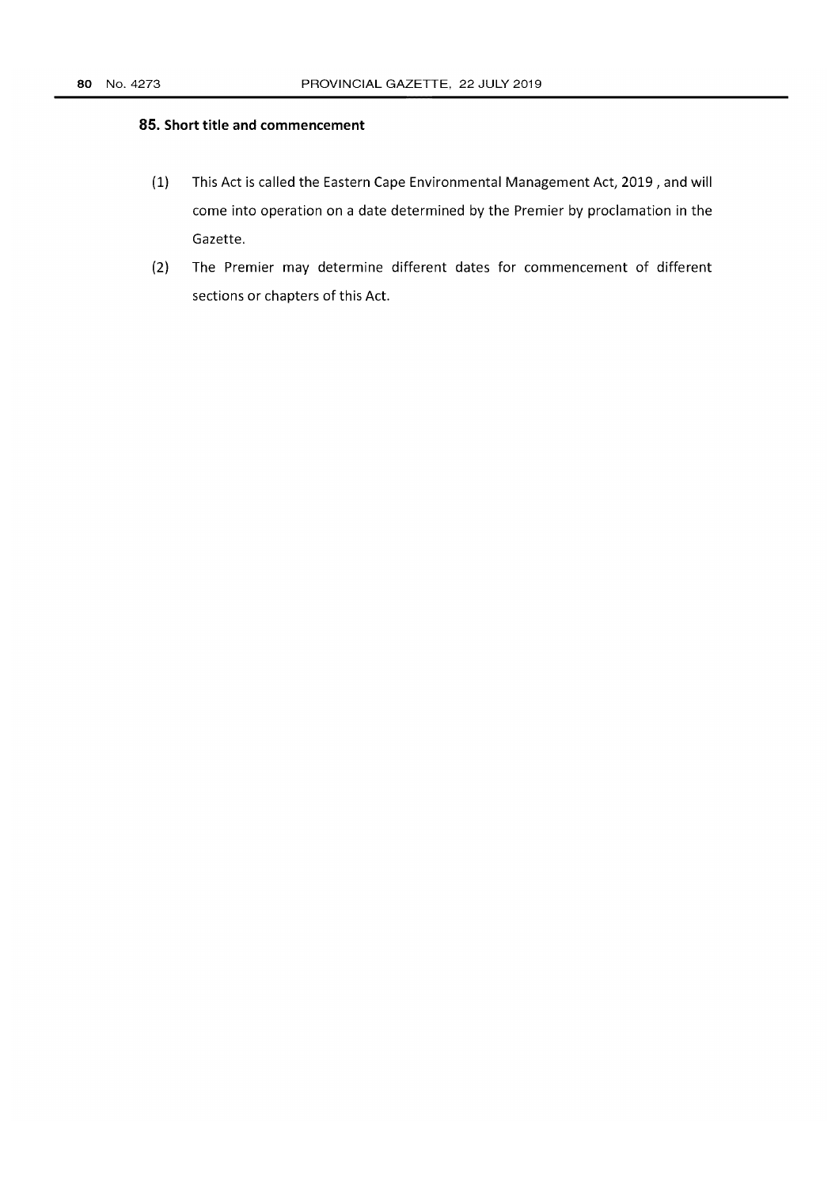### 85. Short title and commencement

(1) This Act is called the Eastern Cape Environmental Management Act, 2019 , and will come into operation on a date determined by the Premier by proclamation in the Gazette.

(2) The Premier may determine different dates for commencement of different sections or chapters of this Act.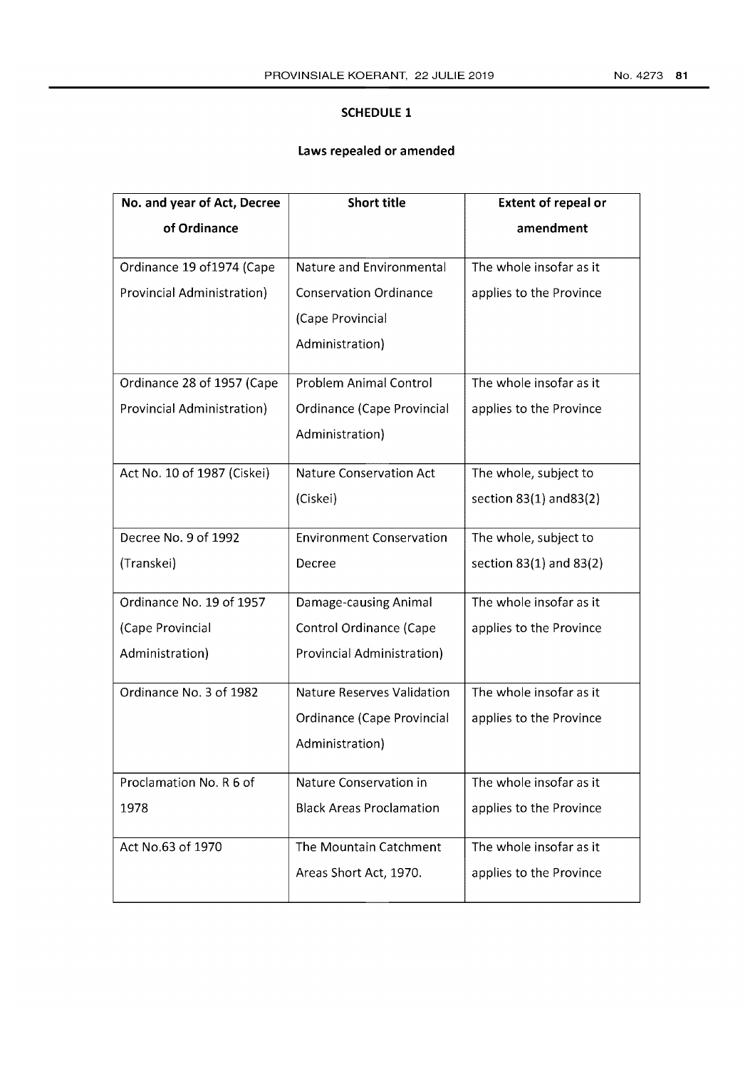## SCHEDULE 1

### Laws repealed or amended

| No. and year of Act, Decree of Ordinance | Short title | Extent of repeal or amendment |
|---|---|---|
| Ordinance 19 of1974 (Cape Provincial Administration) | Nature and Environmental Conservation Ordinance (Cape Provincial Administration) | The whole insofar as it applies to the Province |
| Ordinance 28 of 1957 (Cape Provincial Administration) | Problem Animal Control Ordinance (Cape Provincial Administration) | The whole insofar as it applies to the Province |
| Act No. 10 of 1987 (Ciskei) | Nature Conservation Act (Ciskei) | The whole, subject to section 83(1) and83(2) |
| Decree No. 9 of 1992 (Transkei) | Environment Conservation Decree | The whole, subject to section 83(1) and 83(2) |
| Ordinance No. 19 of 1957 (Cape Provincial Administration) | Damage-causing Animal Control Ordinance (Cape Provincial Administration) | The whole insofar as it applies to the Province |
| Ordinance No. 3 of 1982 | Nature Reserves Validation Ordinance (Cape Provincial Administration) | The whole insofar as it applies to the Province |
| Proclamation No. R 6 of 1978 | Nature Conservation in Black Areas Proclamation | The whole insofar as it applies to the Province |
| Act No.63 of 1970 | The Mountain Catchment Areas Short Act, 1970. | The whole insofar as it applies to the Province |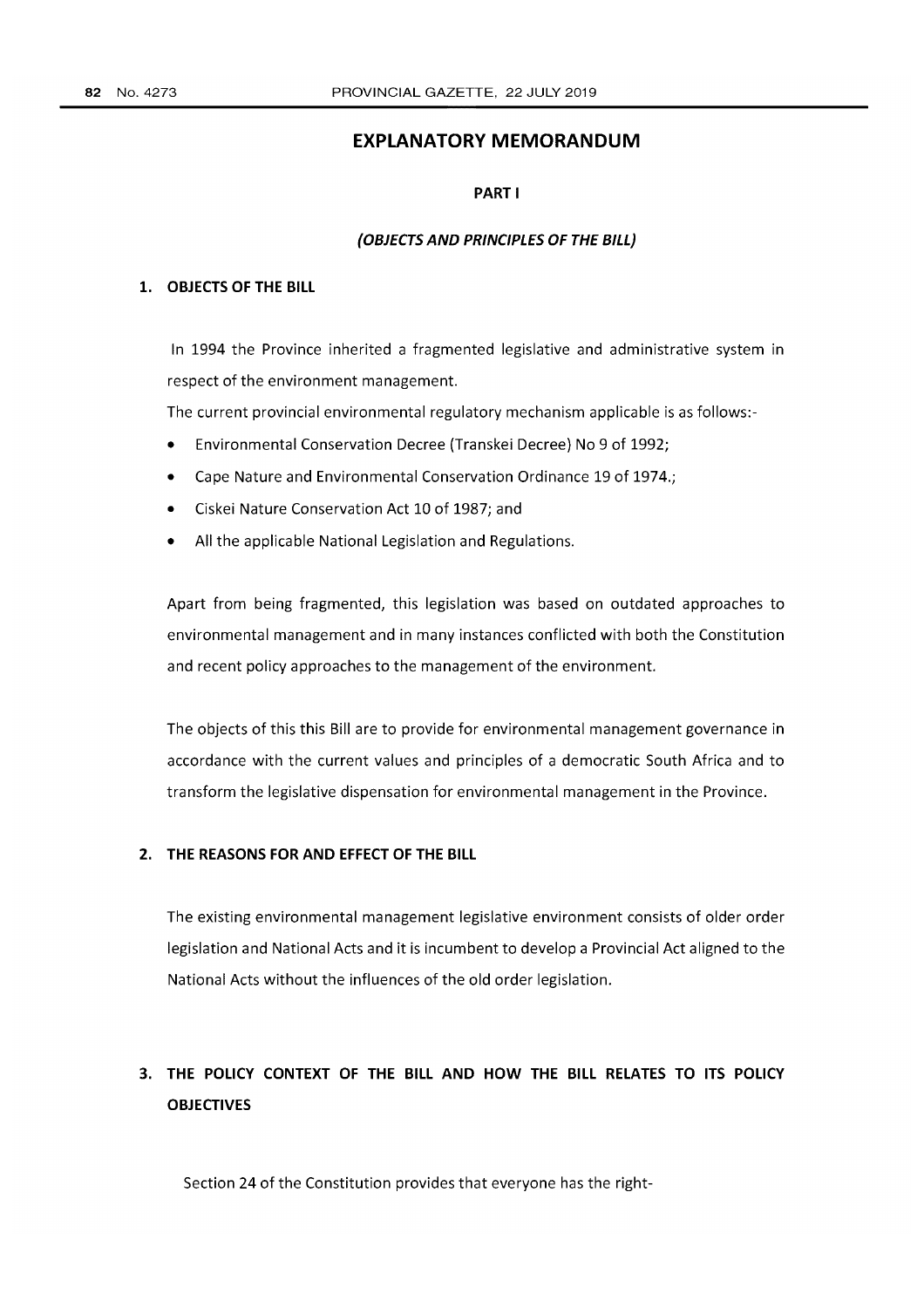## EXPLANATORY MEMORANDUM

### PART I

### *(OBJECTS AND PRINCIPLES OF THE BILL)*

**1. OBJECTS OF THE BILL**

In 1994 the Province inherited a fragmented legislative and administrative system in respect of the environment management.

The current provincial environmental regulatory mechanism applicable is as follows:-

- Environmental Conservation Decree (Transkei Decree) No 9 of 1992;
- Cape Nature and Environmental Conservation Ordinance 19 of 1974.;
- Ciskei Nature Conservation Act 10 of 1987; and
- All the applicable National Legislation and Regulations.

Apart from being fragmented, this legislation was based on outdated approaches to environmental management and in many instances conflicted with both the Constitution and recent policy approaches to the management of the environment.

The objects of this this Bill are to provide for environmental management governance in accordance with the current values and principles of a democratic South Africa and to transform the legislative dispensation for environmental management in the Province.

**2. THE REASONS FOR AND EFFECT OF THE BILL**

The existing environmental management legislative environment consists of older order legislation and National Acts and it is incumbent to develop a Provincial Act aligned to the National Acts without the influences of the old order legislation.

**3. THE POLICY CONTEXT OF THE BILL AND HOW THE BILL RELATES TO ITS POLICY OBJECTIVES**

Section 24 of the Constitution provides that everyone has the right-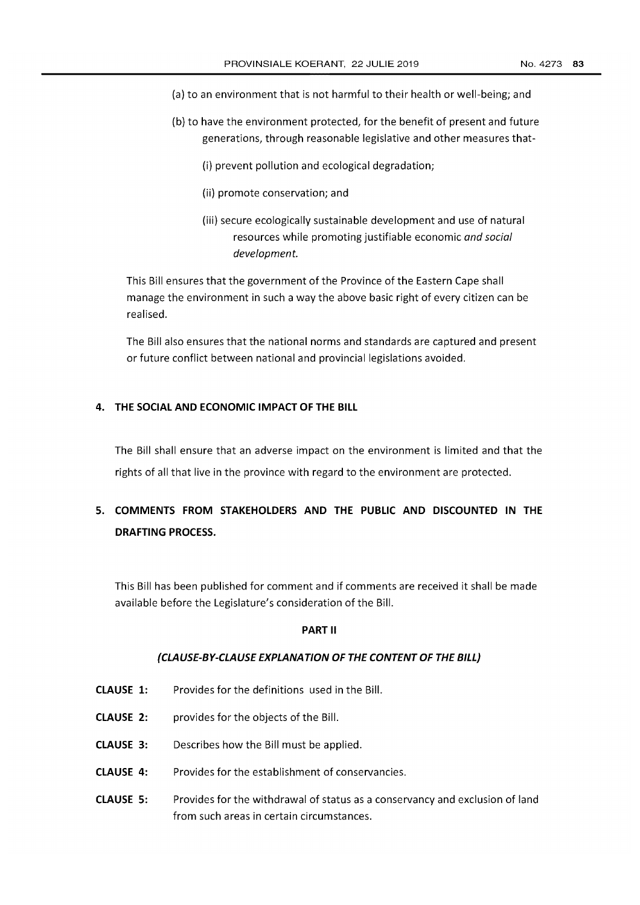(a) to an environment that is not harmful to their health or well-being; and

(b) to have the environment protected, for the benefit of present and future generations, through reasonable legislative and other measures that-

(i) prevent pollution and ecological degradation;

(ii) promote conservation; and

(iii) secure ecologically sustainable development and use of natural resources while promoting justifiable economic *and social development.*

This Bill ensures that the government of the Province of the Eastern Cape shall manage the environment in such a way the above basic right of every citizen can be realised.

The Bill also ensures that the national norms and standards are captured and present or future conflict between national and provincial legislations avoided.

## 4. THE SOCIAL AND ECONOMIC IMPACT OF THE BILL

The Bill shall ensure that an adverse impact on the environment is limited and that the rights of all that live in the province with regard to the environment are protected.

## 5. COMMENTS FROM STAKEHOLDERS AND THE PUBLIC AND DISCOUNTED IN THE DRAFTING PROCESS.

This Bill has been published for comment and if comments are received it shall be made available before the Legislature's consideration of the Bill.

## PART II

### *(CLAUSE-BY-CLAUSE EXPLANATION OF THE CONTENT OF THE BILL)*

**CLAUSE 1:** Provides for the definitions used in the Bill.

**CLAUSE 2:** provides for the objects of the Bill.

**CLAUSE 3:** Describes how the Bill must be applied.

**CLAUSE 4:** Provides for the establishment of conservancies.

**CLAUSE 5:** Provides for the withdrawal of status as a conservancy and exclusion of land from such areas in certain circumstances.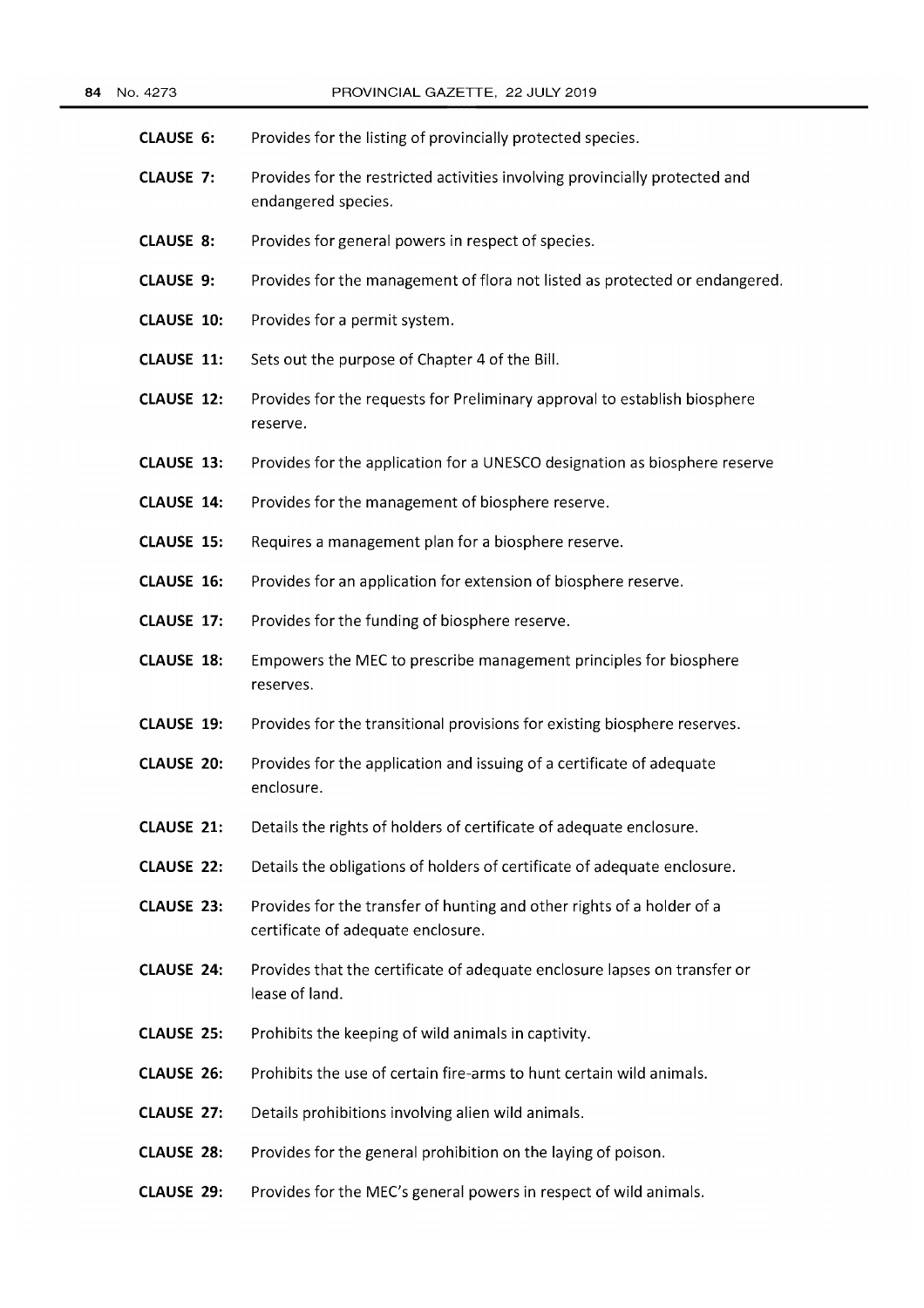**CLAUSE 6:** Provides for the listing of provincially protected species.

**CLAUSE 7:** Provides for the restricted activities involving provincially protected and endangered species.

**CLAUSE 8:** Provides for general powers in respect of species.

**CLAUSE 9:** Provides for the management of flora not listed as protected or endangered.

**CLAUSE 10:** Provides for a permit system.

**CLAUSE 11:** Sets out the purpose of Chapter 4 of the Bill.

**CLAUSE 12:** Provides for the requests for Preliminary approval to establish biosphere reserve.

**CLAUSE 13:** Provides for the application for a UNESCO designation as biosphere reserve

**CLAUSE 14:** Provides for the management of biosphere reserve.

**CLAUSE 15:** Requires a management plan for a biosphere reserve.

**CLAUSE 16:** Provides for an application for extension of biosphere reserve.

**CLAUSE 17:** Provides for the funding of biosphere reserve.

**CLAUSE 18:** Empowers the MEC to prescribe management principles for biosphere reserves.

**CLAUSE 19:** Provides for the transitional provisions for existing biosphere reserves.

**CLAUSE 20:** Provides for the application and issuing of a certificate of adequate enclosure.

**CLAUSE 21:** Details the rights of holders of certificate of adequate enclosure.

**CLAUSE 22:** Details the obligations of holders of certificate of adequate enclosure.

**CLAUSE 23:** Provides for the transfer of hunting and other rights of a holder of a certificate of adequate enclosure.

**CLAUSE 24:** Provides that the certificate of adequate enclosure lapses on transfer or lease of land.

**CLAUSE 25:** Prohibits the keeping of wild animals in captivity.

**CLAUSE 26:** Prohibits the use of certain fire-arms to hunt certain wild animals.

**CLAUSE 27:** Details prohibitions involving alien wild animals.

**CLAUSE 28:** Provides for the general prohibition on the laying of poison.

**CLAUSE 29:** Provides for the MEC's general powers in respect of wild animals.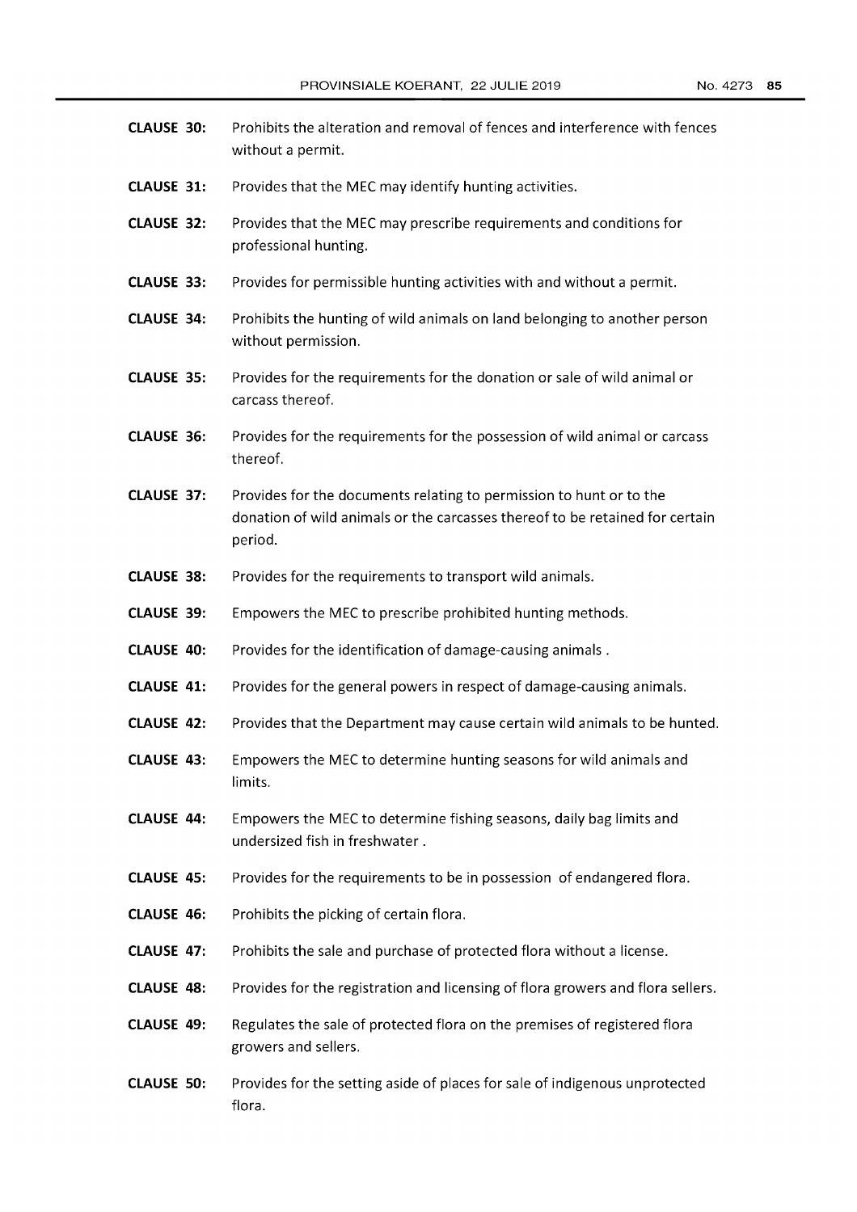**CLAUSE 30:** Prohibits the alteration and removal of fences and interference with fences without a permit.

**CLAUSE 31:** Provides that the MEC may identify hunting activities.

**CLAUSE 32:** Provides that the MEC may prescribe requirements and conditions for professional hunting.

**CLAUSE 33:** Provides for permissible hunting activities with and without a permit.

**CLAUSE 34:** Prohibits the hunting of wild animals on land belonging to another person without permission.

**CLAUSE 35:** Provides for the requirements for the donation or sale of wild animal or carcass thereof.

**CLAUSE 36:** Provides for the requirements for the possession of wild animal or carcass thereof.

**CLAUSE 37:** Provides for the documents relating to permission to hunt or to the donation of wild animals or the carcasses thereof to be retained for certain period.

**CLAUSE 38:** Provides for the requirements to transport wild animals.

**CLAUSE 39:** Empowers the MEC to prescribe prohibited hunting methods.

**CLAUSE 40:** Provides for the identification of damage-causing animals .

**CLAUSE 41:** Provides for the general powers in respect of damage-causing animals.

**CLAUSE 42:** Provides that the Department may cause certain wild animals to be hunted.

**CLAUSE 43:** Empowers the MEC to determine hunting seasons for wild animals and limits.

**CLAUSE 44:** Empowers the MEC to determine fishing seasons, daily bag limits and undersized fish in freshwater .

**CLAUSE 45:** Provides for the requirements to be in possession of endangered flora.

**CLAUSE 46:** Prohibits the picking of certain flora.

**CLAUSE 47:** Prohibits the sale and purchase of protected flora without a license.

**CLAUSE 48:** Provides for the registration and licensing of flora growers and flora sellers.

**CLAUSE 49:** Regulates the sale of protected flora on the premises of registered flora growers and sellers.

**CLAUSE 50:** Provides for the setting aside of places for sale of indigenous unprotected flora.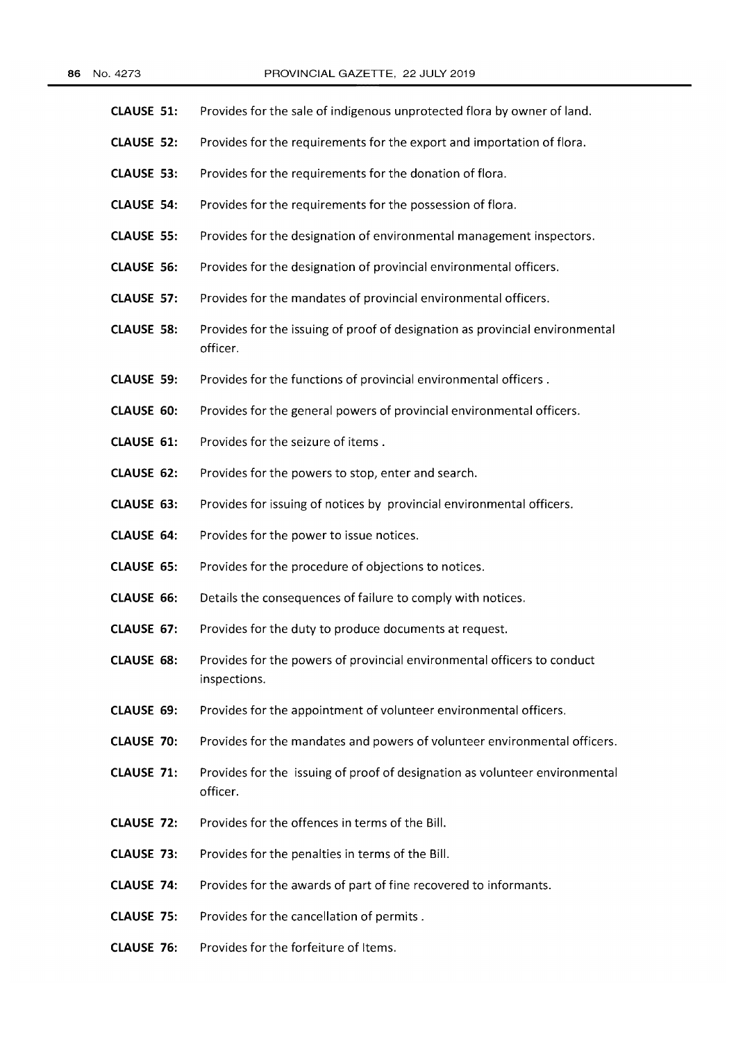**CLAUSE 51:** Provides for the sale of indigenous unprotected flora by owner of land.

**CLAUSE 52:** Provides for the requirements for the export and importation of flora.

**CLAUSE 53:** Provides for the requirements for the donation of flora.

**CLAUSE 54:** Provides for the requirements for the possession of flora.

**CLAUSE 55:** Provides for the designation of environmental management inspectors.

**CLAUSE 56:** Provides for the designation of provincial environmental officers.

**CLAUSE 57:** Provides for the mandates of provincial environmental officers.

**CLAUSE 58:** Provides for the issuing of proof of designation as provincial environmental officer.

**CLAUSE 59:** Provides for the functions of provincial environmental officers .

**CLAUSE 60:** Provides for the general powers of provincial environmental officers.

**CLAUSE 61:** Provides for the seizure of items .

**CLAUSE 62:** Provides for the powers to stop, enter and search.

**CLAUSE 63:** Provides for issuing of notices by provincial environmental officers.

**CLAUSE 64:** Provides for the power to issue notices.

**CLAUSE 65:** Provides for the procedure of objections to notices.

**CLAUSE 66:** Details the consequences of failure to comply with notices.

**CLAUSE 67:** Provides for the duty to produce documents at request.

**CLAUSE 68:** Provides for the powers of provincial environmental officers to conduct inspections.

**CLAUSE 69:** Provides for the appointment of volunteer environmental officers.

**CLAUSE 70:** Provides for the mandates and powers of volunteer environmental officers.

**CLAUSE 71:** Provides for the issuing of proof of designation as volunteer environmental officer.

**CLAUSE 72:** Provides for the offences in terms of the Bill.

**CLAUSE 73:** Provides for the penalties in terms of the Bill.

**CLAUSE 74:** Provides for the awards of part of fine recovered to informants.

**CLAUSE 75:** Provides for the cancellation of permits .

**CLAUSE 76:** Provides for the forfeiture of Items.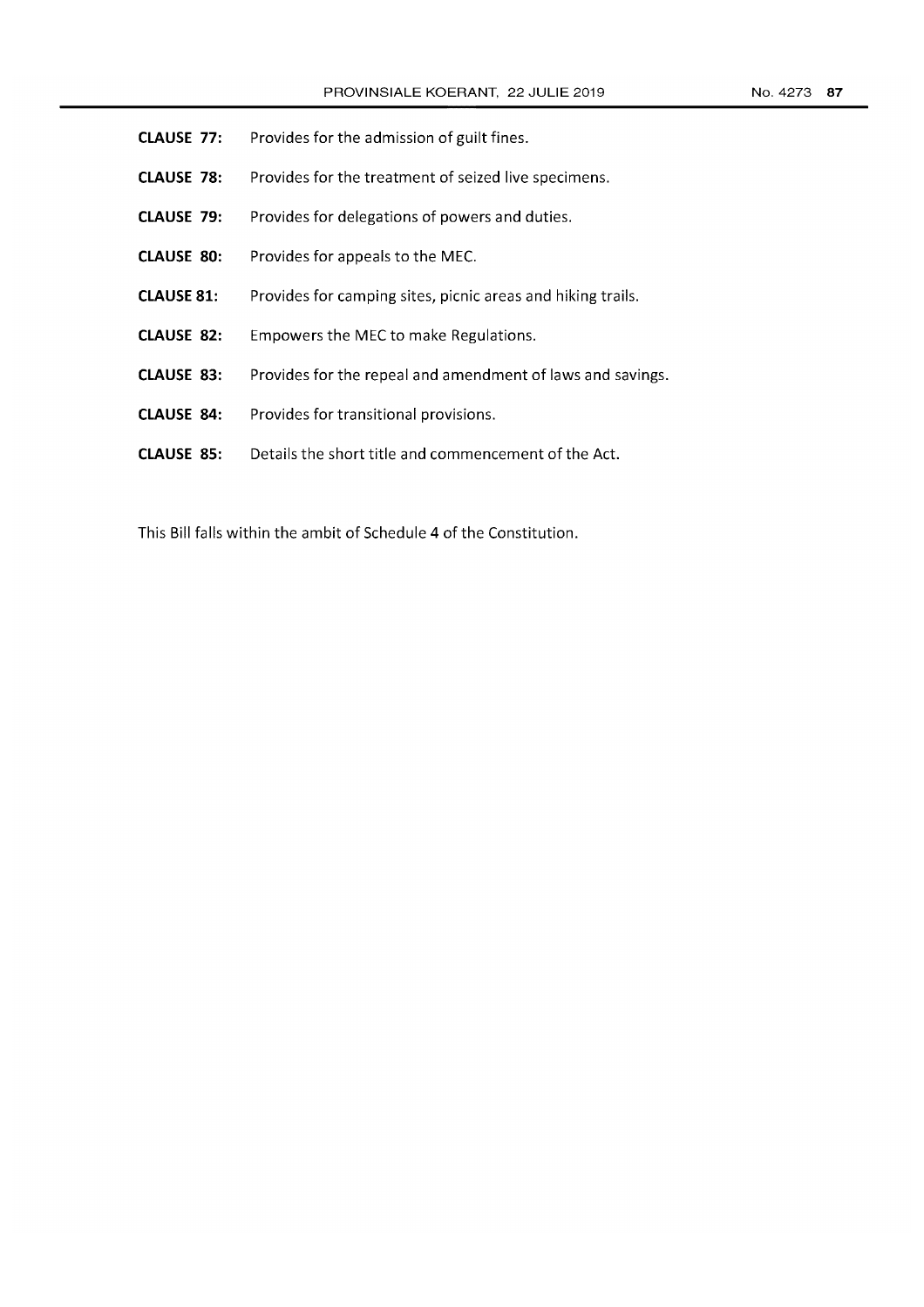**CLAUSE 77:** Provides for the admission of guilt fines.

**CLAUSE 78:** Provides for the treatment of seized live specimens.

**CLAUSE 79:** Provides for delegations of powers and duties.

**CLAUSE 80:** Provides for appeals to the MEC.

**CLAUSE 81:** Provides for camping sites, picnic areas and hiking trails.

**CLAUSE 82:** Empowers the MEC to make Regulations.

**CLAUSE 83:** Provides for the repeal and amendment of laws and savings.

**CLAUSE 84:** Provides for transitional provisions.

**CLAUSE 85:** Details the short title and commencement of the Act.

This Bill falls within the ambit of Schedule 4 of the Constitution.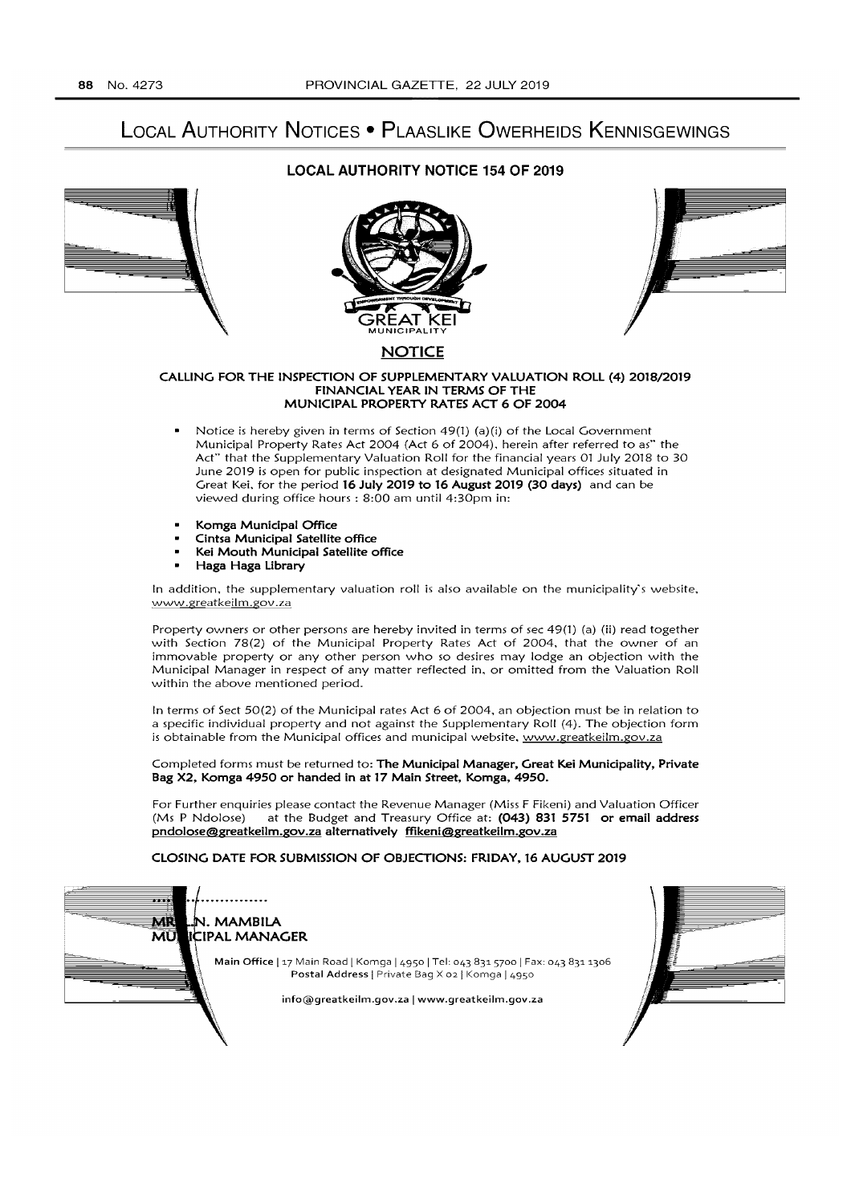# Local Authority Notices • Plaaslike Owerheids Kennisgewings

## LOCAL AUTHORITY NOTICE 154 OF 2019

GREAT KEI MUNICIPALITY

### NOTICE

**CALLING FOR THE INSPECTION OF SUPPLEMENTARY VALUATION ROLL (4) 2018/2019 FINANCIAL YEAR IN TERMS OF THE MUNICIPAL PROPERTY RATES ACT 6 OF 2004**

- Notice is hereby given in terms of Section 49(1) (a)(i) of the Local Government Municipal Property Rates Act 2004 (Act 6 of 2004), herein after referred to as" the Act" that the Supplementary Valuation Roll for the financial years 01 July 2018 to 30 June 2019 is open for public inspection at designated Municipal offices situated in Great Kei, for the period **16 July 2019 to 16 August 2019 (30 days)** and can be viewed during office hours : 8:00 am until 4:30pm in:

- **Komga Municipal Office**
- **Cintsa Municipal Satellite office**
- **Kei Mouth Municipal Satellite office**
- **Haga Haga Library**

In addition, the supplementary valuation roll is also available on the municipality's website, www.greatkeilm.gov.za

Property owners or other persons are hereby invited in terms of sec 49(1) (a) (ii) read together with Section 78(2) of the Municipal Property Rates Act of 2004, that the owner of an immovable property or any other person who so desires may lodge an objection with the Municipal Manager in respect of any matter reflected in, or omitted from the Valuation Roll within the above mentioned period.

In terms of Sect 50(2) of the Municipal rates Act 6 of 2004, an objection must be in relation to a specific individual property and not against the Supplementary Roll (4). The objection form is obtainable from the Municipal offices and municipal website, www.greatkeilm.gov.za

Completed forms must be returned to: **The Municipal Manager, Great Kei Municipality, Private Bag X2, Komga 4950 or handed in at 17 Main Street, Komga, 4950.**

For Further enquiries please contact the Revenue Manager (Miss F Fikeni) and Valuation Officer (Ms P Ndolose) at the Budget and Treasury Office at: **(043) 831 5751 or email address pndolose@greatkeilm.gov.za alternatively ffikeni@greatkeilm.gov.za**

**CLOSING DATE FOR SUBMISSION OF OBJECTIONS: FRIDAY, 16 AUGUST 2019**

..........................

**MR L.N. MAMBILA**
**MUNICIPAL MANAGER**

**Main Office** | 17 Main Road | Komga | 4950 | Tel: 043 831 5700 | Fax: 043 831 1306
**Postal Address** | Private Bag X 02 | Komga | 4950

info@greatkeilm.gov.za | www.greatkeilm.gov.za